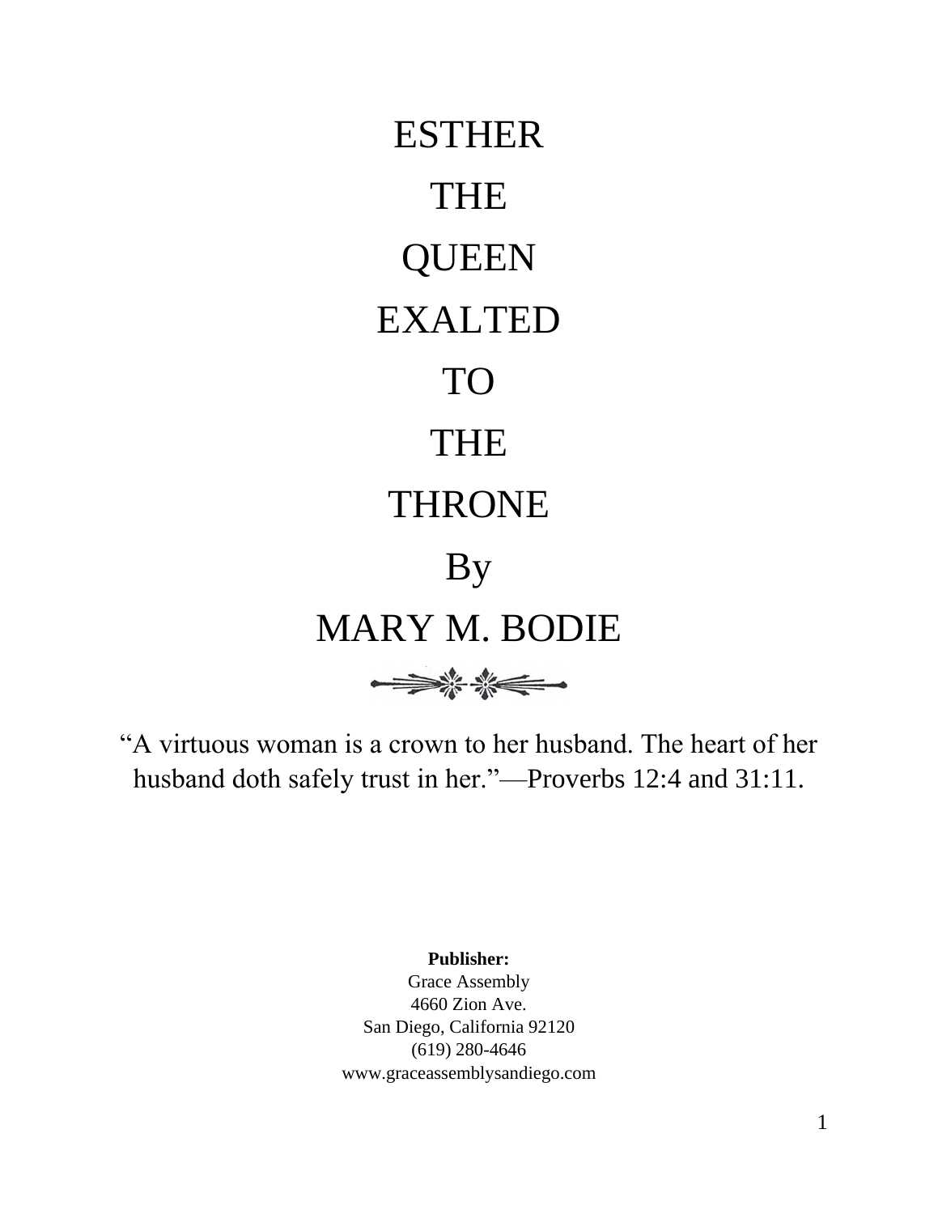# ESTHER THE QUEEN EXALTED TO THE THRONE

By

MARY M. BODIE

"A virtuous woman is a crown to her husband. The heart of her husband doth safely trust in her."—Proverbs 12:4 and 31:11.

**Publisher:**
Grace Assembly
4660 Zion Ave.
San Diego, California 92120
(619) 280-4646
www.graceassemblysandiego.com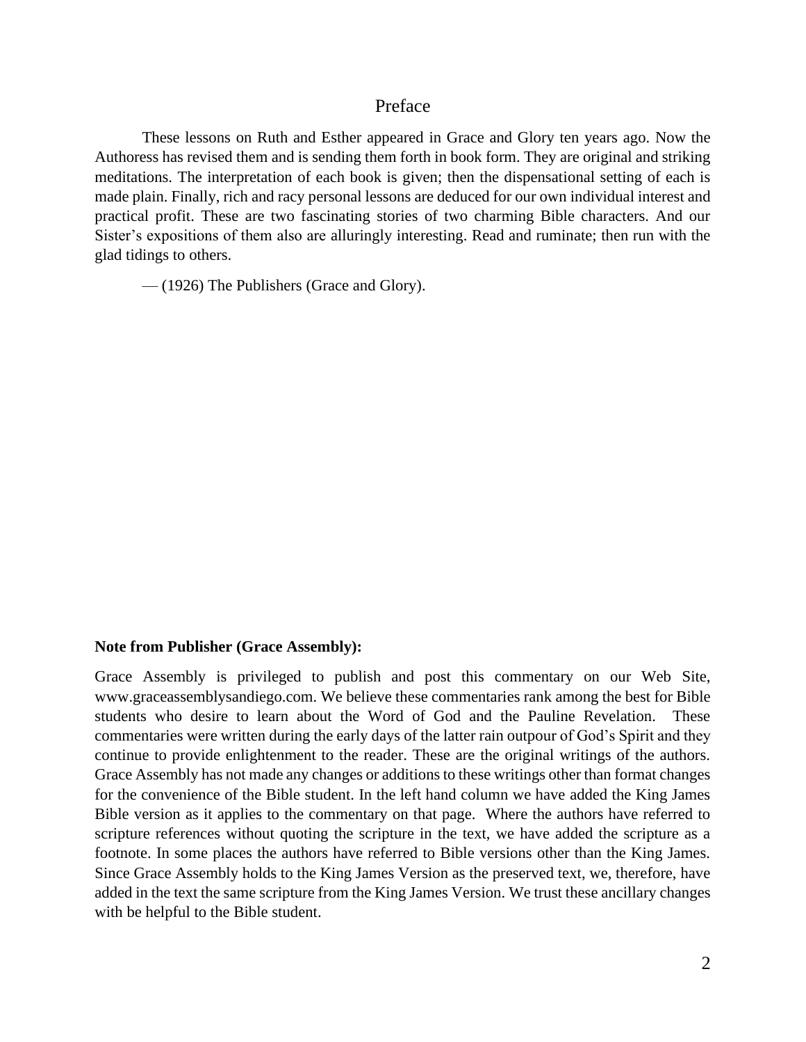# Preface

These lessons on Ruth and Esther appeared in Grace and Glory ten years ago. Now the Authoress has revised them and is sending them forth in book form. They are original and striking meditations. The interpretation of each book is given; then the dispensational setting of each is made plain. Finally, rich and racy personal lessons are deduced for our own individual interest and practical profit. These are two fascinating stories of two charming Bible characters. And our Sister's expositions of them also are alluringly interesting. Read and ruminate; then run with the glad tidings to others.

— (1926) The Publishers (Grace and Glory).

**Note from Publisher (Grace Assembly):**

Grace Assembly is privileged to publish and post this commentary on our Web Site, www.graceassemblysandiego.com. We believe these commentaries rank among the best for Bible students who desire to learn about the Word of God and the Pauline Revelation. These commentaries were written during the early days of the latter rain outpour of God's Spirit and they continue to provide enlightenment to the reader. These are the original writings of the authors. Grace Assembly has not made any changes or additions to these writings other than format changes for the convenience of the Bible student. In the left hand column we have added the King James Bible version as it applies to the commentary on that page. Where the authors have referred to scripture references without quoting the scripture in the text, we have added the scripture as a footnote. In some places the authors have referred to Bible versions other than the King James. Since Grace Assembly holds to the King James Version as the preserved text, we, therefore, have added in the text the same scripture from the King James Version. We trust these ancillary changes with be helpful to the Bible student.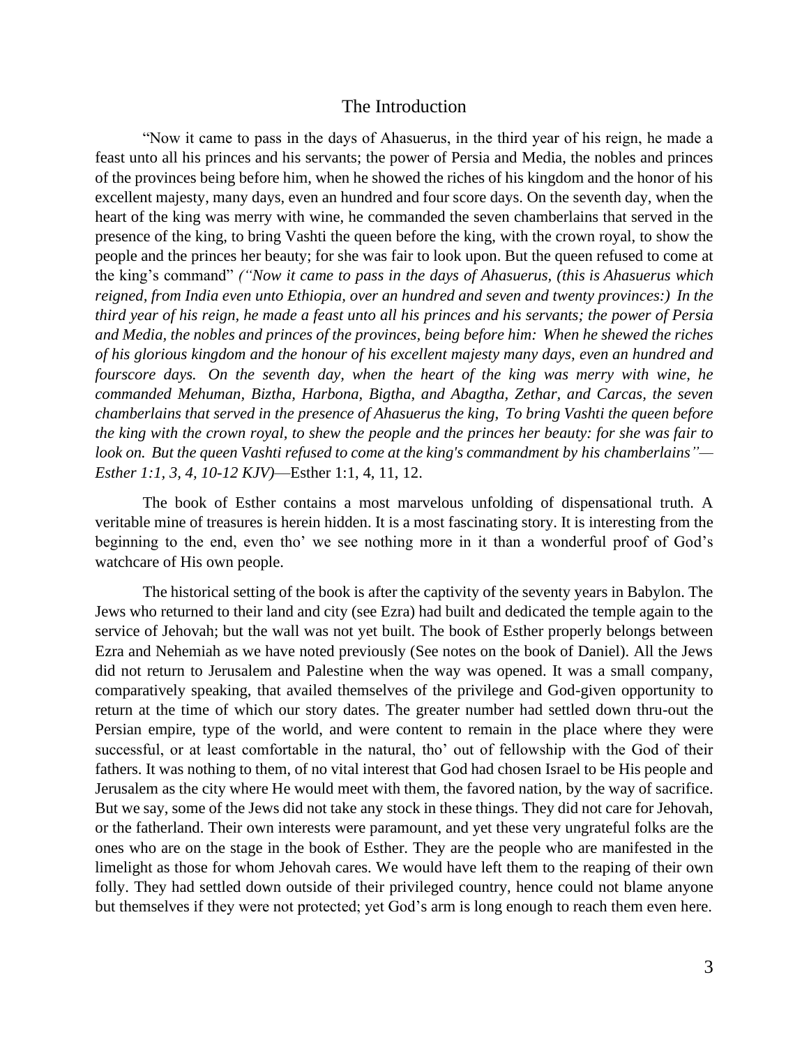## The Introduction

"Now it came to pass in the days of Ahasuerus, in the third year of his reign, he made a feast unto all his princes and his servants; the power of Persia and Media, the nobles and princes of the provinces being before him, when he showed the riches of his kingdom and the honor of his excellent majesty, many days, even an hundred and four score days. On the seventh day, when the heart of the king was merry with wine, he commanded the seven chamberlains that served in the presence of the king, to bring Vashti the queen before the king, with the crown royal, to show the people and the princes her beauty; for she was fair to look upon. But the queen refused to come at the king's command" *("Now it came to pass in the days of Ahasuerus, (this is Ahasuerus which reigned, from India even unto Ethiopia, over an hundred and seven and twenty provinces:) In the third year of his reign, he made a feast unto all his princes and his servants; the power of Persia and Media, the nobles and princes of the provinces, being before him: When he shewed the riches of his glorious kingdom and the honour of his excellent majesty many days, even an hundred and fourscore days. On the seventh day, when the heart of the king was merry with wine, he commanded Mehuman, Biztha, Harbona, Bigtha, and Abagtha, Zethar, and Carcas, the seven chamberlains that served in the presence of Ahasuerus the king, To bring Vashti the queen before the king with the crown royal, to shew the people and the princes her beauty: for she was fair to look on. But the queen Vashti refused to come at the king's commandment by his chamberlains"—Esther 1:1, 3, 4, 10-12 KJV)*—Esther 1:1, 4, 11, 12.

The book of Esther contains a most marvelous unfolding of dispensational truth. A veritable mine of treasures is herein hidden. It is a most fascinating story. It is interesting from the beginning to the end, even tho' we see nothing more in it than a wonderful proof of God's watchcare of His own people.

The historical setting of the book is after the captivity of the seventy years in Babylon. The Jews who returned to their land and city (see Ezra) had built and dedicated the temple again to the service of Jehovah; but the wall was not yet built. The book of Esther properly belongs between Ezra and Nehemiah as we have noted previously (See notes on the book of Daniel). All the Jews did not return to Jerusalem and Palestine when the way was opened. It was a small company, comparatively speaking, that availed themselves of the privilege and God-given opportunity to return at the time of which our story dates. The greater number had settled down thru-out the Persian empire, type of the world, and were content to remain in the place where they were successful, or at least comfortable in the natural, tho' out of fellowship with the God of their fathers. It was nothing to them, of no vital interest that God had chosen Israel to be His people and Jerusalem as the city where He would meet with them, the favored nation, by the way of sacrifice. But we say, some of the Jews did not take any stock in these things. They did not care for Jehovah, or the fatherland. Their own interests were paramount, and yet these very ungrateful folks are the ones who are on the stage in the book of Esther. They are the people who are manifested in the limelight as those for whom Jehovah cares. We would have left them to the reaping of their own folly. They had settled down outside of their privileged country, hence could not blame anyone but themselves if they were not protected; yet God's arm is long enough to reach them even here.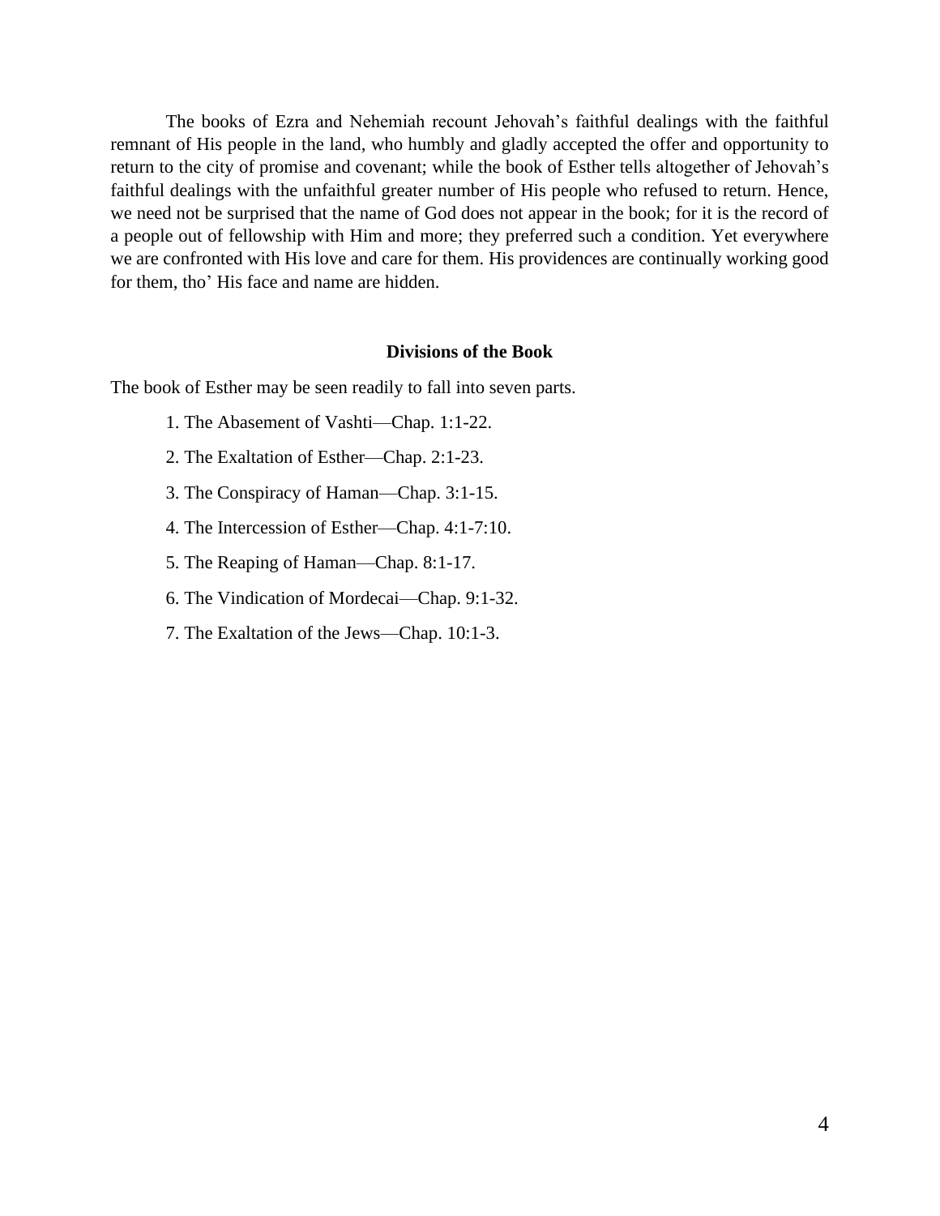The books of Ezra and Nehemiah recount Jehovah's faithful dealings with the faithful remnant of His people in the land, who humbly and gladly accepted the offer and opportunity to return to the city of promise and covenant; while the book of Esther tells altogether of Jehovah's faithful dealings with the unfaithful greater number of His people who refused to return. Hence, we need not be surprised that the name of God does not appear in the book; for it is the record of a people out of fellowship with Him and more; they preferred such a condition. Yet everywhere we are confronted with His love and care for them. His providences are continually working good for them, tho' His face and name are hidden.

## Divisions of the Book

The book of Esther may be seen readily to fall into seven parts.

1. The Abasement of Vashti—Chap. 1:1-22.
2. The Exaltation of Esther—Chap. 2:1-23.
3. The Conspiracy of Haman—Chap. 3:1-15.
4. The Intercession of Esther—Chap. 4:1-7:10.
5. The Reaping of Haman—Chap. 8:1-17.
6. The Vindication of Mordecai—Chap. 9:1-32.
7. The Exaltation of the Jews—Chap. 10:1-3.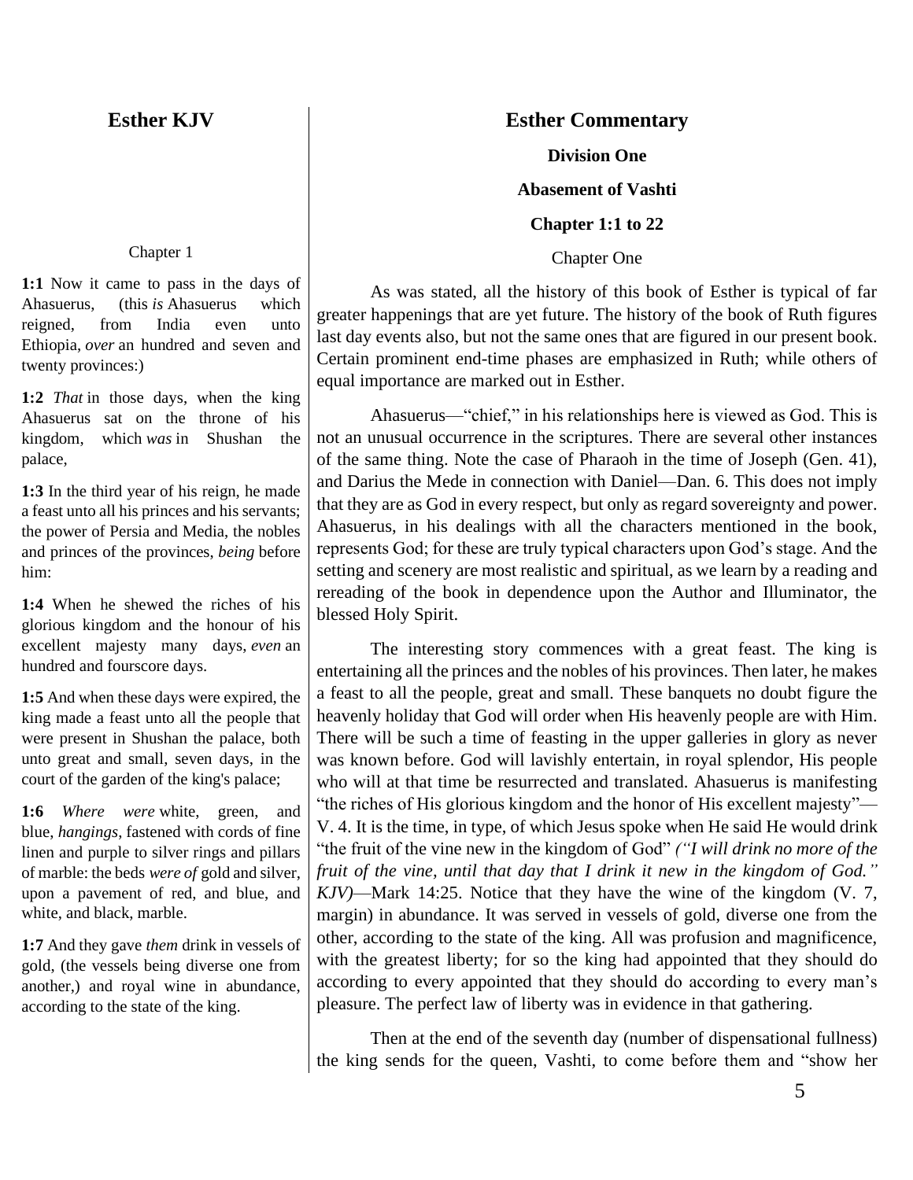## Esther KJV

Chapter 1

**1:1** Now it came to pass in the days of Ahasuerus, (this *is* Ahasuerus which reigned, from India even unto Ethiopia, *over* an hundred and seven and twenty provinces:)

**1:2** *That* in those days, when the king Ahasuerus sat on the throne of his kingdom, which *was* in Shushan the palace,

**1:3** In the third year of his reign, he made a feast unto all his princes and his servants; the power of Persia and Media, the nobles and princes of the provinces, *being* before him:

**1:4** When he shewed the riches of his glorious kingdom and the honour of his excellent majesty many days, *even* an hundred and fourscore days.

**1:5** And when these days were expired, the king made a feast unto all the people that were present in Shushan the palace, both unto great and small, seven days, in the court of the garden of the king's palace;

**1:6** *Where were* white, green, and blue, *hangings*, fastened with cords of fine linen and purple to silver rings and pillars of marble: the beds *were of* gold and silver, upon a pavement of red, and blue, and white, and black, marble.

**1:7** And they gave *them* drink in vessels of gold, (the vessels being diverse one from another,) and royal wine in abundance, according to the state of the king.

## Esther Commentary

### Division One

### Abasement of Vashti

### Chapter 1:1 to 22

Chapter One

As was stated, all the history of this book of Esther is typical of far greater happenings that are yet future. The history of the book of Ruth figures last day events also, but not the same ones that are figured in our present book. Certain prominent end-time phases are emphasized in Ruth; while others of equal importance are marked out in Esther.

Ahasuerus—"chief," in his relationships here is viewed as God. This is not an unusual occurrence in the scriptures. There are several other instances of the same thing. Note the case of Pharaoh in the time of Joseph (Gen. 41), and Darius the Mede in connection with Daniel—Dan. 6. This does not imply that they are as God in every respect, but only as regard sovereignty and power. Ahasuerus, in his dealings with all the characters mentioned in the book, represents God; for these are truly typical characters upon God's stage. And the setting and scenery are most realistic and spiritual, as we learn by a reading and rereading of the book in dependence upon the Author and Illuminator, the blessed Holy Spirit.

The interesting story commences with a great feast. The king is entertaining all the princes and the nobles of his provinces. Then later, he makes a feast to all the people, great and small. These banquets no doubt figure the heavenly holiday that God will order when His heavenly people are with Him. There will be such a time of feasting in the upper galleries in glory as never was known before. God will lavishly entertain, in royal splendor, His people who will at that time be resurrected and translated. Ahasuerus is manifesting "the riches of His glorious kingdom and the honor of His excellent majesty"—V. 4. It is the time, in type, of which Jesus spoke when He said He would drink "the fruit of the vine new in the kingdom of God" *("I will drink no more of the fruit of the vine, until that day that I drink it new in the kingdom of God." KJV)*—Mark 14:25. Notice that they have the wine of the kingdom (V. 7, margin) in abundance. It was served in vessels of gold, diverse one from the other, according to the state of the king. All was profusion and magnificence, with the greatest liberty; for so the king had appointed that they should do according to every appointed that they should do according to every man's pleasure. The perfect law of liberty was in evidence in that gathering.

Then at the end of the seventh day (number of dispensational fullness) the king sends for the queen, Vashti, to come before them and "show her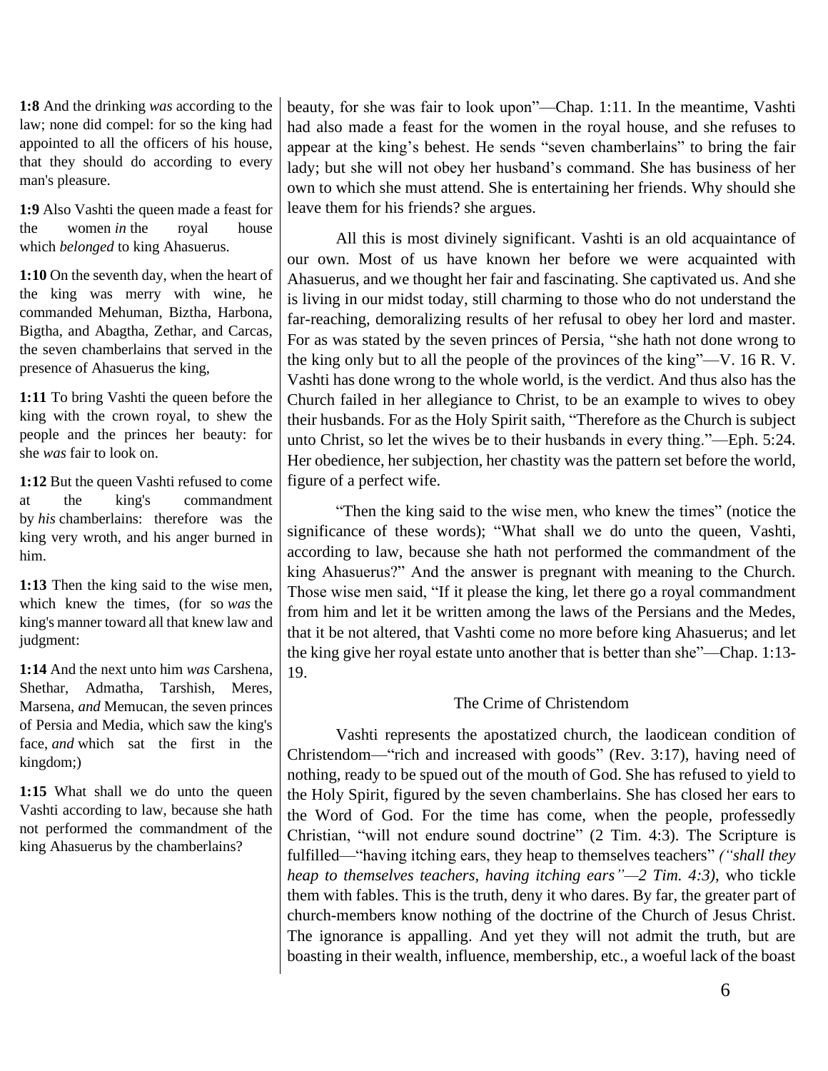**1:8** And the drinking *was* according to the law; none did compel: for so the king had appointed to all the officers of his house, that they should do according to every man's pleasure.

**1:9** Also Vashti the queen made a feast for the women *in* the royal house which *belonged* to king Ahasuerus.

**1:10** On the seventh day, when the heart of the king was merry with wine, he commanded Mehuman, Biztha, Harbona, Bigtha, and Abagtha, Zethar, and Carcas, the seven chamberlains that served in the presence of Ahasuerus the king,

**1:11** To bring Vashti the queen before the king with the crown royal, to shew the people and the princes her beauty: for she *was* fair to look on.

**1:12** But the queen Vashti refused to come at the king's commandment by *his* chamberlains: therefore was the king very wroth, and his anger burned in him.

**1:13** Then the king said to the wise men, which knew the times, (for so *was* the king's manner toward all that knew law and judgment:

**1:14** And the next unto him *was* Carshena, Shethar, Admatha, Tarshish, Meres, Marsena, *and* Memucan, the seven princes of Persia and Media, which saw the king's face, *and* which sat the first in the kingdom;)

**1:15** What shall we do unto the queen Vashti according to law, because she hath not performed the commandment of the king Ahasuerus by the chamberlains?

beauty, for she was fair to look upon"—Chap. 1:11. In the meantime, Vashti had also made a feast for the women in the royal house, and she refuses to appear at the king's behest. He sends "seven chamberlains" to bring the fair lady; but she will not obey her husband's command. She has business of her own to which she must attend. She is entertaining her friends. Why should she leave them for his friends? she argues.

All this is most divinely significant. Vashti is an old acquaintance of our own. Most of us have known her before we were acquainted with Ahasuerus, and we thought her fair and fascinating. She captivated us. And she is living in our midst today, still charming to those who do not understand the far-reaching, demoralizing results of her refusal to obey her lord and master. For as was stated by the seven princes of Persia, "she hath not done wrong to the king only but to all the people of the provinces of the king"—V. 16 R. V. Vashti has done wrong to the whole world, is the verdict. And thus also has the Church failed in her allegiance to Christ, to be an example to wives to obey their husbands. For as the Holy Spirit saith, "Therefore as the Church is subject unto Christ, so let the wives be to their husbands in every thing."—Eph. 5:24. Her obedience, her subjection, her chastity was the pattern set before the world, figure of a perfect wife.

"Then the king said to the wise men, who knew the times" (notice the significance of these words); "What shall we do unto the queen, Vashti, according to law, because she hath not performed the commandment of the king Ahasuerus?" And the answer is pregnant with meaning to the Church. Those wise men said, "If it please the king, let there go a royal commandment from him and let it be written among the laws of the Persians and the Medes, that it be not altered, that Vashti come no more before king Ahasuerus; and let the king give her royal estate unto another that is better than she"—Chap. 1:13-19.

## The Crime of Christendom

Vashti represents the apostatized church, the laodicean condition of Christendom—"rich and increased with goods" (Rev. 3:17), having need of nothing, ready to be spued out of the mouth of God. She has refused to yield to the Holy Spirit, figured by the seven chamberlains. She has closed her ears to the Word of God. For the time has come, when the people, professedly Christian, "will not endure sound doctrine" (2 Tim. 4:3). The Scripture is fulfilled—"having itching ears, they heap to themselves teachers" *("shall they heap to themselves teachers, having itching ears"—2 Tim. 4:3)*, who tickle them with fables. This is the truth, deny it who dares. By far, the greater part of church-members know nothing of the doctrine of the Church of Jesus Christ. The ignorance is appalling. And yet they will not admit the truth, but are boasting in their wealth, influence, membership, etc., a woeful lack of the boast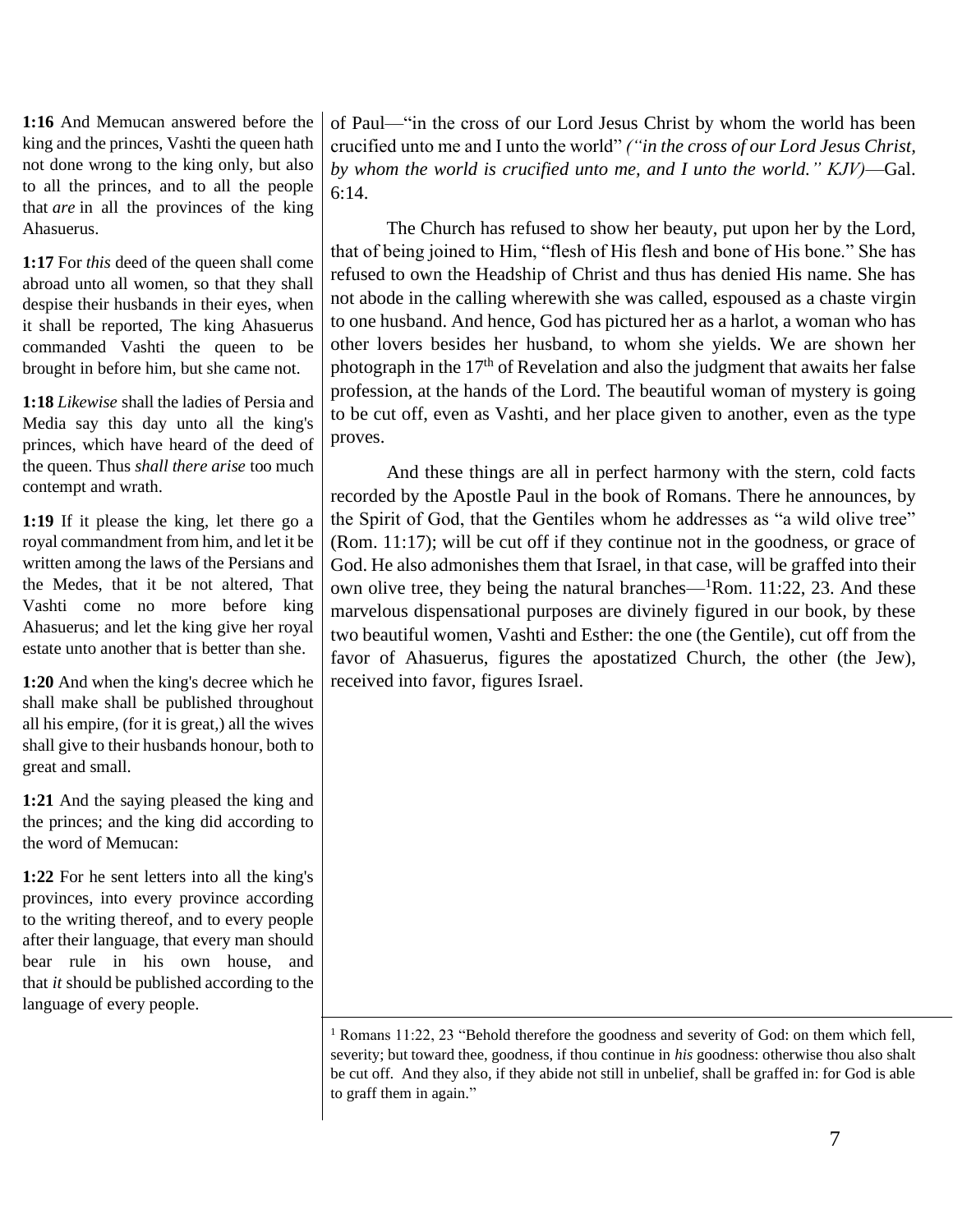**1:16** And Memucan answered before the king and the princes, Vashti the queen hath not done wrong to the king only, but also to all the princes, and to all the people that *are* in all the provinces of the king Ahasuerus.

**1:17** For *this* deed of the queen shall come abroad unto all women, so that they shall despise their husbands in their eyes, when it shall be reported, The king Ahasuerus commanded Vashti the queen to be brought in before him, but she came not.

**1:18** *Likewise* shall the ladies of Persia and Media say this day unto all the king's princes, which have heard of the deed of the queen. Thus *shall there arise* too much contempt and wrath.

**1:19** If it please the king, let there go a royal commandment from him, and let it be written among the laws of the Persians and the Medes, that it be not altered, That Vashti come no more before king Ahasuerus; and let the king give her royal estate unto another that is better than she.

**1:20** And when the king's decree which he shall make shall be published throughout all his empire, (for it is great,) all the wives shall give to their husbands honour, both to great and small.

**1:21** And the saying pleased the king and the princes; and the king did according to the word of Memucan:

**1:22** For he sent letters into all the king's provinces, into every province according to the writing thereof, and to every people after their language, that every man should bear rule in his own house, and that *it* should be published according to the language of every people.

of Paul—"in the cross of our Lord Jesus Christ by whom the world has been crucified unto me and I unto the world" *("in the cross of our Lord Jesus Christ, by whom the world is crucified unto me, and I unto the world." KJV)*—Gal. 6:14.

The Church has refused to show her beauty, put upon her by the Lord, that of being joined to Him, "flesh of His flesh and bone of His bone." She has refused to own the Headship of Christ and thus has denied His name. She has not abode in the calling wherewith she was called, espoused as a chaste virgin to one husband. And hence, God has pictured her as a harlot, a woman who has other lovers besides her husband, to whom she yields. We are shown her photograph in the 17th of Revelation and also the judgment that awaits her false profession, at the hands of the Lord. The beautiful woman of mystery is going to be cut off, even as Vashti, and her place given to another, even as the type proves.

And these things are all in perfect harmony with the stern, cold facts recorded by the Apostle Paul in the book of Romans. There he announces, by the Spirit of God, that the Gentiles whom he addresses as "a wild olive tree" (Rom. 11:17); will be cut off if they continue not in the goodness, or grace of God. He also admonishes them that Israel, in that case, will be graffed into their own olive tree, they being the natural branches—[1]Rom. 11:22, 23. And these marvelous dispensational purposes are divinely figured in our book, by these two beautiful women, Vashti and Esther: the one (the Gentile), cut off from the favor of Ahasuerus, figures the apostatized Church, the other (the Jew), received into favor, figures Israel.

[1] Romans 11:22, 23 "Behold therefore the goodness and severity of God: on them which fell, severity; but toward thee, goodness, if thou continue in *his* goodness: otherwise thou also shalt be cut off. And they also, if they abide not still in unbelief, shall be graffed in: for God is able to graff them in again."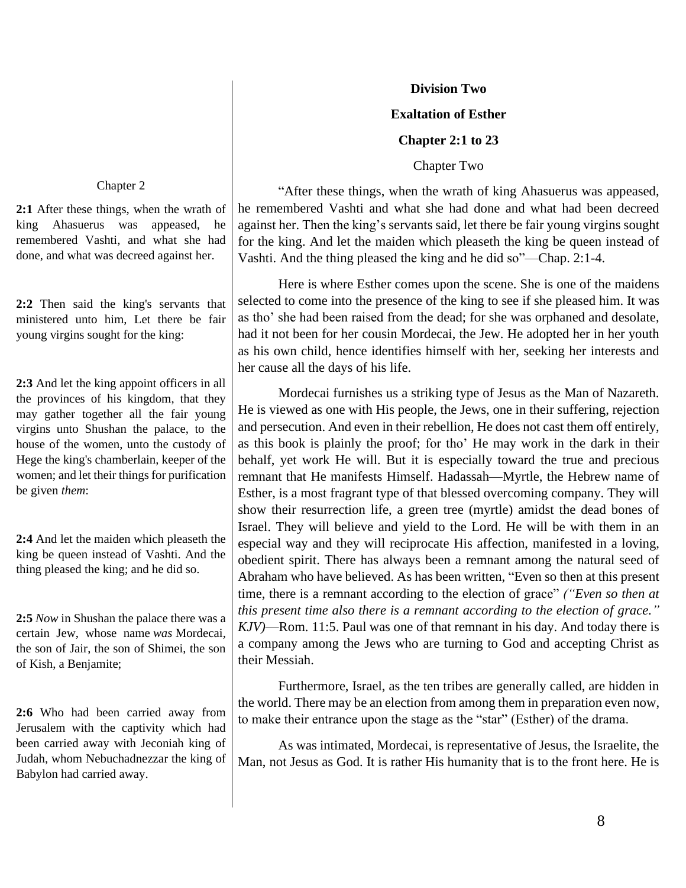## Division Two

## Exaltation of Esther

### Chapter 2:1 to 23

Chapter Two

“After these things, when the wrath of king Ahasuerus was appeased, he remembered Vashti and what she had done and what had been decreed against her. Then the king’s servants said, let there be fair young virgins sought for the king. And let the maiden which pleaseth the king be queen instead of Vashti. And the thing pleased the king and he did so”—Chap. 2:1-4.

Here is where Esther comes upon the scene. She is one of the maidens selected to come into the presence of the king to see if she pleased him. It was as tho’ she had been raised from the dead; for she was orphaned and desolate, had it not been for her cousin Mordecai, the Jew. He adopted her in her youth as his own child, hence identifies himself with her, seeking her interests and her cause all the days of his life.

Mordecai furnishes us a striking type of Jesus as the Man of Nazareth. He is viewed as one with His people, the Jews, one in their suffering, rejection and persecution. And even in their rebellion, He does not cast them off entirely, as this book is plainly the proof; for tho’ He may work in the dark in their behalf, yet work He will. But it is especially toward the true and precious remnant that He manifests Himself. Hadassah—Myrtle, the Hebrew name of Esther, is a most fragrant type of that blessed overcoming company. They will show their resurrection life, a green tree (myrtle) amidst the dead bones of Israel. They will believe and yield to the Lord. He will be with them in an especial way and they will reciprocate His affection, manifested in a loving, obedient spirit. There has always been a remnant among the natural seed of Abraham who have believed. As has been written, “Even so then at this present time, there is a remnant according to the election of grace” *(“Even so then at this present time also there is a remnant according to the election of grace.” KJV)*—Rom. 11:5. Paul was one of that remnant in his day. And today there is a company among the Jews who are turning to God and accepting Christ as their Messiah.

Furthermore, Israel, as the ten tribes are generally called, are hidden in the world. There may be an election from among them in preparation even now, to make their entrance upon the stage as the “star” (Esther) of the drama.

As was intimated, Mordecai, is representative of Jesus, the Israelite, the Man, not Jesus as God. It is rather His humanity that is to the front here. He is

---

Chapter 2

**2:1** After these things, when the wrath of king Ahasuerus was appeased, he remembered Vashti, and what she had done, and what was decreed against her.

**2:2** Then said the king's servants that ministered unto him, Let there be fair young virgins sought for the king:

**2:3** And let the king appoint officers in all the provinces of his kingdom, that they may gather together all the fair young virgins unto Shushan the palace, to the house of the women, unto the custody of Hege the king's chamberlain, keeper of the women; and let their things for purification be given *them*:

**2:4** And let the maiden which pleaseth the king be queen instead of Vashti. And the thing pleased the king; and he did so.

**2:5** *Now* in Shushan the palace there was a certain Jew, whose name *was* Mordecai, the son of Jair, the son of Shimei, the son of Kish, a Benjamite;

**2:6** Who had been carried away from Jerusalem with the captivity which had been carried away with Jeconiah king of Judah, whom Nebuchadnezzar the king of Babylon had carried away.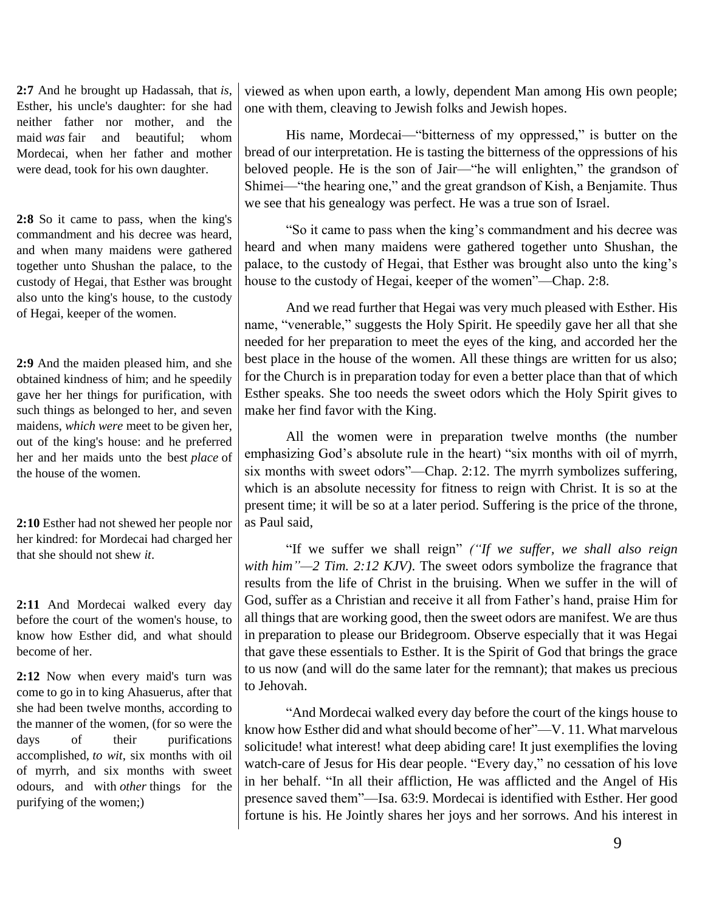**2:7** And he brought up Hadassah, that *is*, Esther, his uncle's daughter: for she had neither father nor mother, and the maid *was* fair and beautiful; whom Mordecai, when her father and mother were dead, took for his own daughter.

**2:8** So it came to pass, when the king's commandment and his decree was heard, and when many maidens were gathered together unto Shushan the palace, to the custody of Hegai, that Esther was brought also unto the king's house, to the custody of Hegai, keeper of the women.

**2:9** And the maiden pleased him, and she obtained kindness of him; and he speedily gave her her things for purification, with such things as belonged to her, and seven maidens, *which were* meet to be given her, out of the king's house: and he preferred her and her maids unto the best *place* of the house of the women.

**2:10** Esther had not shewed her people nor her kindred: for Mordecai had charged her that she should not shew *it*.

**2:11** And Mordecai walked every day before the court of the women's house, to know how Esther did, and what should become of her.

**2:12** Now when every maid's turn was come to go in to king Ahasuerus, after that she had been twelve months, according to the manner of the women, (for so were the days of their purifications accomplished, *to wit*, six months with oil of myrrh, and six months with sweet odours, and with *other* things for the purifying of the women;)

viewed as when upon earth, a lowly, dependent Man among His own people; one with them, cleaving to Jewish folks and Jewish hopes.

His name, Mordecai—"bitterness of my oppressed," is butter on the bread of our interpretation. He is tasting the bitterness of the oppressions of his beloved people. He is the son of Jair—"he will enlighten," the grandson of Shimei—"the hearing one," and the great grandson of Kish, a Benjamite. Thus we see that his genealogy was perfect. He was a true son of Israel.

"So it came to pass when the king's commandment and his decree was heard and when many maidens were gathered together unto Shushan, the palace, to the custody of Hegai, that Esther was brought also unto the king's house to the custody of Hegai, keeper of the women"—Chap. 2:8.

And we read further that Hegai was very much pleased with Esther. His name, "venerable," suggests the Holy Spirit. He speedily gave her all that she needed for her preparation to meet the eyes of the king, and accorded her the best place in the house of the women. All these things are written for us also; for the Church is in preparation today for even a better place than that of which Esther speaks. She too needs the sweet odors which the Holy Spirit gives to make her find favor with the King.

All the women were in preparation twelve months (the number emphasizing God's absolute rule in the heart) "six months with oil of myrrh, six months with sweet odors"—Chap. 2:12. The myrrh symbolizes suffering, which is an absolute necessity for fitness to reign with Christ. It is so at the present time; it will be so at a later period. Suffering is the price of the throne, as Paul said,

"If we suffer we shall reign" *("If we suffer, we shall also reign with him"—2 Tim. 2:12 KJV)*. The sweet odors symbolize the fragrance that results from the life of Christ in the bruising. When we suffer in the will of God, suffer as a Christian and receive it all from Father's hand, praise Him for all things that are working good, then the sweet odors are manifest. We are thus in preparation to please our Bridegroom. Observe especially that it was Hegai that gave these essentials to Esther. It is the Spirit of God that brings the grace to us now (and will do the same later for the remnant); that makes us precious to Jehovah.

"And Mordecai walked every day before the court of the kings house to know how Esther did and what should become of her"—V. 11. What marvelous solicitude! what interest! what deep abiding care! It just exemplifies the loving watch-care of Jesus for His dear people. "Every day," no cessation of his love in her behalf. "In all their affliction, He was afflicted and the Angel of His presence saved them"—Isa. 63:9. Mordecai is identified with Esther. Her good fortune is his. He Jointly shares her joys and her sorrows. And his interest in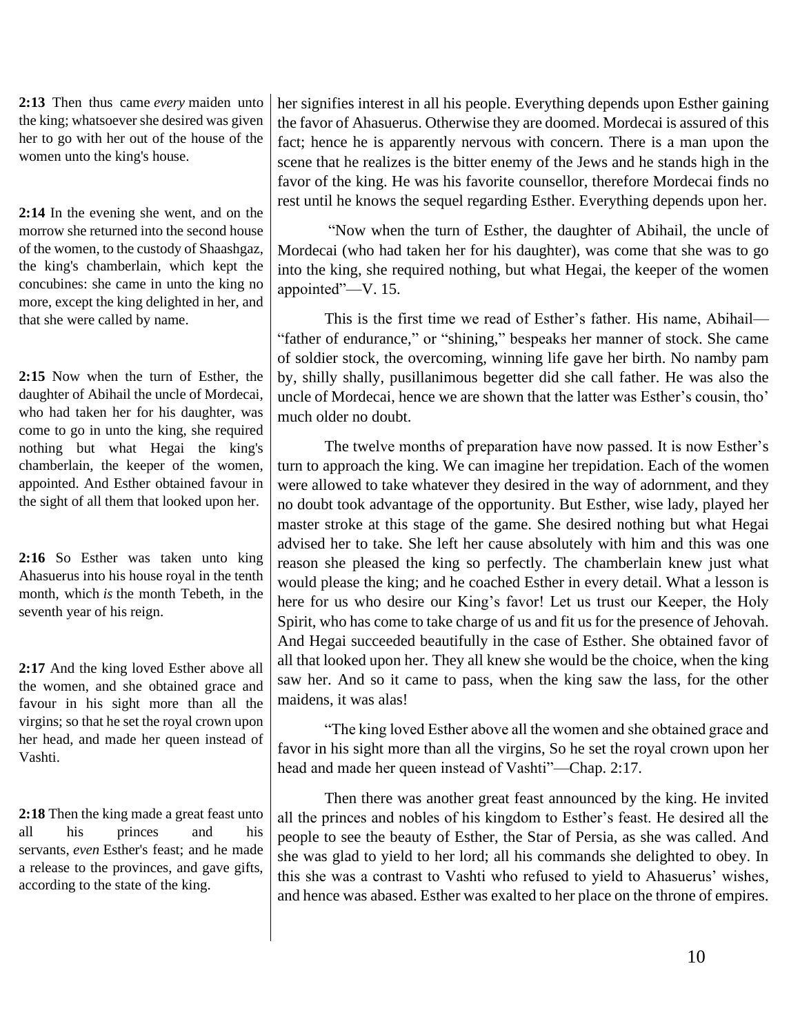**2:13** Then thus came *every* maiden unto the king; whatsoever she desired was given her to go with her out of the house of the women unto the king's house.

**2:14** In the evening she went, and on the morrow she returned into the second house of the women, to the custody of Shaashgaz, the king's chamberlain, which kept the concubines: she came in unto the king no more, except the king delighted in her, and that she were called by name.

**2:15** Now when the turn of Esther, the daughter of Abihail the uncle of Mordecai, who had taken her for his daughter, was come to go in unto the king, she required nothing but what Hegai the king's chamberlain, the keeper of the women, appointed. And Esther obtained favour in the sight of all them that looked upon her.

**2:16** So Esther was taken unto king Ahasuerus into his house royal in the tenth month, which *is* the month Tebeth, in the seventh year of his reign.

**2:17** And the king loved Esther above all the women, and she obtained grace and favour in his sight more than all the virgins; so that he set the royal crown upon her head, and made her queen instead of Vashti.

**2:18** Then the king made a great feast unto all his princes and his servants, *even* Esther's feast; and he made a release to the provinces, and gave gifts, according to the state of the king.

her signifies interest in all his people. Everything depends upon Esther gaining the favor of Ahasuerus. Otherwise they are doomed. Mordecai is assured of this fact; hence he is apparently nervous with concern. There is a man upon the scene that he realizes is the bitter enemy of the Jews and he stands high in the favor of the king. He was his favorite counsellor, therefore Mordecai finds no rest until he knows the sequel regarding Esther. Everything depends upon her.

"Now when the turn of Esther, the daughter of Abihail, the uncle of Mordecai (who had taken her for his daughter), was come that she was to go into the king, she required nothing, but what Hegai, the keeper of the women appointed"—V. 15.

This is the first time we read of Esther's father. His name, Abihail—"father of endurance," or "shining," bespeaks her manner of stock. She came of soldier stock, the overcoming, winning life gave her birth. No namby pam by, shilly shally, pusillanimous begetter did she call father. He was also the uncle of Mordecai, hence we are shown that the latter was Esther's cousin, tho' much older no doubt.

The twelve months of preparation have now passed. It is now Esther's turn to approach the king. We can imagine her trepidation. Each of the women were allowed to take whatever they desired in the way of adornment, and they no doubt took advantage of the opportunity. But Esther, wise lady, played her master stroke at this stage of the game. She desired nothing but what Hegai advised her to take. She left her cause absolutely with him and this was one reason she pleased the king so perfectly. The chamberlain knew just what would please the king; and he coached Esther in every detail. What a lesson is here for us who desire our King's favor! Let us trust our Keeper, the Holy Spirit, who has come to take charge of us and fit us for the presence of Jehovah. And Hegai succeeded beautifully in the case of Esther. She obtained favor of all that looked upon her. They all knew she would be the choice, when the king saw her. And so it came to pass, when the king saw the lass, for the other maidens, it was alas!

"The king loved Esther above all the women and she obtained grace and favor in his sight more than all the virgins, So he set the royal crown upon her head and made her queen instead of Vashti"—Chap. 2:17.

Then there was another great feast announced by the king. He invited all the princes and nobles of his kingdom to Esther's feast. He desired all the people to see the beauty of Esther, the Star of Persia, as she was called. And she was glad to yield to her lord; all his commands she delighted to obey. In this she was a contrast to Vashti who refused to yield to Ahasuerus' wishes, and hence was abased. Esther was exalted to her place on the throne of empires.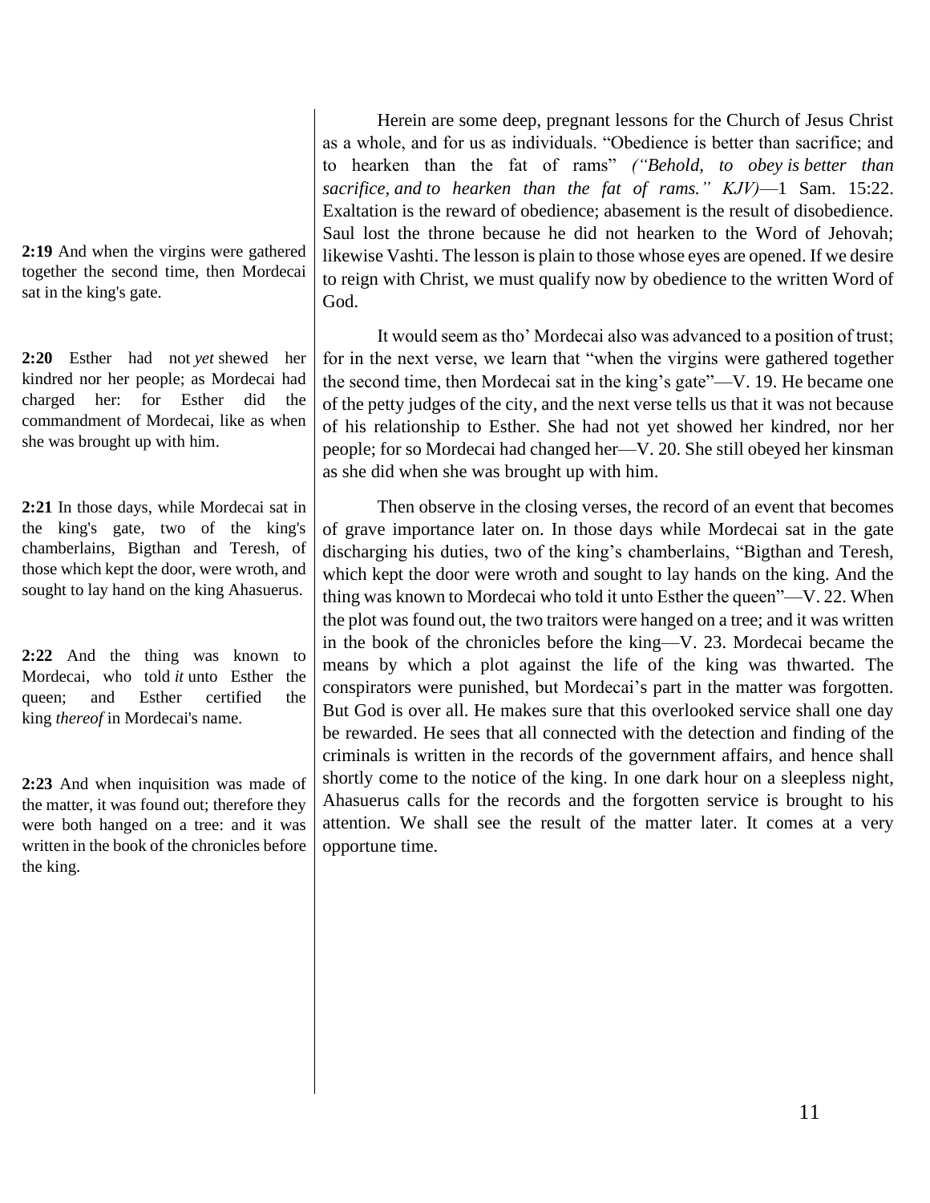Herein are some deep, pregnant lessons for the Church of Jesus Christ as a whole, and for us as individuals. "Obedience is better than sacrifice; and to hearken than the fat of rams" *("Behold, to obey is better than sacrifice, and to hearken than the fat of rams." KJV)*—1 Sam. 15:22. Exaltation is the reward of obedience; abasement is the result of disobedience. Saul lost the throne because he did not hearken to the Word of Jehovah; likewise Vashti. The lesson is plain to those whose eyes are opened. If we desire to reign with Christ, we must qualify now by obedience to the written Word of God.

**2:19** And when the virgins were gathered together the second time, then Mordecai sat in the king's gate.

**2:20** Esther had not *yet* shewed her kindred nor her people; as Mordecai had charged her: for Esther did the commandment of Mordecai, like as when she was brought up with him.

It would seem as tho' Mordecai also was advanced to a position of trust; for in the next verse, we learn that "when the virgins were gathered together the second time, then Mordecai sat in the king's gate"—V. 19. He became one of the petty judges of the city, and the next verse tells us that it was not because of his relationship to Esther. She had not yet showed her kindred, nor her people; for so Mordecai had changed her—V. 20. She still obeyed her kinsman as she did when she was brought up with him.

**2:21** In those days, while Mordecai sat in the king's gate, two of the king's chamberlains, Bigthan and Teresh, of those which kept the door, were wroth, and sought to lay hand on the king Ahasuerus.

**2:22** And the thing was known to Mordecai, who told *it* unto Esther the queen; and Esther certified the king *thereof* in Mordecai's name.

**2:23** And when inquisition was made of the matter, it was found out; therefore they were both hanged on a tree: and it was written in the book of the chronicles before the king.

Then observe in the closing verses, the record of an event that becomes of grave importance later on. In those days while Mordecai sat in the gate discharging his duties, two of the king's chamberlains, "Bigthan and Teresh, which kept the door were wroth and sought to lay hands on the king. And the thing was known to Mordecai who told it unto Esther the queen"—V. 22. When the plot was found out, the two traitors were hanged on a tree; and it was written in the book of the chronicles before the king—V. 23. Mordecai became the means by which a plot against the life of the king was thwarted. The conspirators were punished, but Mordecai's part in the matter was forgotten. But God is over all. He makes sure that this overlooked service shall one day be rewarded. He sees that all connected with the detection and finding of the criminals is written in the records of the government affairs, and hence shall shortly come to the notice of the king. In one dark hour on a sleepless night, Ahasuerus calls for the records and the forgotten service is brought to his attention. We shall see the result of the matter later. It comes at a very opportune time.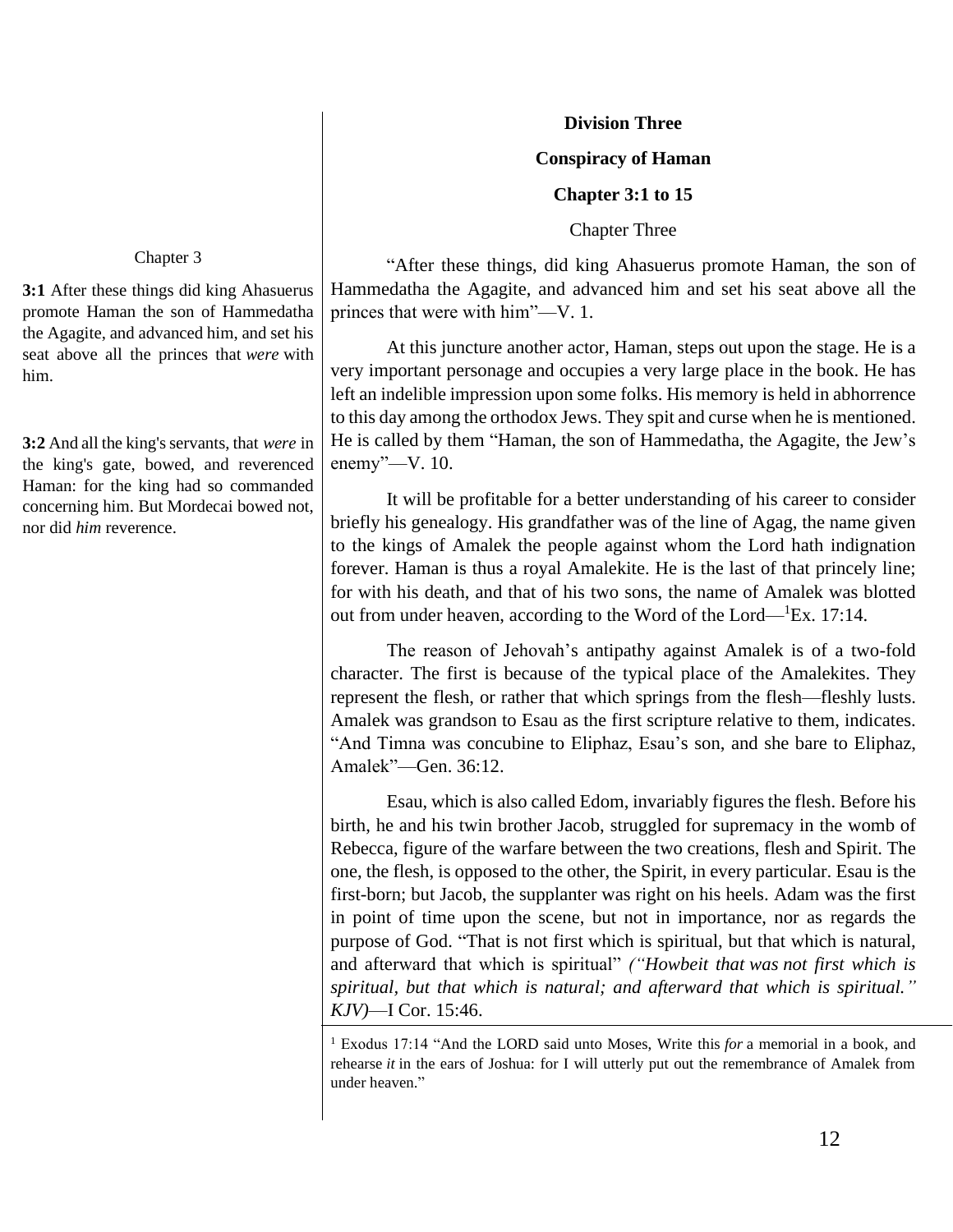Chapter 3

**3:1** After these things did king Ahasuerus promote Haman the son of Hammedatha the Agagite, and advanced him, and set his seat above all the princes that *were* with him.

**3:2** And all the king's servants, that *were* in the king's gate, bowed, and reverenced Haman: for the king had so commanded concerning him. But Mordecai bowed not, nor did *him* reverence.

## Division Three

## Conspiracy of Haman

### Chapter 3:1 to 15

Chapter Three

"After these things, did king Ahasuerus promote Haman, the son of Hammedatha the Agagite, and advanced him and set his seat above all the princes that were with him"—V. 1.

At this juncture another actor, Haman, steps out upon the stage. He is a very important personage and occupies a very large place in the book. He has left an indelible impression upon some folks. His memory is held in abhorrence to this day among the orthodox Jews. They spit and curse when he is mentioned. He is called by them "Haman, the son of Hammedatha, the Agagite, the Jew's enemy"—V. 10.

It will be profitable for a better understanding of his career to consider briefly his genealogy. His grandfather was of the line of Agag, the name given to the kings of Amalek the people against whom the Lord hath indignation forever. Haman is thus a royal Amalekite. He is the last of that princely line; for with his death, and that of his two sons, the name of Amalek was blotted out from under heaven, according to the Word of the Lord—[1]Ex. 17:14.

The reason of Jehovah's antipathy against Amalek is of a two-fold character. The first is because of the typical place of the Amalekites. They represent the flesh, or rather that which springs from the flesh—fleshly lusts. Amalek was grandson to Esau as the first scripture relative to them, indicates. "And Timna was concubine to Eliphaz, Esau's son, and she bare to Eliphaz, Amalek"—Gen. 36:12.

Esau, which is also called Edom, invariably figures the flesh. Before his birth, he and his twin brother Jacob, struggled for supremacy in the womb of Rebecca, figure of the warfare between the two creations, flesh and Spirit. The one, the flesh, is opposed to the other, the Spirit, in every particular. Esau is the first-born; but Jacob, the supplanter was right on his heels. Adam was the first in point of time upon the scene, but not in importance, nor as regards the purpose of God. "That is not first which is spiritual, but that which is natural, and afterward that which is spiritual" *("Howbeit that was not first which is spiritual, but that which is natural; and afterward that which is spiritual." KJV)*—I Cor. 15:46.

---

[1] Exodus 17:14 "And the LORD said unto Moses, Write this *for* a memorial in a book, and rehearse *it* in the ears of Joshua: for I will utterly put out the remembrance of Amalek from under heaven."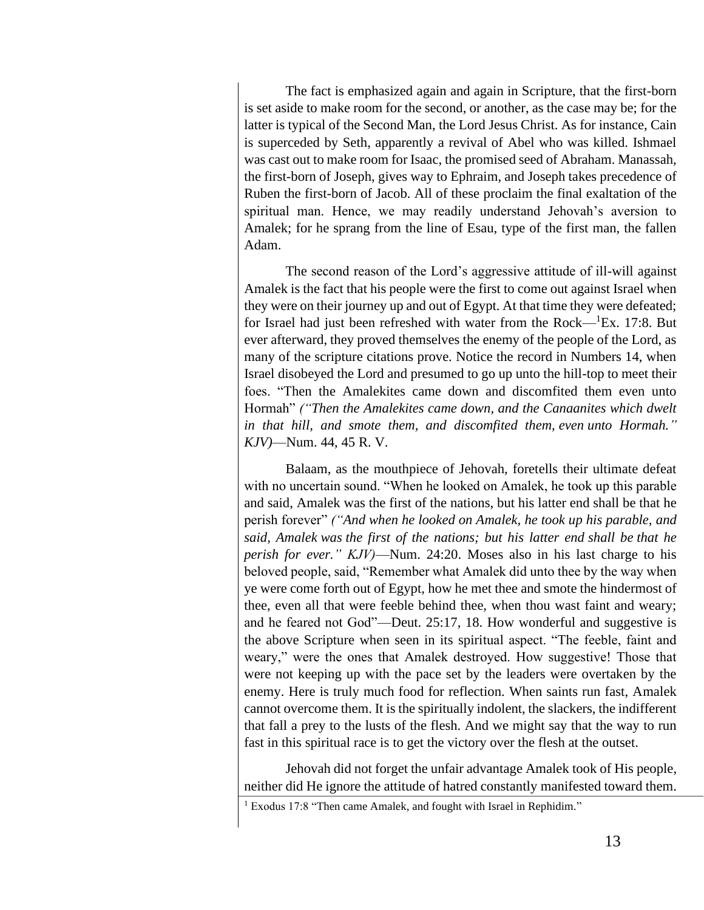The fact is emphasized again and again in Scripture, that the first-born is set aside to make room for the second, or another, as the case may be; for the latter is typical of the Second Man, the Lord Jesus Christ. As for instance, Cain is superceded by Seth, apparently a revival of Abel who was killed. Ishmael was cast out to make room for Isaac, the promised seed of Abraham. Manassah, the first-born of Joseph, gives way to Ephraim, and Joseph takes precedence of Ruben the first-born of Jacob. All of these proclaim the final exaltation of the spiritual man. Hence, we may readily understand Jehovah's aversion to Amalek; for he sprang from the line of Esau, type of the first man, the fallen Adam.

The second reason of the Lord's aggressive attitude of ill-will against Amalek is the fact that his people were the first to come out against Israel when they were on their journey up and out of Egypt. At that time they were defeated; for Israel had just been refreshed with water from the Rock—[1]Ex. 17:8. But ever afterward, they proved themselves the enemy of the people of the Lord, as many of the scripture citations prove. Notice the record in Numbers 14, when Israel disobeyed the Lord and presumed to go up unto the hill-top to meet their foes. "Then the Amalekites came down and discomfited them even unto Hormah" *("Then the Amalekites came down, and the Canaanites which dwelt in that hill, and smote them, and discomfited them, even unto Hormah." KJV)*—Num. 44, 45 R. V.

Balaam, as the mouthpiece of Jehovah, foretells their ultimate defeat with no uncertain sound. "When he looked on Amalek, he took up this parable and said, Amalek was the first of the nations, but his latter end shall be that he perish forever" *("And when he looked on Amalek, he took up his parable, and said, Amalek was the first of the nations; but his latter end shall be that he perish for ever." KJV)*—Num. 24:20. Moses also in his last charge to his beloved people, said, "Remember what Amalek did unto thee by the way when ye were come forth out of Egypt, how he met thee and smote the hindermost of thee, even all that were feeble behind thee, when thou wast faint and weary; and he feared not God"—Deut. 25:17, 18. How wonderful and suggestive is the above Scripture when seen in its spiritual aspect. "The feeble, faint and weary," were the ones that Amalek destroyed. How suggestive! Those that were not keeping up with the pace set by the leaders were overtaken by the enemy. Here is truly much food for reflection. When saints run fast, Amalek cannot overcome them. It is the spiritually indolent, the slackers, the indifferent that fall a prey to the lusts of the flesh. And we might say that the way to run fast in this spiritual race is to get the victory over the flesh at the outset.

Jehovah did not forget the unfair advantage Amalek took of His people, neither did He ignore the attitude of hatred constantly manifested toward them.

---

[1] Exodus 17:8 "Then came Amalek, and fought with Israel in Rephidim."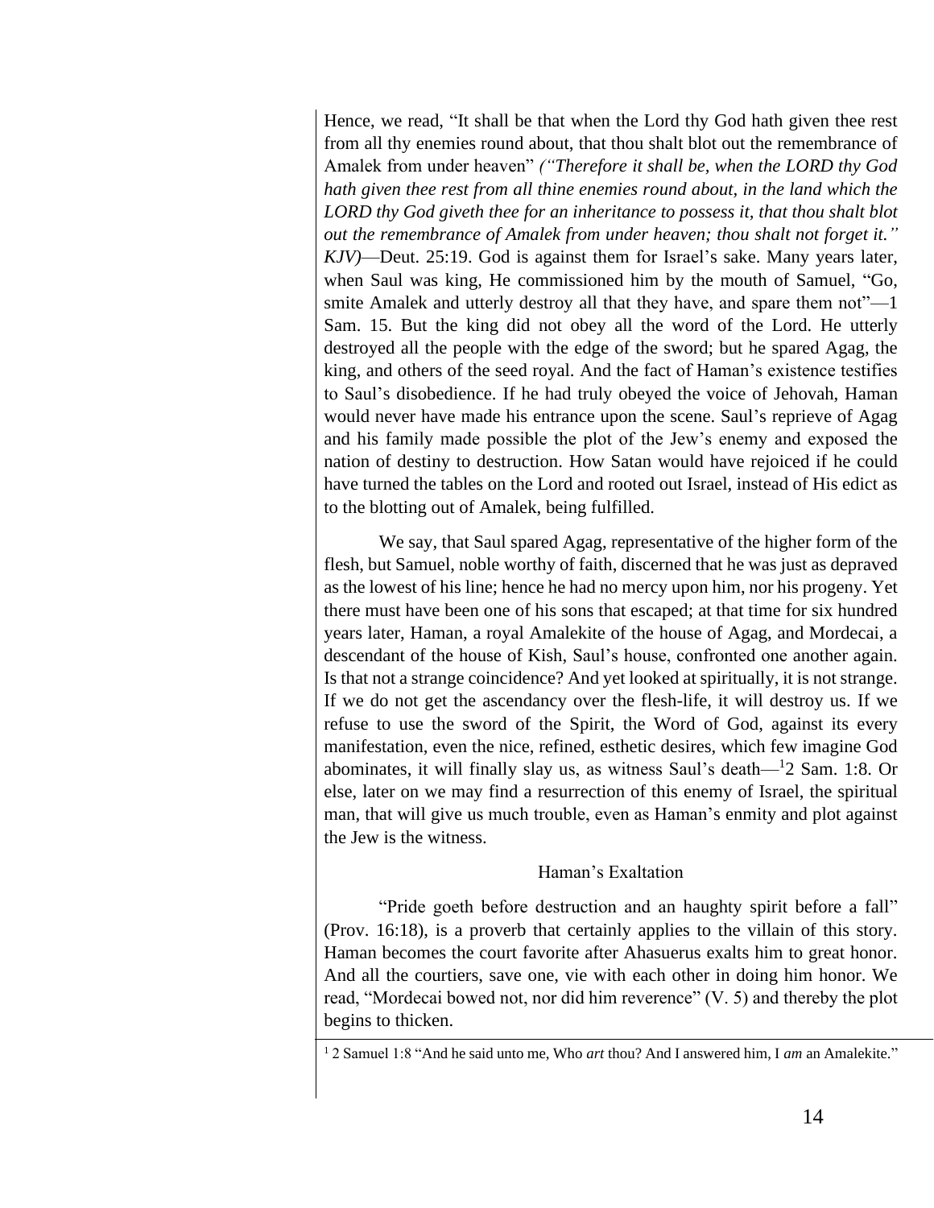Hence, we read, "It shall be that when the Lord thy God hath given thee rest from all thy enemies round about, that thou shalt blot out the remembrance of Amalek from under heaven" *("Therefore it shall be, when the LORD thy God hath given thee rest from all thine enemies round about, in the land which the LORD thy God giveth thee for an inheritance to possess it, that thou shalt blot out the remembrance of Amalek from under heaven; thou shalt not forget it." KJV)*—Deut. 25:19. God is against them for Israel's sake. Many years later, when Saul was king, He commissioned him by the mouth of Samuel, "Go, smite Amalek and utterly destroy all that they have, and spare them not"—1 Sam. 15. But the king did not obey all the word of the Lord. He utterly destroyed all the people with the edge of the sword; but he spared Agag, the king, and others of the seed royal. And the fact of Haman's existence testifies to Saul's disobedience. If he had truly obeyed the voice of Jehovah, Haman would never have made his entrance upon the scene. Saul's reprieve of Agag and his family made possible the plot of the Jew's enemy and exposed the nation of destiny to destruction. How Satan would have rejoiced if he could have turned the tables on the Lord and rooted out Israel, instead of His edict as to the blotting out of Amalek, being fulfilled.

We say, that Saul spared Agag, representative of the higher form of the flesh, but Samuel, noble worthy of faith, discerned that he was just as depraved as the lowest of his line; hence he had no mercy upon him, nor his progeny. Yet there must have been one of his sons that escaped; at that time for six hundred years later, Haman, a royal Amalekite of the house of Agag, and Mordecai, a descendant of the house of Kish, Saul's house, confronted one another again. Is that not a strange coincidence? And yet looked at spiritually, it is not strange. If we do not get the ascendancy over the flesh-life, it will destroy us. If we refuse to use the sword of the Spirit, the Word of God, against its every manifestation, even the nice, refined, esthetic desires, which few imagine God abominates, it will finally slay us, as witness Saul's death—[1]2 Sam. 1:8. Or else, later on we may find a resurrection of this enemy of Israel, the spiritual man, that will give us much trouble, even as Haman's enmity and plot against the Jew is the witness.

### Haman's Exaltation

"Pride goeth before destruction and an haughty spirit before a fall" (Prov. 16:18), is a proverb that certainly applies to the villain of this story. Haman becomes the court favorite after Ahasuerus exalts him to great honor. And all the courtiers, save one, vie with each other in doing him honor. We read, "Mordecai bowed not, nor did him reverence" (V. 5) and thereby the plot begins to thicken.

---

[1] 2 Samuel 1:8 "And he said unto me, Who *art* thou? And I answered him, I *am* an Amalekite."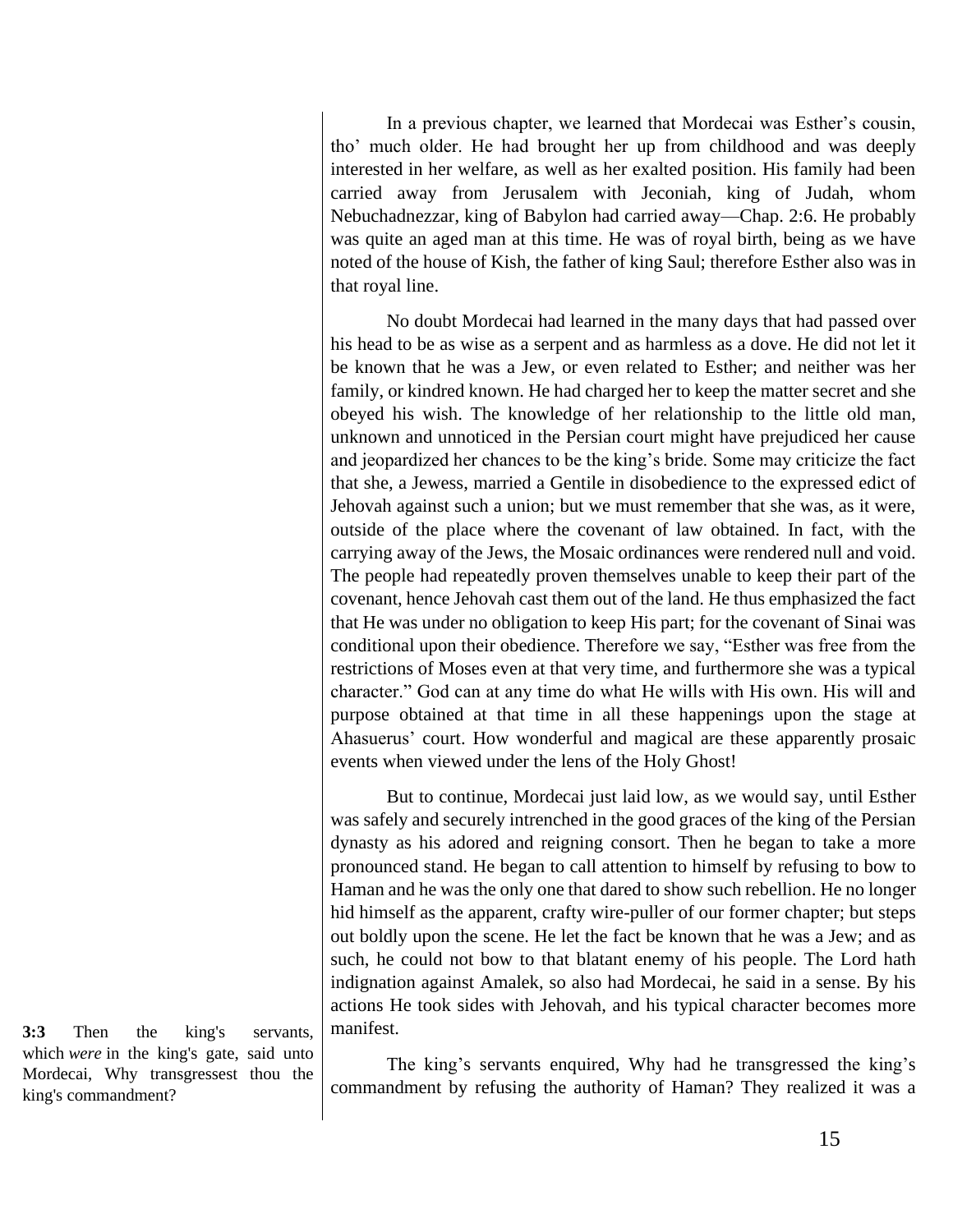In a previous chapter, we learned that Mordecai was Esther's cousin, tho' much older. He had brought her up from childhood and was deeply interested in her welfare, as well as her exalted position. His family had been carried away from Jerusalem with Jeconiah, king of Judah, whom Nebuchadnezzar, king of Babylon had carried away—Chap. 2:6. He probably was quite an aged man at this time. He was of royal birth, being as we have noted of the house of Kish, the father of king Saul; therefore Esther also was in that royal line.

No doubt Mordecai had learned in the many days that had passed over his head to be as wise as a serpent and as harmless as a dove. He did not let it be known that he was a Jew, or even related to Esther; and neither was her family, or kindred known. He had charged her to keep the matter secret and she obeyed his wish. The knowledge of her relationship to the little old man, unknown and unnoticed in the Persian court might have prejudiced her cause and jeopardized her chances to be the king's bride. Some may criticize the fact that she, a Jewess, married a Gentile in disobedience to the expressed edict of Jehovah against such a union; but we must remember that she was, as it were, outside of the place where the covenant of law obtained. In fact, with the carrying away of the Jews, the Mosaic ordinances were rendered null and void. The people had repeatedly proven themselves unable to keep their part of the covenant, hence Jehovah cast them out of the land. He thus emphasized the fact that He was under no obligation to keep His part; for the covenant of Sinai was conditional upon their obedience. Therefore we say, "Esther was free from the restrictions of Moses even at that very time, and furthermore she was a typical character." God can at any time do what He wills with His own. His will and purpose obtained at that time in all these happenings upon the stage at Ahasuerus' court. How wonderful and magical are these apparently prosaic events when viewed under the lens of the Holy Ghost!

But to continue, Mordecai just laid low, as we would say, until Esther was safely and securely intrenched in the good graces of the king of the Persian dynasty as his adored and reigning consort. Then he began to take a more pronounced stand. He began to call attention to himself by refusing to bow to Haman and he was the only one that dared to show such rebellion. He no longer hid himself as the apparent, crafty wire-puller of our former chapter; but steps out boldly upon the scene. He let the fact be known that he was a Jew; and as such, he could not bow to that blatant enemy of his people. The Lord hath indignation against Amalek, so also had Mordecai, he said in a sense. By his actions He took sides with Jehovah, and his typical character becomes more manifest.

**3:3** Then the king's servants, which *were* in the king's gate, said unto Mordecai, Why transgressest thou the king's commandment?

The king's servants enquired, Why had he transgressed the king's commandment by refusing the authority of Haman? They realized it was a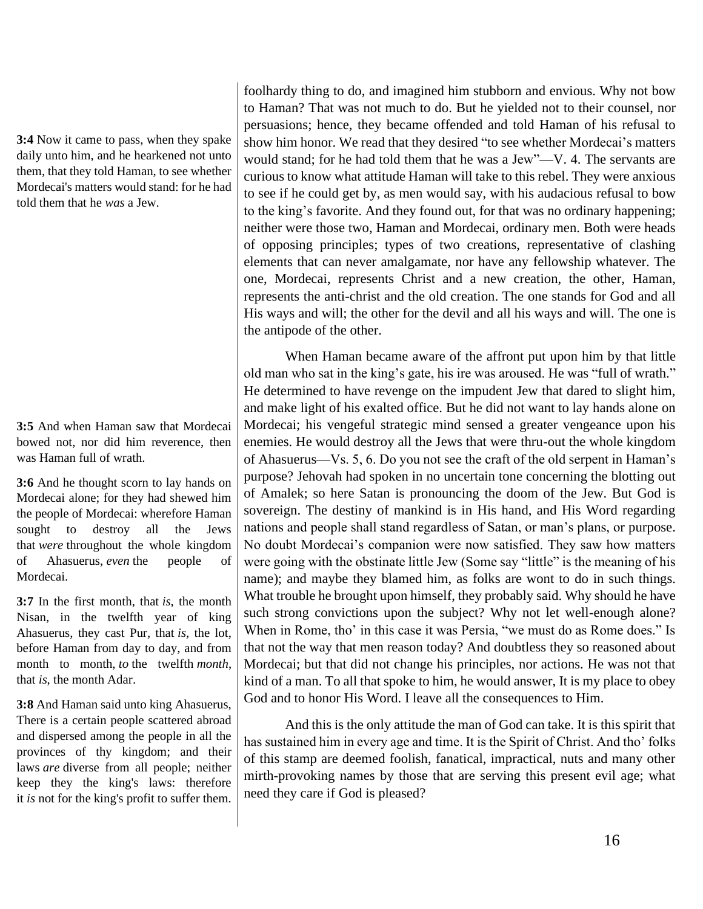foolhardy thing to do, and imagined him stubborn and envious. Why not bow to Haman? That was not much to do. But he yielded not to their counsel, nor persuasions; hence, they became offended and told Haman of his refusal to show him honor. We read that they desired "to see whether Mordecai's matters would stand; for he had told them that he was a Jew"—V. 4. The servants are curious to know what attitude Haman will take to this rebel. They were anxious to see if he could get by, as men would say, with his audacious refusal to bow to the king's favorite. And they found out, for that was no ordinary happening; neither were those two, Haman and Mordecai, ordinary men. Both were heads of opposing principles; types of two creations, representative of clashing elements that can never amalgamate, nor have any fellowship whatever. The one, Mordecai, represents Christ and a new creation, the other, Haman, represents the anti-christ and the old creation. The one stands for God and all His ways and will; the other for the devil and all his ways and will. The one is the antipode of the other.

**3:4** Now it came to pass, when they spake daily unto him, and he hearkened not unto them, that they told Haman, to see whether Mordecai's matters would stand: for he had told them that he *was* a Jew.

When Haman became aware of the affront put upon him by that little old man who sat in the king's gate, his ire was aroused. He was "full of wrath." He determined to have revenge on the impudent Jew that dared to slight him, and make light of his exalted office. But he did not want to lay hands alone on Mordecai; his vengeful strategic mind sensed a greater vengeance upon his enemies. He would destroy all the Jews that were thru-out the whole kingdom of Ahasuerus—Vs. 5, 6. Do you not see the craft of the old serpent in Haman's purpose? Jehovah had spoken in no uncertain tone concerning the blotting out of Amalek; so here Satan is pronouncing the doom of the Jew. But God is sovereign. The destiny of mankind is in His hand, and His Word regarding nations and people shall stand regardless of Satan, or man's plans, or purpose. No doubt Mordecai's companion were now satisfied. They saw how matters were going with the obstinate little Jew (Some say "little" is the meaning of his name); and maybe they blamed him, as folks are wont to do in such things. What trouble he brought upon himself, they probably said. Why should he have such strong convictions upon the subject? Why not let well-enough alone? When in Rome, tho' in this case it was Persia, "we must do as Rome does." Is that not the way that men reason today? And doubtless they so reasoned about Mordecai; but that did not change his principles, nor actions. He was not that kind of a man. To all that spoke to him, he would answer, It is my place to obey God and to honor His Word. I leave all the consequences to Him.

**3:5** And when Haman saw that Mordecai bowed not, nor did him reverence, then was Haman full of wrath.

**3:6** And he thought scorn to lay hands on Mordecai alone; for they had shewed him the people of Mordecai: wherefore Haman sought to destroy all the Jews that *were* throughout the whole kingdom of Ahasuerus, *even* the people of Mordecai.

**3:7** In the first month, that *is*, the month Nisan, in the twelfth year of king Ahasuerus, they cast Pur, that *is*, the lot, before Haman from day to day, and from month to month, *to* the twelfth *month*, that *is*, the month Adar.

And this is the only attitude the man of God can take. It is this spirit that has sustained him in every age and time. It is the Spirit of Christ. And tho' folks of this stamp are deemed foolish, fanatical, impractical, nuts and many other mirth-provoking names by those that are serving this present evil age; what need they care if God is pleased?

**3:8** And Haman said unto king Ahasuerus, There is a certain people scattered abroad and dispersed among the people in all the provinces of thy kingdom; and their laws *are* diverse from all people; neither keep they the king's laws: therefore it *is* not for the king's profit to suffer them.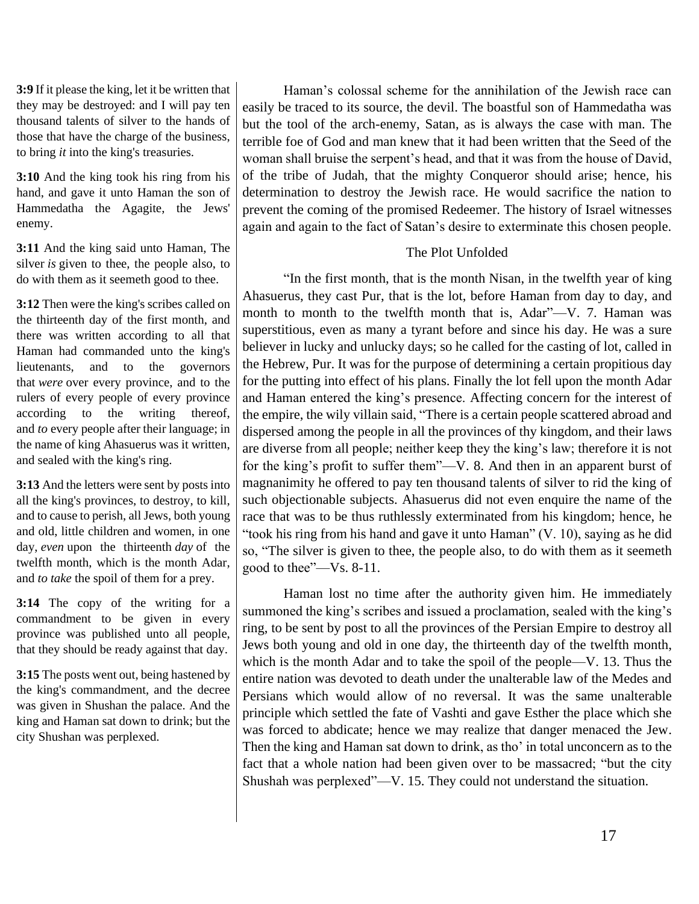**3:9** If it please the king, let it be written that they may be destroyed: and I will pay ten thousand talents of silver to the hands of those that have the charge of the business, to bring *it* into the king's treasuries.

**3:10** And the king took his ring from his hand, and gave it unto Haman the son of Hammedatha the Agagite, the Jews' enemy.

**3:11** And the king said unto Haman, The silver *is* given to thee, the people also, to do with them as it seemeth good to thee.

**3:12** Then were the king's scribes called on the thirteenth day of the first month, and there was written according to all that Haman had commanded unto the king's lieutenants, and to the governors that *were* over every province, and to the rulers of every people of every province according to the writing thereof, and *to* every people after their language; in the name of king Ahasuerus was it written, and sealed with the king's ring.

**3:13** And the letters were sent by posts into all the king's provinces, to destroy, to kill, and to cause to perish, all Jews, both young and old, little children and women, in one day, *even* upon the thirteenth *day* of the twelfth month, which is the month Adar, and *to take* the spoil of them for a prey.

**3:14** The copy of the writing for a commandment to be given in every province was published unto all people, that they should be ready against that day.

**3:15** The posts went out, being hastened by the king's commandment, and the decree was given in Shushan the palace. And the king and Haman sat down to drink; but the city Shushan was perplexed.

Haman's colossal scheme for the annihilation of the Jewish race can easily be traced to its source, the devil. The boastful son of Hammedatha was but the tool of the arch-enemy, Satan, as is always the case with man. The terrible foe of God and man knew that it had been written that the Seed of the woman shall bruise the serpent's head, and that it was from the house of David, of the tribe of Judah, that the mighty Conqueror should arise; hence, his determination to destroy the Jewish race. He would sacrifice the nation to prevent the coming of the promised Redeemer. The history of Israel witnesses again and again to the fact of Satan's desire to exterminate this chosen people.

## The Plot Unfolded

"In the first month, that is the month Nisan, in the twelfth year of king Ahasuerus, they cast Pur, that is the lot, before Haman from day to day, and month to month to the twelfth month that is, Adar"—V. 7. Haman was superstitious, even as many a tyrant before and since his day. He was a sure believer in lucky and unlucky days; so he called for the casting of lot, called in the Hebrew, Pur. It was for the purpose of determining a certain propitious day for the putting into effect of his plans. Finally the lot fell upon the month Adar and Haman entered the king's presence. Affecting concern for the interest of the empire, the wily villain said, "There is a certain people scattered abroad and dispersed among the people in all the provinces of thy kingdom, and their laws are diverse from all people; neither keep they the king's law; therefore it is not for the king's profit to suffer them"—V. 8. And then in an apparent burst of magnanimity he offered to pay ten thousand talents of silver to rid the king of such objectionable subjects. Ahasuerus did not even enquire the name of the race that was to be thus ruthlessly exterminated from his kingdom; hence, he "took his ring from his hand and gave it unto Haman" (V. 10), saying as he did so, "The silver is given to thee, the people also, to do with them as it seemeth good to thee"—Vs. 8-11.

Haman lost no time after the authority given him. He immediately summoned the king's scribes and issued a proclamation, sealed with the king's ring, to be sent by post to all the provinces of the Persian Empire to destroy all Jews both young and old in one day, the thirteenth day of the twelfth month, which is the month Adar and to take the spoil of the people—V. 13. Thus the entire nation was devoted to death under the unalterable law of the Medes and Persians which would allow of no reversal. It was the same unalterable principle which settled the fate of Vashti and gave Esther the place which she was forced to abdicate; hence we may realize that danger menaced the Jew. Then the king and Haman sat down to drink, as tho' in total unconcern as to the fact that a whole nation had been given over to be massacred; "but the city Shushah was perplexed"—V. 15. They could not understand the situation.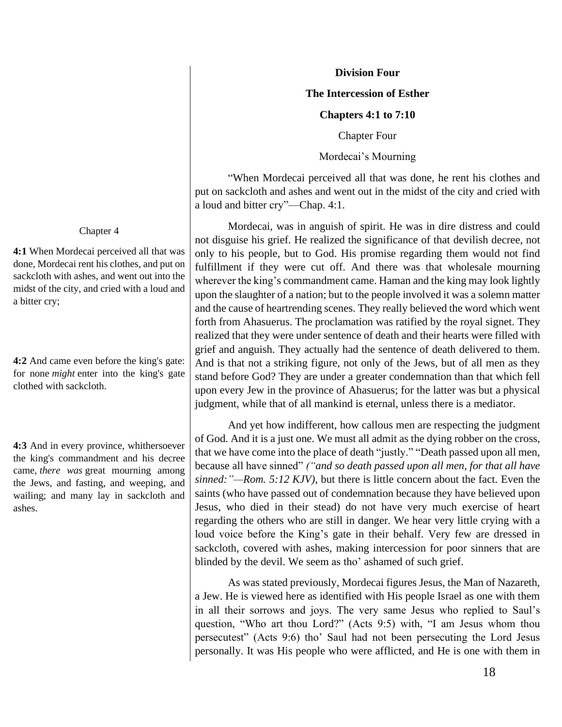**Division Four**

**The Intercession of Esther**

**Chapters 4:1 to 7:10**

Chapter Four

Mordecai's Mourning

Chapter 4

**4:1** When Mordecai perceived all that was done, Mordecai rent his clothes, and put on sackcloth with ashes, and went out into the midst of the city, and cried with a loud and a bitter cry;

**4:2** And came even before the king's gate: for none *might* enter into the king's gate clothed with sackcloth.

**4:3** And in every province, whithersoever the king's commandment and his decree came, *there was* great mourning among the Jews, and fasting, and weeping, and wailing; and many lay in sackcloth and ashes.

"When Mordecai perceived all that was done, he rent his clothes and put on sackcloth and ashes and went out in the midst of the city and cried with a loud and bitter cry"—Chap. 4:1.

Mordecai, was in anguish of spirit. He was in dire distress and could not disguise his grief. He realized the significance of that devilish decree, not only to his people, but to God. His promise regarding them would not find fulfillment if they were cut off. And there was that wholesale mourning wherever the king's commandment came. Haman and the king may look lightly upon the slaughter of a nation; but to the people involved it was a solemn matter and the cause of heartrending scenes. They really believed the word which went forth from Ahasuerus. The proclamation was ratified by the royal signet. They realized that they were under sentence of death and their hearts were filled with grief and anguish. They actually had the sentence of death delivered to them. And is that not a striking figure, not only of the Jews, but of all men as they stand before God? They are under a greater condemnation than that which fell upon every Jew in the province of Ahasuerus; for the latter was but a physical judgment, while that of all mankind is eternal, unless there is a mediator.

And yet how indifferent, how callous men are respecting the judgment of God. And it is a just one. We must all admit as the dying robber on the cross, that we have come into the place of death "justly." "Death passed upon all men, because all have sinned" *("and so death passed upon all men, for that all have sinned:"—Rom. 5:12 KJV)*, but there is little concern about the fact. Even the saints (who have passed out of condemnation because they have believed upon Jesus, who died in their stead) do not have very much exercise of heart regarding the others who are still in danger. We hear very little crying with a loud voice before the King's gate in their behalf. Very few are dressed in sackcloth, covered with ashes, making intercession for poor sinners that are blinded by the devil. We seem as tho' ashamed of such grief.

As was stated previously, Mordecai figures Jesus, the Man of Nazareth, a Jew. He is viewed here as identified with His people Israel as one with them in all their sorrows and joys. The very same Jesus who replied to Saul's question, "Who art thou Lord?" (Acts 9:5) with, "I am Jesus whom thou persecutest" (Acts 9:6) tho' Saul had not been persecuting the Lord Jesus personally. It was His people who were afflicted, and He is one with them in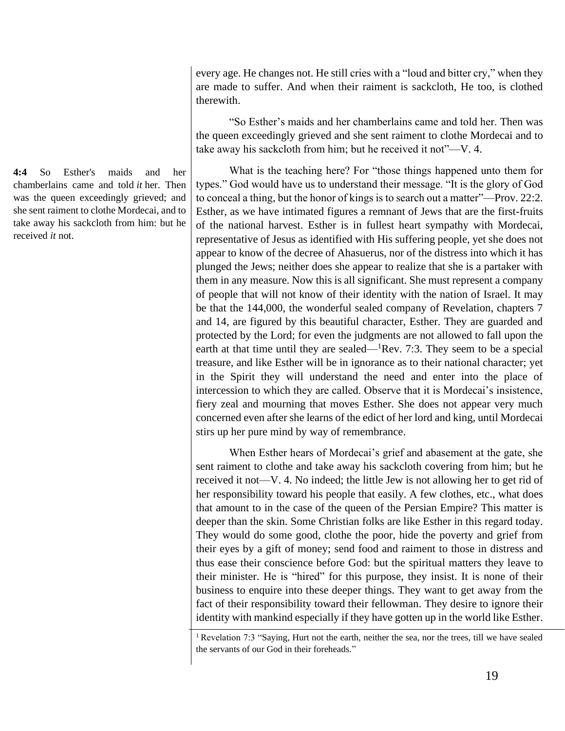every age. He changes not. He still cries with a "loud and bitter cry," when they are made to suffer. And when their raiment is sackcloth, He too, is clothed therewith.

"So Esther's maids and her chamberlains came and told her. Then was the queen exceedingly grieved and she sent raiment to clothe Mordecai and to take away his sackcloth from him; but he received it not"—V. 4.

**4:4** So Esther's maids and her chamberlains came and told *it* her. Then was the queen exceedingly grieved; and she sent raiment to clothe Mordecai, and to take away his sackcloth from him: but he received *it* not.

What is the teaching here? For "those things happened unto them for types." God would have us to understand their message. "It is the glory of God to conceal a thing, but the honor of kings is to search out a matter"—Prov. 22:2. Esther, as we have intimated figures a remnant of Jews that are the first-fruits of the national harvest. Esther is in fullest heart sympathy with Mordecai, representative of Jesus as identified with His suffering people, yet she does not appear to know of the decree of Ahasuerus, nor of the distress into which it has plunged the Jews; neither does she appear to realize that she is a partaker with them in any measure. Now this is all significant. She must represent a company of people that will not know of their identity with the nation of Israel. It may be that the 144,000, the wonderful sealed company of Revelation, chapters 7 and 14, are figured by this beautiful character, Esther. They are guarded and protected by the Lord; for even the judgments are not allowed to fall upon the earth at that time until they are sealed—[1]Rev. 7:3. They seem to be a special treasure, and like Esther will be in ignorance as to their national character; yet in the Spirit they will understand the need and enter into the place of intercession to which they are called. Observe that it is Mordecai's insistence, fiery zeal and mourning that moves Esther. She does not appear very much concerned even after she learns of the edict of her lord and king, until Mordecai stirs up her pure mind by way of remembrance.

When Esther hears of Mordecai's grief and abasement at the gate, she sent raiment to clothe and take away his sackcloth covering from him; but he received it not—V. 4. No indeed; the little Jew is not allowing her to get rid of her responsibility toward his people that easily. A few clothes, etc., what does that amount to in the case of the queen of the Persian Empire? This matter is deeper than the skin. Some Christian folks are like Esther in this regard today. They would do some good, clothe the poor, hide the poverty and grief from their eyes by a gift of money; send food and raiment to those in distress and thus ease their conscience before God: but the spiritual matters they leave to their minister. He is "hired" for this purpose, they insist. It is none of their business to enquire into these deeper things. They want to get away from the fact of their responsibility toward their fellowman. They desire to ignore their identity with mankind especially if they have gotten up in the world like Esther.

[1] Revelation 7:3 "Saying, Hurt not the earth, neither the sea, nor the trees, till we have sealed the servants of our God in their foreheads."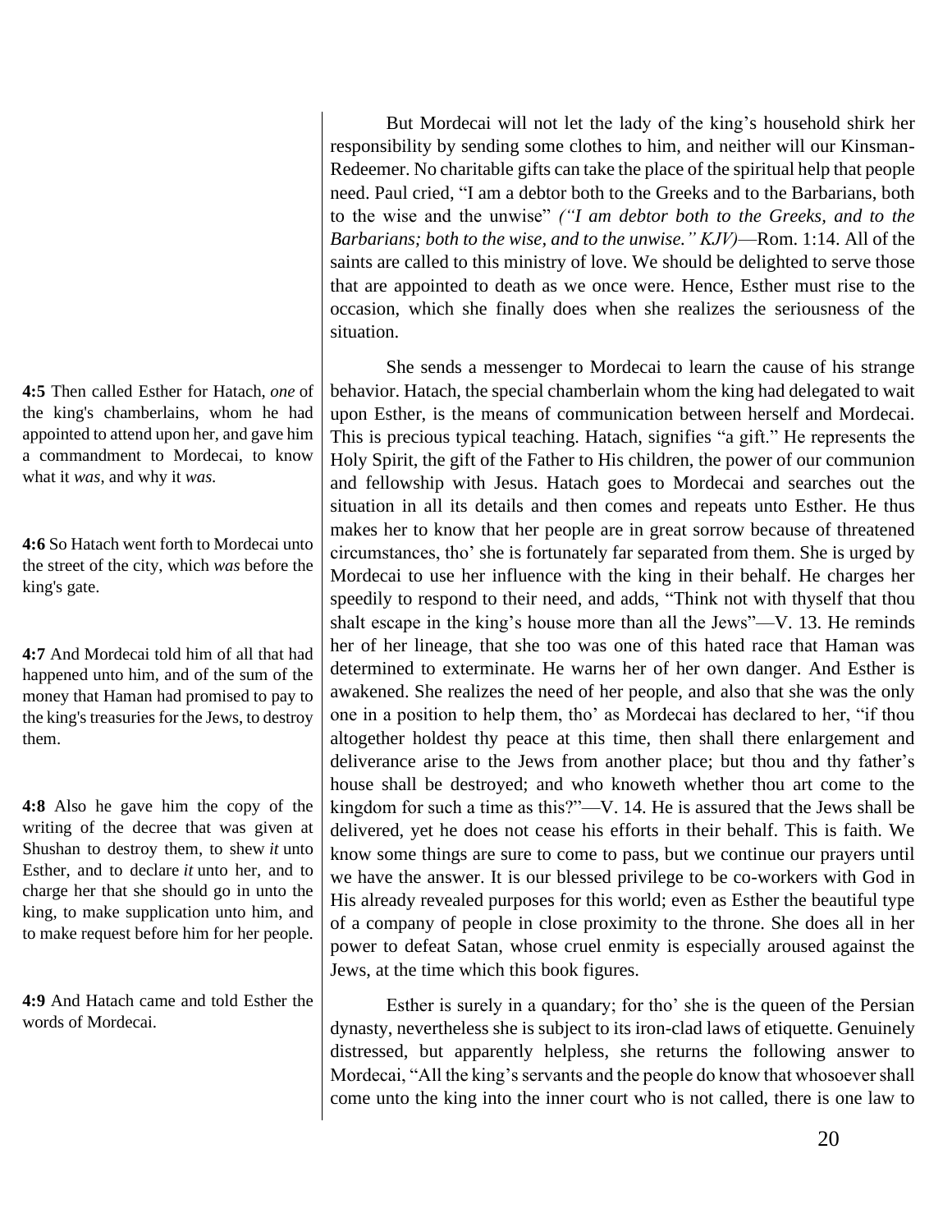But Mordecai will not let the lady of the king's household shirk her responsibility by sending some clothes to him, and neither will our Kinsman-Redeemer. No charitable gifts can take the place of the spiritual help that people need. Paul cried, "I am a debtor both to the Greeks and to the Barbarians, both to the wise and the unwise" *("I am debtor both to the Greeks, and to the Barbarians; both to the wise, and to the unwise." KJV)*—Rom. 1:14. All of the saints are called to this ministry of love. We should be delighted to serve those that are appointed to death as we once were. Hence, Esther must rise to the occasion, which she finally does when she realizes the seriousness of the situation.

**4:5** Then called Esther for Hatach, *one* of the king's chamberlains, whom he had appointed to attend upon her, and gave him a commandment to Mordecai, to know what it *was*, and why it *was*.

**4:6** So Hatach went forth to Mordecai unto the street of the city, which *was* before the king's gate.

**4:7** And Mordecai told him of all that had happened unto him, and of the sum of the money that Haman had promised to pay to the king's treasuries for the Jews, to destroy them.

**4:8** Also he gave him the copy of the writing of the decree that was given at Shushan to destroy them, to shew *it* unto Esther, and to declare *it* unto her, and to charge her that she should go in unto the king, to make supplication unto him, and to make request before him for her people.

**4:9** And Hatach came and told Esther the words of Mordecai.

She sends a messenger to Mordecai to learn the cause of his strange behavior. Hatach, the special chamberlain whom the king had delegated to wait upon Esther, is the means of communication between herself and Mordecai. This is precious typical teaching. Hatach, signifies "a gift." He represents the Holy Spirit, the gift of the Father to His children, the power of our communion and fellowship with Jesus. Hatach goes to Mordecai and searches out the situation in all its details and then comes and repeats unto Esther. He thus makes her to know that her people are in great sorrow because of threatened circumstances, tho' she is fortunately far separated from them. She is urged by Mordecai to use her influence with the king in their behalf. He charges her speedily to respond to their need, and adds, "Think not with thyself that thou shalt escape in the king's house more than all the Jews"—V. 13. He reminds her of her lineage, that she too was one of this hated race that Haman was determined to exterminate. He warns her of her own danger. And Esther is awakened. She realizes the need of her people, and also that she was the only one in a position to help them, tho' as Mordecai has declared to her, "if thou altogether holdest thy peace at this time, then shall there enlargement and deliverance arise to the Jews from another place; but thou and thy father's house shall be destroyed; and who knoweth whether thou art come to the kingdom for such a time as this?"—V. 14. He is assured that the Jews shall be delivered, yet he does not cease his efforts in their behalf. This is faith. We know some things are sure to come to pass, but we continue our prayers until we have the answer. It is our blessed privilege to be co-workers with God in His already revealed purposes for this world; even as Esther the beautiful type of a company of people in close proximity to the throne. She does all in her power to defeat Satan, whose cruel enmity is especially aroused against the Jews, at the time which this book figures.

Esther is surely in a quandary; for tho' she is the queen of the Persian dynasty, nevertheless she is subject to its iron-clad laws of etiquette. Genuinely distressed, but apparently helpless, she returns the following answer to Mordecai, "All the king's servants and the people do know that whosoever shall come unto the king into the inner court who is not called, there is one law to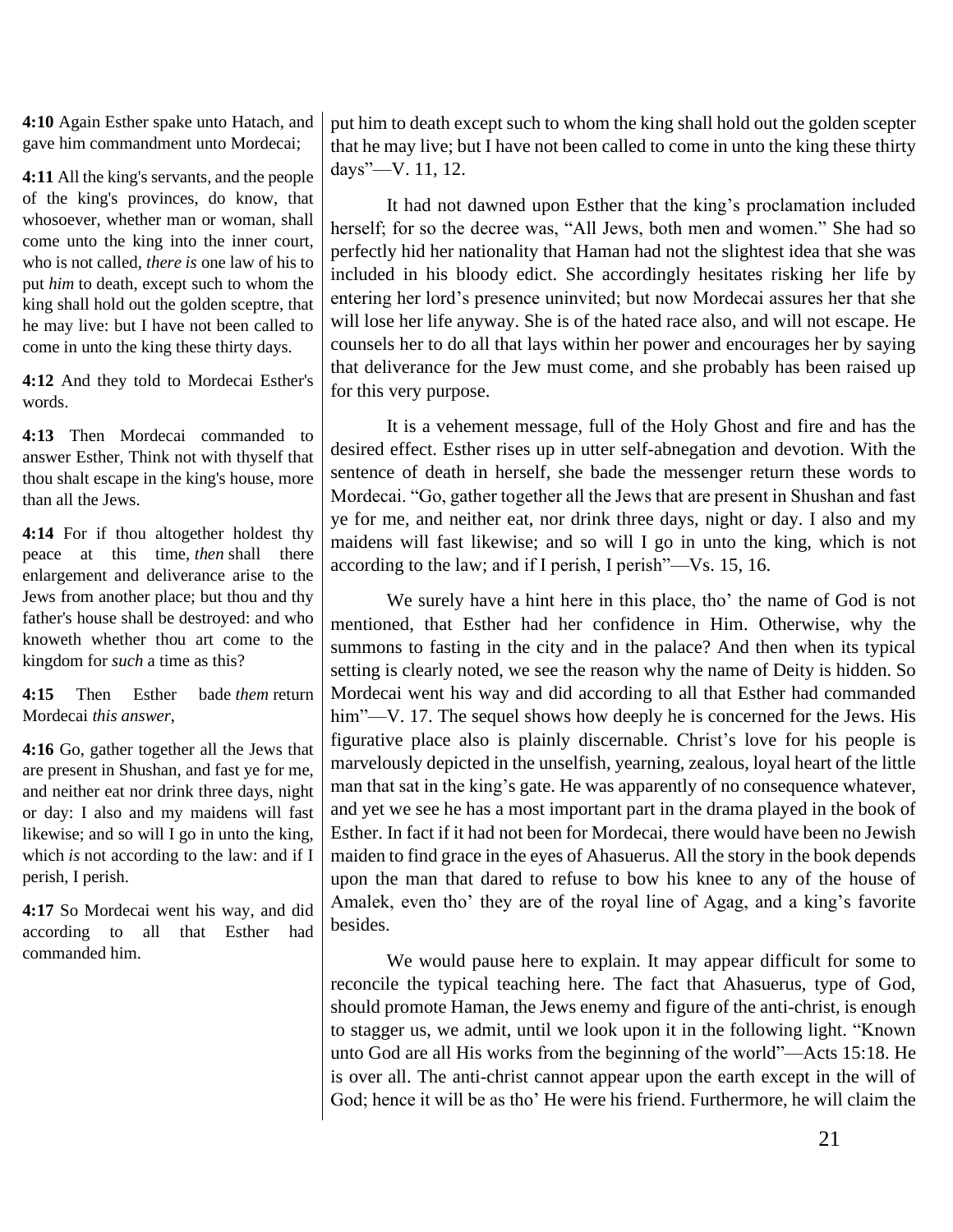**4:10** Again Esther spake unto Hatach, and gave him commandment unto Mordecai;

**4:11** All the king's servants, and the people of the king's provinces, do know, that whosoever, whether man or woman, shall come unto the king into the inner court, who is not called, *there is* one law of his to put *him* to death, except such to whom the king shall hold out the golden sceptre, that he may live: but I have not been called to come in unto the king these thirty days.

**4:12** And they told to Mordecai Esther's words.

**4:13** Then Mordecai commanded to answer Esther, Think not with thyself that thou shalt escape in the king's house, more than all the Jews.

**4:14** For if thou altogether holdest thy peace at this time, *then* shall there enlargement and deliverance arise to the Jews from another place; but thou and thy father's house shall be destroyed: and who knoweth whether thou art come to the kingdom for *such* a time as this?

**4:15** Then Esther bade *them* return Mordecai *this answer*,

**4:16** Go, gather together all the Jews that are present in Shushan, and fast ye for me, and neither eat nor drink three days, night or day: I also and my maidens will fast likewise; and so will I go in unto the king, which *is* not according to the law: and if I perish, I perish.

**4:17** So Mordecai went his way, and did according to all that Esther had commanded him.

put him to death except such to whom the king shall hold out the golden scepter that he may live; but I have not been called to come in unto the king these thirty days"—V. 11, 12.

It had not dawned upon Esther that the king's proclamation included herself; for so the decree was, "All Jews, both men and women." She had so perfectly hid her nationality that Haman had not the slightest idea that she was included in his bloody edict. She accordingly hesitates risking her life by entering her lord's presence uninvited; but now Mordecai assures her that she will lose her life anyway. She is of the hated race also, and will not escape. He counsels her to do all that lays within her power and encourages her by saying that deliverance for the Jew must come, and she probably has been raised up for this very purpose.

It is a vehement message, full of the Holy Ghost and fire and has the desired effect. Esther rises up in utter self-abnegation and devotion. With the sentence of death in herself, she bade the messenger return these words to Mordecai. "Go, gather together all the Jews that are present in Shushan and fast ye for me, and neither eat, nor drink three days, night or day. I also and my maidens will fast likewise; and so will I go in unto the king, which is not according to the law; and if I perish, I perish"—Vs. 15, 16.

We surely have a hint here in this place, tho' the name of God is not mentioned, that Esther had her confidence in Him. Otherwise, why the summons to fasting in the city and in the palace? And then when its typical setting is clearly noted, we see the reason why the name of Deity is hidden. So Mordecai went his way and did according to all that Esther had commanded him"—V. 17. The sequel shows how deeply he is concerned for the Jews. His figurative place also is plainly discernable. Christ's love for his people is marvelously depicted in the unselfish, yearning, zealous, loyal heart of the little man that sat in the king's gate. He was apparently of no consequence whatever, and yet we see he has a most important part in the drama played in the book of Esther. In fact if it had not been for Mordecai, there would have been no Jewish maiden to find grace in the eyes of Ahasuerus. All the story in the book depends upon the man that dared to refuse to bow his knee to any of the house of Amalek, even tho' they are of the royal line of Agag, and a king's favorite besides.

We would pause here to explain. It may appear difficult for some to reconcile the typical teaching here. The fact that Ahasuerus, type of God, should promote Haman, the Jews enemy and figure of the anti-christ, is enough to stagger us, we admit, until we look upon it in the following light. "Known unto God are all His works from the beginning of the world"—Acts 15:18. He is over all. The anti-christ cannot appear upon the earth except in the will of God; hence it will be as tho' He were his friend. Furthermore, he will claim the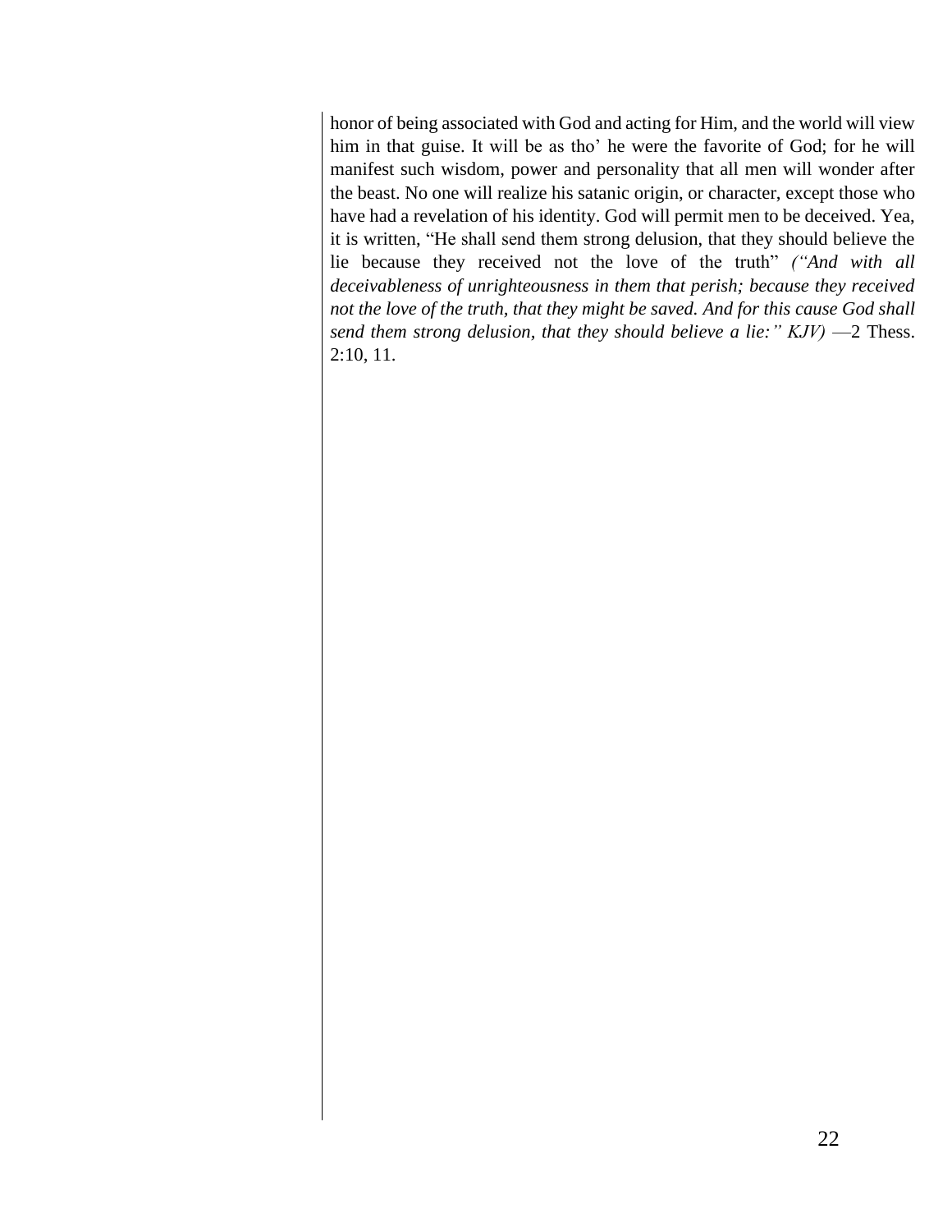honor of being associated with God and acting for Him, and the world will view him in that guise. It will be as tho' he were the favorite of God; for he will manifest such wisdom, power and personality that all men will wonder after the beast. No one will realize his satanic origin, or character, except those who have had a revelation of his identity. God will permit men to be deceived. Yea, it is written, "He shall send them strong delusion, that they should believe the lie because they received not the love of the truth" *("And with all deceivableness of unrighteousness in them that perish; because they received not the love of the truth, that they might be saved. And for this cause God shall send them strong delusion, that they should believe a lie:" KJV)* —2 Thess. 2:10, 11.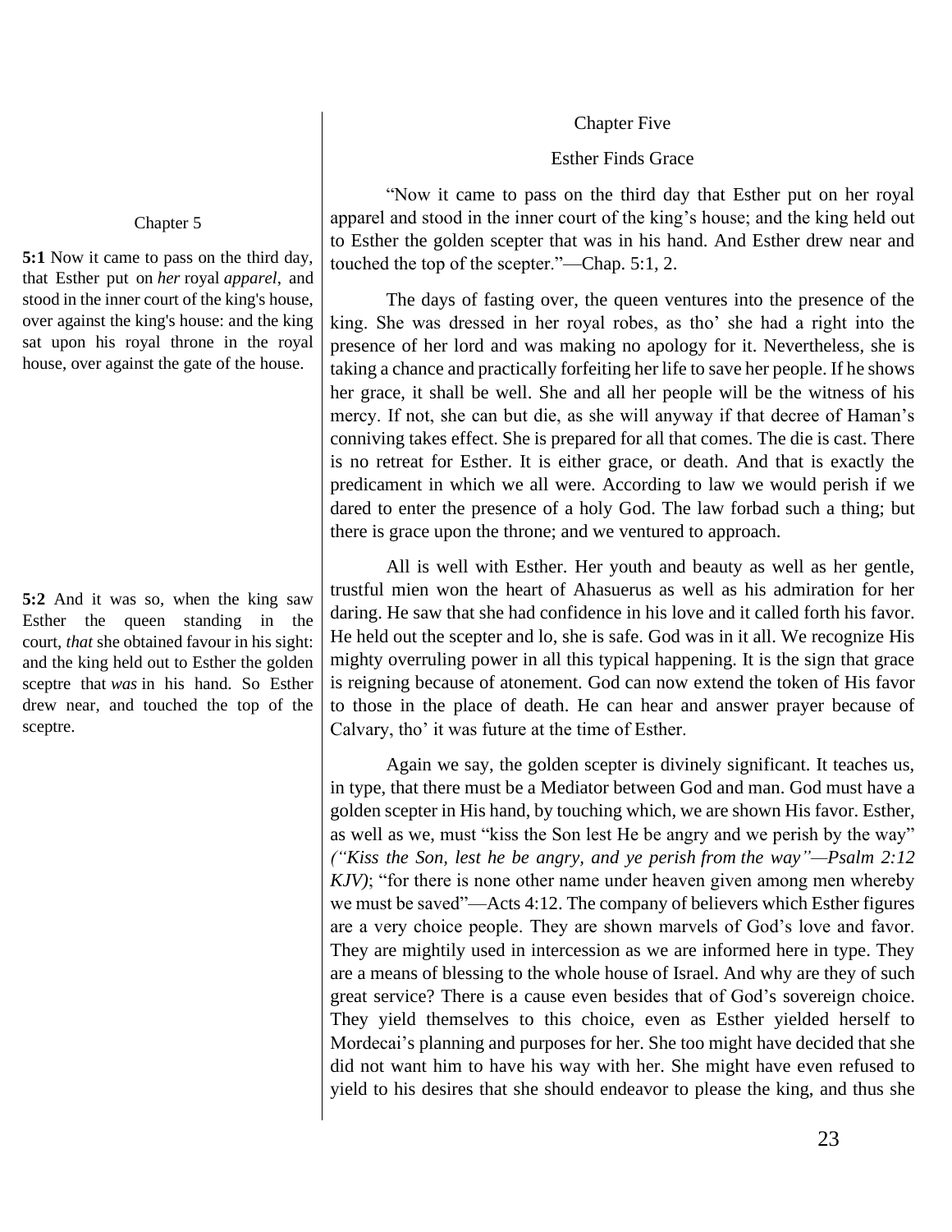## Chapter Five

### Esther Finds Grace

Chapter 5

**5:1** Now it came to pass on the third day, that Esther put on *her* royal *apparel*, and stood in the inner court of the king's house, over against the king's house: and the king sat upon his royal throne in the royal house, over against the gate of the house.

**5:2** And it was so, when the king saw Esther the queen standing in the court, *that* she obtained favour in his sight: and the king held out to Esther the golden sceptre that *was* in his hand. So Esther drew near, and touched the top of the sceptre.

"Now it came to pass on the third day that Esther put on her royal apparel and stood in the inner court of the king's house; and the king held out to Esther the golden scepter that was in his hand. And Esther drew near and touched the top of the scepter."—Chap. 5:1, 2.

The days of fasting over, the queen ventures into the presence of the king. She was dressed in her royal robes, as tho' she had a right into the presence of her lord and was making no apology for it. Nevertheless, she is taking a chance and practically forfeiting her life to save her people. If he shows her grace, it shall be well. She and all her people will be the witness of his mercy. If not, she can but die, as she will anyway if that decree of Haman's conniving takes effect. She is prepared for all that comes. The die is cast. There is no retreat for Esther. It is either grace, or death. And that is exactly the predicament in which we all were. According to law we would perish if we dared to enter the presence of a holy God. The law forbad such a thing; but there is grace upon the throne; and we ventured to approach.

All is well with Esther. Her youth and beauty as well as her gentle, trustful mien won the heart of Ahasuerus as well as his admiration for her daring. He saw that she had confidence in his love and it called forth his favor. He held out the scepter and lo, she is safe. God was in it all. We recognize His mighty overruling power in all this typical happening. It is the sign that grace is reigning because of atonement. God can now extend the token of His favor to those in the place of death. He can hear and answer prayer because of Calvary, tho' it was future at the time of Esther.

Again we say, the golden scepter is divinely significant. It teaches us, in type, that there must be a Mediator between God and man. God must have a golden scepter in His hand, by touching which, we are shown His favor. Esther, as well as we, must "kiss the Son lest He be angry and we perish by the way" *("Kiss the Son, lest he be angry, and ye perish from the way"—Psalm 2:12 KJV)*; "for there is none other name under heaven given among men whereby we must be saved"—Acts 4:12. The company of believers which Esther figures are a very choice people. They are shown marvels of God's love and favor. They are mightily used in intercession as we are informed here in type. They are a means of blessing to the whole house of Israel. And why are they of such great service? There is a cause even besides that of God's sovereign choice. They yield themselves to this choice, even as Esther yielded herself to Mordecai's planning and purposes for her. She too might have decided that she did not want him to have his way with her. She might have even refused to yield to his desires that she should endeavor to please the king, and thus she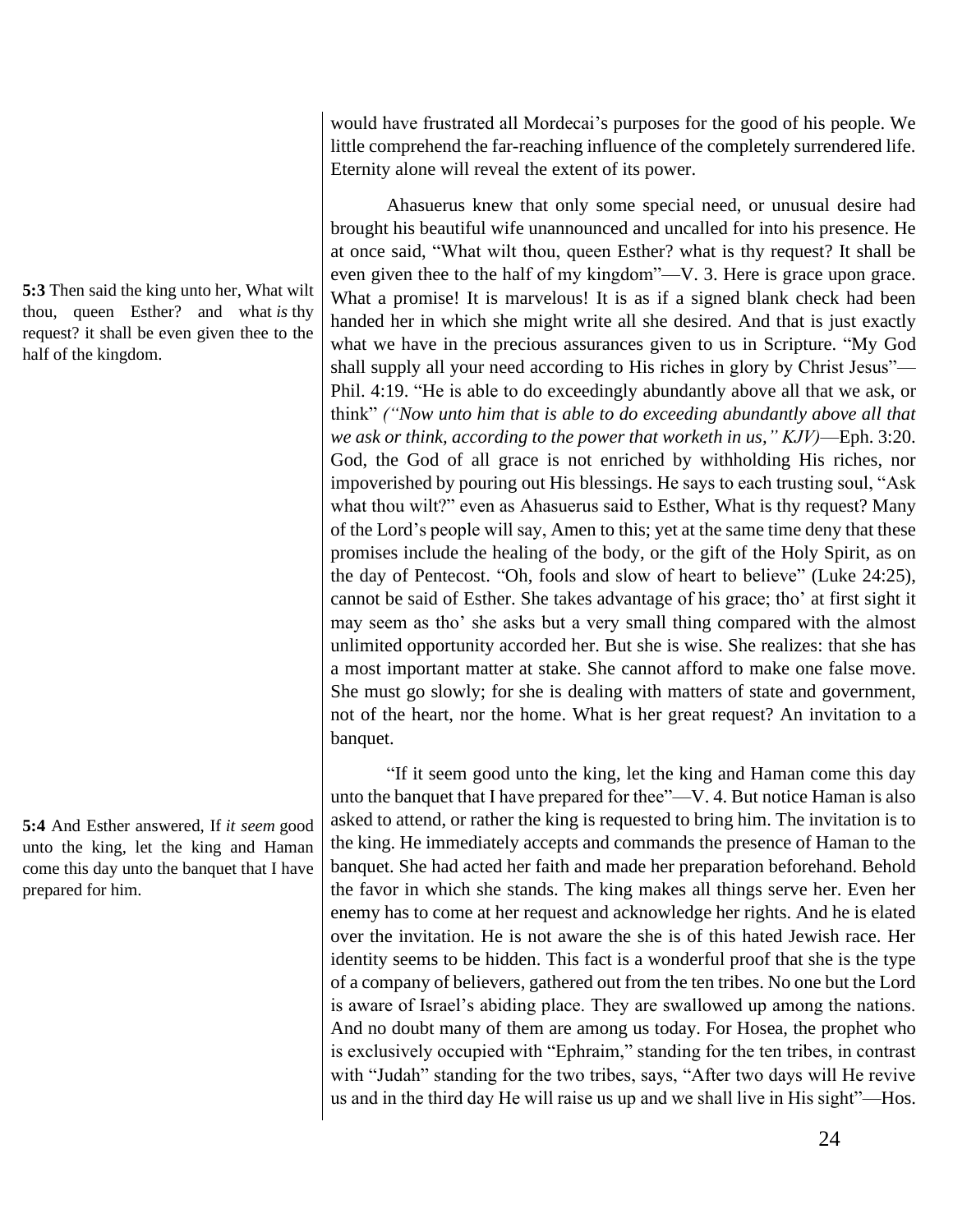would have frustrated all Mordecai's purposes for the good of his people. We little comprehend the far-reaching influence of the completely surrendered life. Eternity alone will reveal the extent of its power.

**5:3** Then said the king unto her, What wilt thou, queen Esther? and what *is* thy request? it shall be even given thee to the half of the kingdom.

Ahasuerus knew that only some special need, or unusual desire had brought his beautiful wife unannounced and uncalled for into his presence. He at once said, "What wilt thou, queen Esther? what is thy request? It shall be even given thee to the half of my kingdom"—V. 3. Here is grace upon grace. What a promise! It is marvelous! It is as if a signed blank check had been handed her in which she might write all she desired. And that is just exactly what we have in the precious assurances given to us in Scripture. "My God shall supply all your need according to His riches in glory by Christ Jesus"—Phil. 4:19. "He is able to do exceedingly abundantly above all that we ask, or think" *("Now unto him that is able to do exceeding abundantly above all that we ask or think, according to the power that worketh in us," KJV)*—Eph. 3:20. God, the God of all grace is not enriched by withholding His riches, nor impoverished by pouring out His blessings. He says to each trusting soul, "Ask what thou wilt?" even as Ahasuerus said to Esther, What is thy request? Many of the Lord's people will say, Amen to this; yet at the same time deny that these promises include the healing of the body, or the gift of the Holy Spirit, as on the day of Pentecost. "Oh, fools and slow of heart to believe" (Luke 24:25), cannot be said of Esther. She takes advantage of his grace; tho' at first sight it may seem as tho' she asks but a very small thing compared with the almost unlimited opportunity accorded her. But she is wise. She realizes: that she has a most important matter at stake. She cannot afford to make one false move. She must go slowly; for she is dealing with matters of state and government, not of the heart, nor the home. What is her great request? An invitation to a banquet.

**5:4** And Esther answered, If *it seem* good unto the king, let the king and Haman come this day unto the banquet that I have prepared for him.

"If it seem good unto the king, let the king and Haman come this day unto the banquet that I have prepared for thee"—V. 4. But notice Haman is also asked to attend, or rather the king is requested to bring him. The invitation is to the king. He immediately accepts and commands the presence of Haman to the banquet. She had acted her faith and made her preparation beforehand. Behold the favor in which she stands. The king makes all things serve her. Even her enemy has to come at her request and acknowledge her rights. And he is elated over the invitation. He is not aware the she is of this hated Jewish race. Her identity seems to be hidden. This fact is a wonderful proof that she is the type of a company of believers, gathered out from the ten tribes. No one but the Lord is aware of Israel's abiding place. They are swallowed up among the nations. And no doubt many of them are among us today. For Hosea, the prophet who is exclusively occupied with "Ephraim," standing for the ten tribes, in contrast with "Judah" standing for the two tribes, says, "After two days will He revive us and in the third day He will raise us up and we shall live in His sight"—Hos.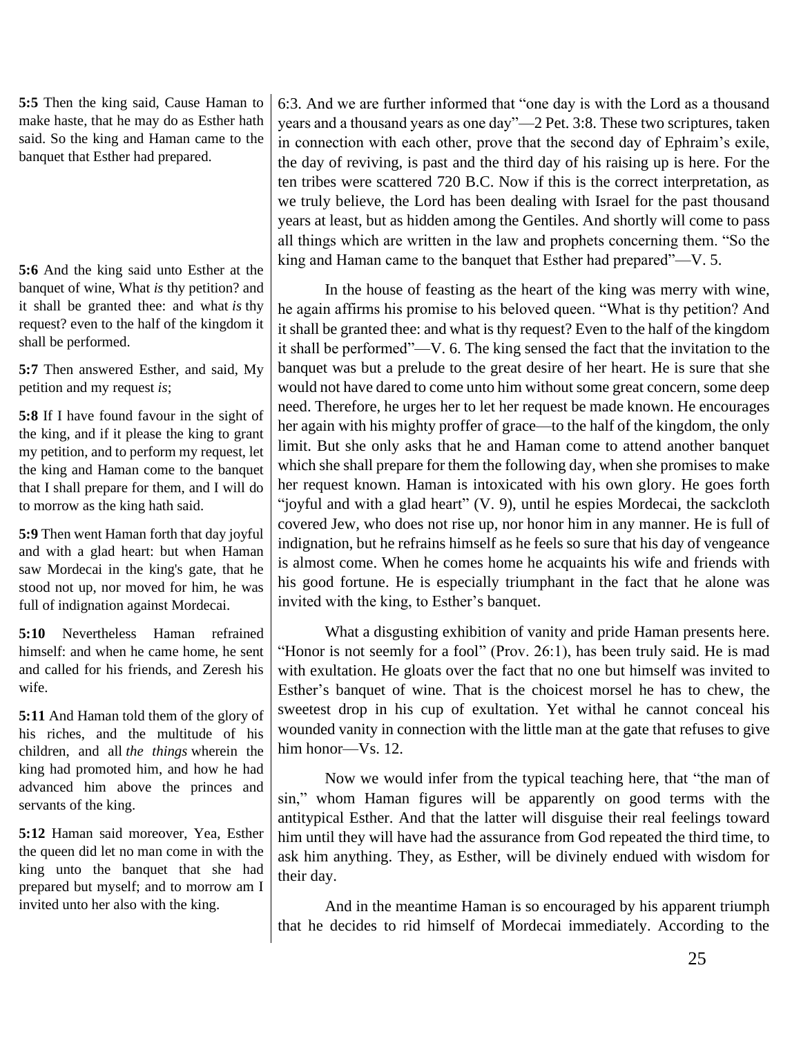**5:5** Then the king said, Cause Haman to make haste, that he may do as Esther hath said. So the king and Haman came to the banquet that Esther had prepared.

**5:6** And the king said unto Esther at the banquet of wine, What *is* thy petition? and it shall be granted thee: and what *is* thy request? even to the half of the kingdom it shall be performed.

**5:7** Then answered Esther, and said, My petition and my request *is*;

**5:8** If I have found favour in the sight of the king, and if it please the king to grant my petition, and to perform my request, let the king and Haman come to the banquet that I shall prepare for them, and I will do to morrow as the king hath said.

**5:9** Then went Haman forth that day joyful and with a glad heart: but when Haman saw Mordecai in the king's gate, that he stood not up, nor moved for him, he was full of indignation against Mordecai.

**5:10** Nevertheless Haman refrained himself: and when he came home, he sent and called for his friends, and Zeresh his wife.

**5:11** And Haman told them of the glory of his riches, and the multitude of his children, and all *the things* wherein the king had promoted him, and how he had advanced him above the princes and servants of the king.

**5:12** Haman said moreover, Yea, Esther the queen did let no man come in with the king unto the banquet that she had prepared but myself; and to morrow am I invited unto her also with the king.

6:3. And we are further informed that "one day is with the Lord as a thousand years and a thousand years as one day"—2 Pet. 3:8. These two scriptures, taken in connection with each other, prove that the second day of Ephraim's exile, the day of reviving, is past and the third day of his raising up is here. For the ten tribes were scattered 720 B.C. Now if this is the correct interpretation, as we truly believe, the Lord has been dealing with Israel for the past thousand years at least, but as hidden among the Gentiles. And shortly will come to pass all things which are written in the law and prophets concerning them. "So the king and Haman came to the banquet that Esther had prepared"—V. 5.

In the house of feasting as the heart of the king was merry with wine, he again affirms his promise to his beloved queen. "What is thy petition? And it shall be granted thee: and what is thy request? Even to the half of the kingdom it shall be performed"—V. 6. The king sensed the fact that the invitation to the banquet was but a prelude to the great desire of her heart. He is sure that she would not have dared to come unto him without some great concern, some deep need. Therefore, he urges her to let her request be made known. He encourages her again with his mighty proffer of grace—to the half of the kingdom, the only limit. But she only asks that he and Haman come to attend another banquet which she shall prepare for them the following day, when she promises to make her request known. Haman is intoxicated with his own glory. He goes forth "joyful and with a glad heart" (V. 9), until he espies Mordecai, the sackcloth covered Jew, who does not rise up, nor honor him in any manner. He is full of indignation, but he refrains himself as he feels so sure that his day of vengeance is almost come. When he comes home he acquaints his wife and friends with his good fortune. He is especially triumphant in the fact that he alone was invited with the king, to Esther's banquet.

What a disgusting exhibition of vanity and pride Haman presents here. "Honor is not seemly for a fool" (Prov. 26:1), has been truly said. He is mad with exultation. He gloats over the fact that no one but himself was invited to Esther's banquet of wine. That is the choicest morsel he has to chew, the sweetest drop in his cup of exultation. Yet withal he cannot conceal his wounded vanity in connection with the little man at the gate that refuses to give him honor—Vs. 12.

Now we would infer from the typical teaching here, that "the man of sin," whom Haman figures will be apparently on good terms with the antitypical Esther. And that the latter will disguise their real feelings toward him until they will have had the assurance from God repeated the third time, to ask him anything. They, as Esther, will be divinely endued with wisdom for their day.

And in the meantime Haman is so encouraged by his apparent triumph that he decides to rid himself of Mordecai immediately. According to the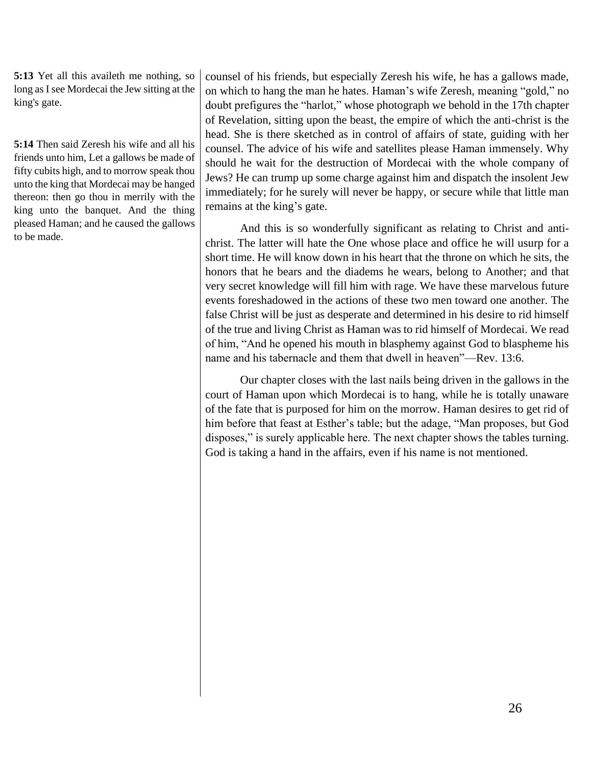**5:13** Yet all this availeth me nothing, so long as I see Mordecai the Jew sitting at the king's gate.

**5:14** Then said Zeresh his wife and all his friends unto him, Let a gallows be made of fifty cubits high, and to morrow speak thou unto the king that Mordecai may be hanged thereon: then go thou in merrily with the king unto the banquet. And the thing pleased Haman; and he caused the gallows to be made.

counsel of his friends, but especially Zeresh his wife, he has a gallows made, on which to hang the man he hates. Haman's wife Zeresh, meaning "gold," no doubt prefigures the "harlot," whose photograph we behold in the 17th chapter of Revelation, sitting upon the beast, the empire of which the anti-christ is the head. She is there sketched as in control of affairs of state, guiding with her counsel. The advice of his wife and satellites please Haman immensely. Why should he wait for the destruction of Mordecai with the whole company of Jews? He can trump up some charge against him and dispatch the insolent Jew immediately; for he surely will never be happy, or secure while that little man remains at the king's gate.

And this is so wonderfully significant as relating to Christ and anti-christ. The latter will hate the One whose place and office he will usurp for a short time. He will know down in his heart that the throne on which he sits, the honors that he bears and the diadems he wears, belong to Another; and that very secret knowledge will fill him with rage. We have these marvelous future events foreshadowed in the actions of these two men toward one another. The false Christ will be just as desperate and determined in his desire to rid himself of the true and living Christ as Haman was to rid himself of Mordecai. We read of him, "And he opened his mouth in blasphemy against God to blaspheme his name and his tabernacle and them that dwell in heaven"—Rev. 13:6.

Our chapter closes with the last nails being driven in the gallows in the court of Haman upon which Mordecai is to hang, while he is totally unaware of the fate that is purposed for him on the morrow. Haman desires to get rid of him before that feast at Esther's table; but the adage, "Man proposes, but God disposes," is surely applicable here. The next chapter shows the tables turning. God is taking a hand in the affairs, even if his name is not mentioned.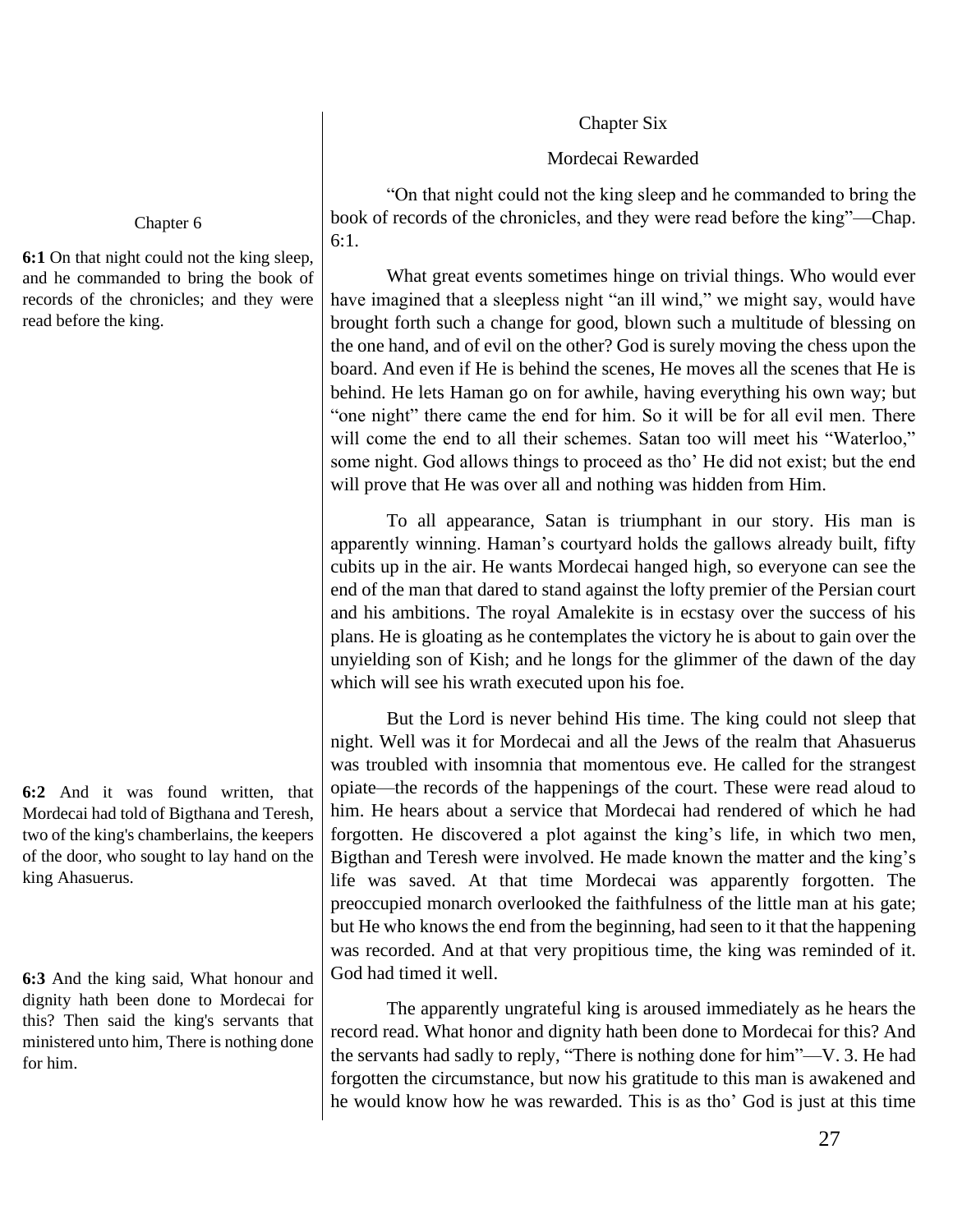## Chapter Six

### Mordecai Rewarded

Chapter 6

**6:1** On that night could not the king sleep, and he commanded to bring the book of records of the chronicles; and they were read before the king.

**6:2** And it was found written, that Mordecai had told of Bigthana and Teresh, two of the king's chamberlains, the keepers of the door, who sought to lay hand on the king Ahasuerus.

**6:3** And the king said, What honour and dignity hath been done to Mordecai for this? Then said the king's servants that ministered unto him, There is nothing done for him.

"On that night could not the king sleep and he commanded to bring the book of records of the chronicles, and they were read before the king"—Chap. 6:1.

What great events sometimes hinge on trivial things. Who would ever have imagined that a sleepless night "an ill wind," we might say, would have brought forth such a change for good, blown such a multitude of blessing on the one hand, and of evil on the other? God is surely moving the chess upon the board. And even if He is behind the scenes, He moves all the scenes that He is behind. He lets Haman go on for awhile, having everything his own way; but "one night" there came the end for him. So it will be for all evil men. There will come the end to all their schemes. Satan too will meet his "Waterloo," some night. God allows things to proceed as tho' He did not exist; but the end will prove that He was over all and nothing was hidden from Him.

To all appearance, Satan is triumphant in our story. His man is apparently winning. Haman's courtyard holds the gallows already built, fifty cubits up in the air. He wants Mordecai hanged high, so everyone can see the end of the man that dared to stand against the lofty premier of the Persian court and his ambitions. The royal Amalekite is in ecstasy over the success of his plans. He is gloating as he contemplates the victory he is about to gain over the unyielding son of Kish; and he longs for the glimmer of the dawn of the day which will see his wrath executed upon his foe.

But the Lord is never behind His time. The king could not sleep that night. Well was it for Mordecai and all the Jews of the realm that Ahasuerus was troubled with insomnia that momentous eve. He called for the strangest opiate—the records of the happenings of the court. These were read aloud to him. He hears about a service that Mordecai had rendered of which he had forgotten. He discovered a plot against the king's life, in which two men, Bigthan and Teresh were involved. He made known the matter and the king's life was saved. At that time Mordecai was apparently forgotten. The preoccupied monarch overlooked the faithfulness of the little man at his gate; but He who knows the end from the beginning, had seen to it that the happening was recorded. And at that very propitious time, the king was reminded of it. God had timed it well.

The apparently ungrateful king is aroused immediately as he hears the record read. What honor and dignity hath been done to Mordecai for this? And the servants had sadly to reply, "There is nothing done for him"—V. 3. He had forgotten the circumstance, but now his gratitude to this man is awakened and he would know how he was rewarded. This is as tho' God is just at this time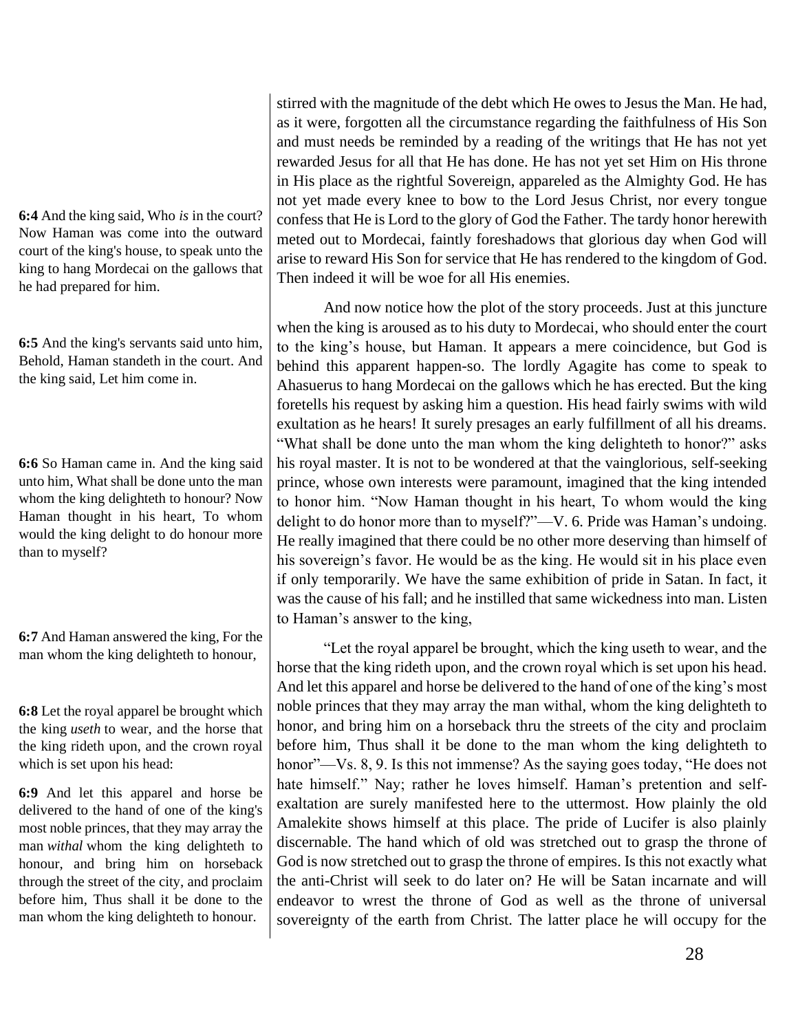stirred with the magnitude of the debt which He owes to Jesus the Man. He had, as it were, forgotten all the circumstance regarding the faithfulness of His Son and must needs be reminded by a reading of the writings that He has not yet rewarded Jesus for all that He has done. He has not yet set Him on His throne in His place as the rightful Sovereign, appareled as the Almighty God. He has not yet made every knee to bow to the Lord Jesus Christ, nor every tongue confess that He is Lord to the glory of God the Father. The tardy honor herewith meted out to Mordecai, faintly foreshadows that glorious day when God will arise to reward His Son for service that He has rendered to the kingdom of God. Then indeed it will be woe for all His enemies.

**6:4** And the king said, Who *is* in the court? Now Haman was come into the outward court of the king's house, to speak unto the king to hang Mordecai on the gallows that he had prepared for him.

**6:5** And the king's servants said unto him, Behold, Haman standeth in the court. And the king said, Let him come in.

And now notice how the plot of the story proceeds. Just at this juncture when the king is aroused as to his duty to Mordecai, who should enter the court to the king's house, but Haman. It appears a mere coincidence, but God is behind this apparent happen-so. The lordly Agagite has come to speak to Ahasuerus to hang Mordecai on the gallows which he has erected. But the king foretells his request by asking him a question. His head fairly swims with wild exultation as he hears! It surely presages an early fulfillment of all his dreams. "What shall be done unto the man whom the king delighteth to honor?" asks his royal master. It is not to be wondered at that the vainglorious, self-seeking prince, whose own interests were paramount, imagined that the king intended to honor him. "Now Haman thought in his heart, To whom would the king delight to do honor more than to myself?"—V. 6. Pride was Haman's undoing. He really imagined that there could be no other more deserving than himself of his sovereign's favor. He would be as the king. He would sit in his place even if only temporarily. We have the same exhibition of pride in Satan. In fact, it was the cause of his fall; and he instilled that same wickedness into man. Listen to Haman's answer to the king,

**6:6** So Haman came in. And the king said unto him, What shall be done unto the man whom the king delighteth to honour? Now Haman thought in his heart, To whom would the king delight to do honour more than to myself?

**6:7** And Haman answered the king, For the man whom the king delighteth to honour,

**6:8** Let the royal apparel be brought which the king *useth* to wear, and the horse that the king rideth upon, and the crown royal which is set upon his head:

**6:9** And let this apparel and horse be delivered to the hand of one of the king's most noble princes, that they may array the man *withal* whom the king delighteth to honour, and bring him on horseback through the street of the city, and proclaim before him, Thus shall it be done to the man whom the king delighteth to honour.

"Let the royal apparel be brought, which the king useth to wear, and the horse that the king rideth upon, and the crown royal which is set upon his head. And let this apparel and horse be delivered to the hand of one of the king's most noble princes that they may array the man withal, whom the king delighteth to honor, and bring him on a horseback thru the streets of the city and proclaim before him, Thus shall it be done to the man whom the king delighteth to honor"—Vs. 8, 9. Is this not immense? As the saying goes today, "He does not hate himself." Nay; rather he loves himself. Haman's pretention and self-exaltation are surely manifested here to the uttermost. How plainly the old Amalekite shows himself at this place. The pride of Lucifer is also plainly discernable. The hand which of old was stretched out to grasp the throne of God is now stretched out to grasp the throne of empires. Is this not exactly what the anti-Christ will seek to do later on? He will be Satan incarnate and will endeavor to wrest the throne of God as well as the throne of universal sovereignty of the earth from Christ. The latter place he will occupy for the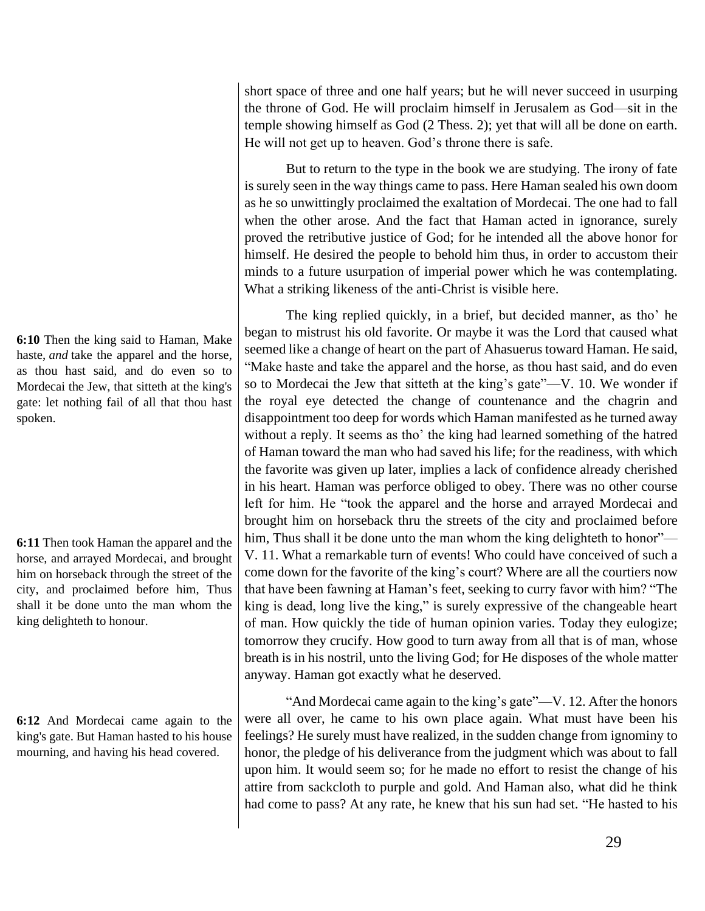short space of three and one half years; but he will never succeed in usurping the throne of God. He will proclaim himself in Jerusalem as God—sit in the temple showing himself as God (2 Thess. 2); yet that will all be done on earth. He will not get up to heaven. God's throne there is safe.

But to return to the type in the book we are studying. The irony of fate is surely seen in the way things came to pass. Here Haman sealed his own doom as he so unwittingly proclaimed the exaltation of Mordecai. The one had to fall when the other arose. And the fact that Haman acted in ignorance, surely proved the retributive justice of God; for he intended all the above honor for himself. He desired the people to behold him thus, in order to accustom their minds to a future usurpation of imperial power which he was contemplating. What a striking likeness of the anti-Christ is visible here.

**6:10** Then the king said to Haman, Make haste, *and* take the apparel and the horse, as thou hast said, and do even so to Mordecai the Jew, that sitteth at the king's gate: let nothing fail of all that thou hast spoken.

The king replied quickly, in a brief, but decided manner, as tho' he began to mistrust his old favorite. Or maybe it was the Lord that caused what seemed like a change of heart on the part of Ahasuerus toward Haman. He said, "Make haste and take the apparel and the horse, as thou hast said, and do even so to Mordecai the Jew that sitteth at the king's gate"—V. 10. We wonder if the royal eye detected the change of countenance and the chagrin and disappointment too deep for words which Haman manifested as he turned away without a reply. It seems as tho' the king had learned something of the hatred of Haman toward the man who had saved his life; for the readiness, with which the favorite was given up later, implies a lack of confidence already cherished in his heart. Haman was perforce obliged to obey. There was no other course left for him. He "took the apparel and the horse and arrayed Mordecai and brought him on horseback thru the streets of the city and proclaimed before him, Thus shall it be done unto the man whom the king delighteth to honor"—V. 11. What a remarkable turn of events! Who could have conceived of such a come down for the favorite of the king's court? Where are all the courtiers now that have been fawning at Haman's feet, seeking to curry favor with him? "The king is dead, long live the king," is surely expressive of the changeable heart of man. How quickly the tide of human opinion varies. Today they eulogize; tomorrow they crucify. How good to turn away from all that is of man, whose breath is in his nostril, unto the living God; for He disposes of the whole matter anyway. Haman got exactly what he deserved.

**6:11** Then took Haman the apparel and the horse, and arrayed Mordecai, and brought him on horseback through the street of the city, and proclaimed before him, Thus shall it be done unto the man whom the king delighteth to honour.

**6:12** And Mordecai came again to the king's gate. But Haman hasted to his house mourning, and having his head covered.

"And Mordecai came again to the king's gate"—V. 12. After the honors were all over, he came to his own place again. What must have been his feelings? He surely must have realized, in the sudden change from ignominy to honor, the pledge of his deliverance from the judgment which was about to fall upon him. It would seem so; for he made no effort to resist the change of his attire from sackcloth to purple and gold. And Haman also, what did he think had come to pass? At any rate, he knew that his sun had set. "He hasted to his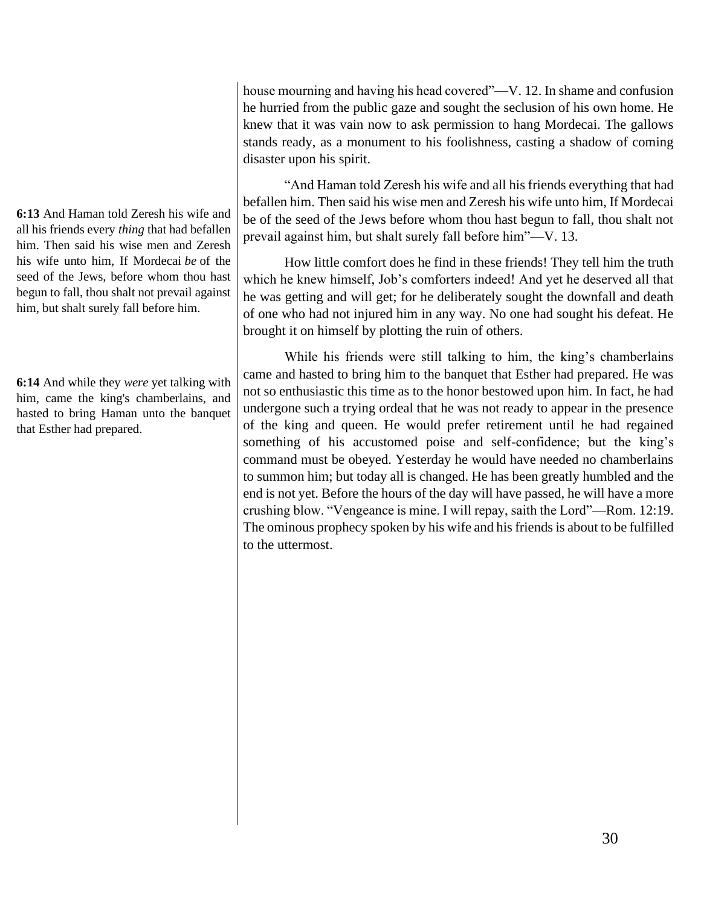house mourning and having his head covered"—V. 12. In shame and confusion he hurried from the public gaze and sought the seclusion of his own home. He knew that it was vain now to ask permission to hang Mordecai. The gallows stands ready, as a monument to his foolishness, casting a shadow of coming disaster upon his spirit.

**6:13** And Haman told Zeresh his wife and all his friends every *thing* that had befallen him. Then said his wise men and Zeresh his wife unto him, If Mordecai *be* of the seed of the Jews, before whom thou hast begun to fall, thou shalt not prevail against him, but shalt surely fall before him.

"And Haman told Zeresh his wife and all his friends everything that had befallen him. Then said his wise men and Zeresh his wife unto him, If Mordecai be of the seed of the Jews before whom thou hast begun to fall, thou shalt not prevail against him, but shalt surely fall before him"—V. 13.

How little comfort does he find in these friends! They tell him the truth which he knew himself, Job's comforters indeed! And yet he deserved all that he was getting and will get; for he deliberately sought the downfall and death of one who had not injured him in any way. No one had sought his defeat. He brought it on himself by plotting the ruin of others.

**6:14** And while they *were* yet talking with him, came the king's chamberlains, and hasted to bring Haman unto the banquet that Esther had prepared.

While his friends were still talking to him, the king's chamberlains came and hasted to bring him to the banquet that Esther had prepared. He was not so enthusiastic this time as to the honor bestowed upon him. In fact, he had undergone such a trying ordeal that he was not ready to appear in the presence of the king and queen. He would prefer retirement until he had regained something of his accustomed poise and self-confidence; but the king's command must be obeyed. Yesterday he would have needed no chamberlains to summon him; but today all is changed. He has been greatly humbled and the end is not yet. Before the hours of the day will have passed, he will have a more crushing blow. "Vengeance is mine. I will repay, saith the Lord"—Rom. 12:19. The ominous prophecy spoken by his wife and his friends is about to be fulfilled to the uttermost.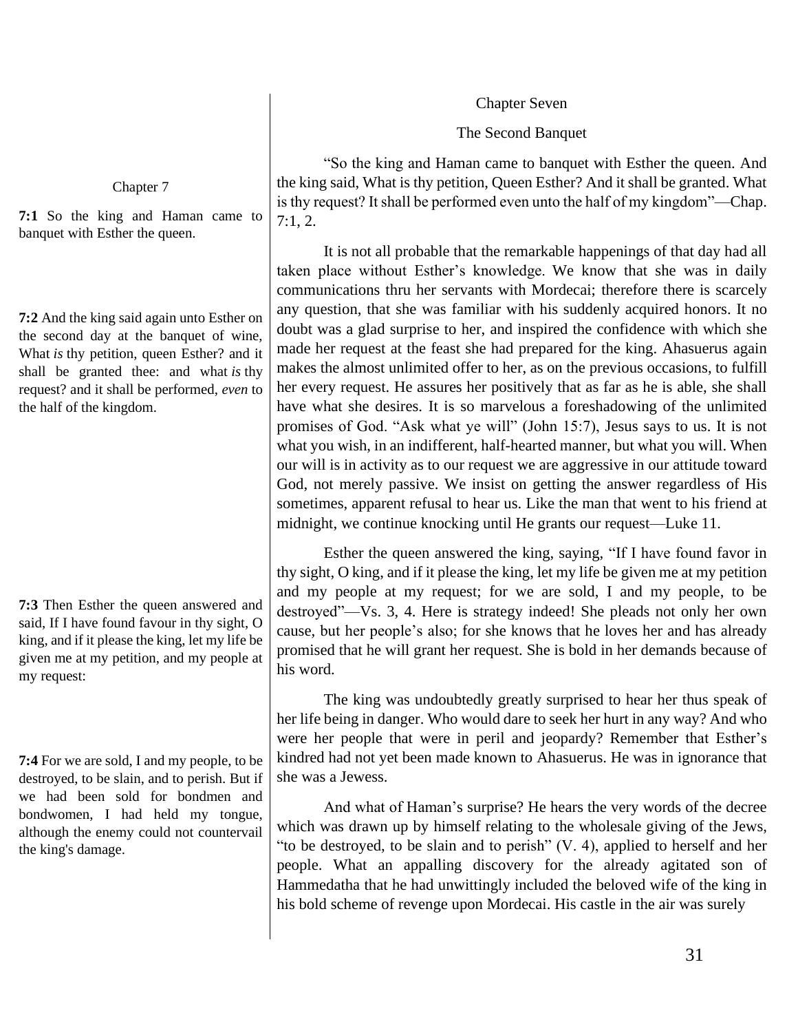## Chapter 7

**7:1** So the king and Haman came to banquet with Esther the queen.

**7:2** And the king said again unto Esther on the second day at the banquet of wine, What *is* thy petition, queen Esther? and it shall be granted thee: and what *is* thy request? and it shall be performed, *even* to the half of the kingdom.

**7:3** Then Esther the queen answered and said, If I have found favour in thy sight, O king, and if it please the king, let my life be given me at my petition, and my people at my request:

**7:4** For we are sold, I and my people, to be destroyed, to be slain, and to perish. But if we had been sold for bondmen and bondwomen, I had held my tongue, although the enemy could not countervail the king's damage.

## Chapter Seven

### The Second Banquet

"So the king and Haman came to banquet with Esther the queen. And the king said, What is thy petition, Queen Esther? And it shall be granted. What is thy request? It shall be performed even unto the half of my kingdom"—Chap. 7:1, 2.

It is not all probable that the remarkable happenings of that day had all taken place without Esther's knowledge. We know that she was in daily communications thru her servants with Mordecai; therefore there is scarcely any question, that she was familiar with his suddenly acquired honors. It no doubt was a glad surprise to her, and inspired the confidence with which she made her request at the feast she had prepared for the king. Ahasuerus again makes the almost unlimited offer to her, as on the previous occasions, to fulfill her every request. He assures her positively that as far as he is able, she shall have what she desires. It is so marvelous a foreshadowing of the unlimited promises of God. "Ask what ye will" (John 15:7), Jesus says to us. It is not what you wish, in an indifferent, half-hearted manner, but what you will. When our will is in activity as to our request we are aggressive in our attitude toward God, not merely passive. We insist on getting the answer regardless of His sometimes, apparent refusal to hear us. Like the man that went to his friend at midnight, we continue knocking until He grants our request—Luke 11.

Esther the queen answered the king, saying, "If I have found favor in thy sight, O king, and if it please the king, let my life be given me at my petition and my people at my request; for we are sold, I and my people, to be destroyed"—Vs. 3, 4. Here is strategy indeed! She pleads not only her own cause, but her people's also; for she knows that he loves her and has already promised that he will grant her request. She is bold in her demands because of his word.

The king was undoubtedly greatly surprised to hear her thus speak of her life being in danger. Who would dare to seek her hurt in any way? And who were her people that were in peril and jeopardy? Remember that Esther's kindred had not yet been made known to Ahasuerus. He was in ignorance that she was a Jewess.

And what of Haman's surprise? He hears the very words of the decree which was drawn up by himself relating to the wholesale giving of the Jews, "to be destroyed, to be slain and to perish" (V. 4), applied to herself and her people. What an appalling discovery for the already agitated son of Hammedatha that he had unwittingly included the beloved wife of the king in his bold scheme of revenge upon Mordecai. His castle in the air was surely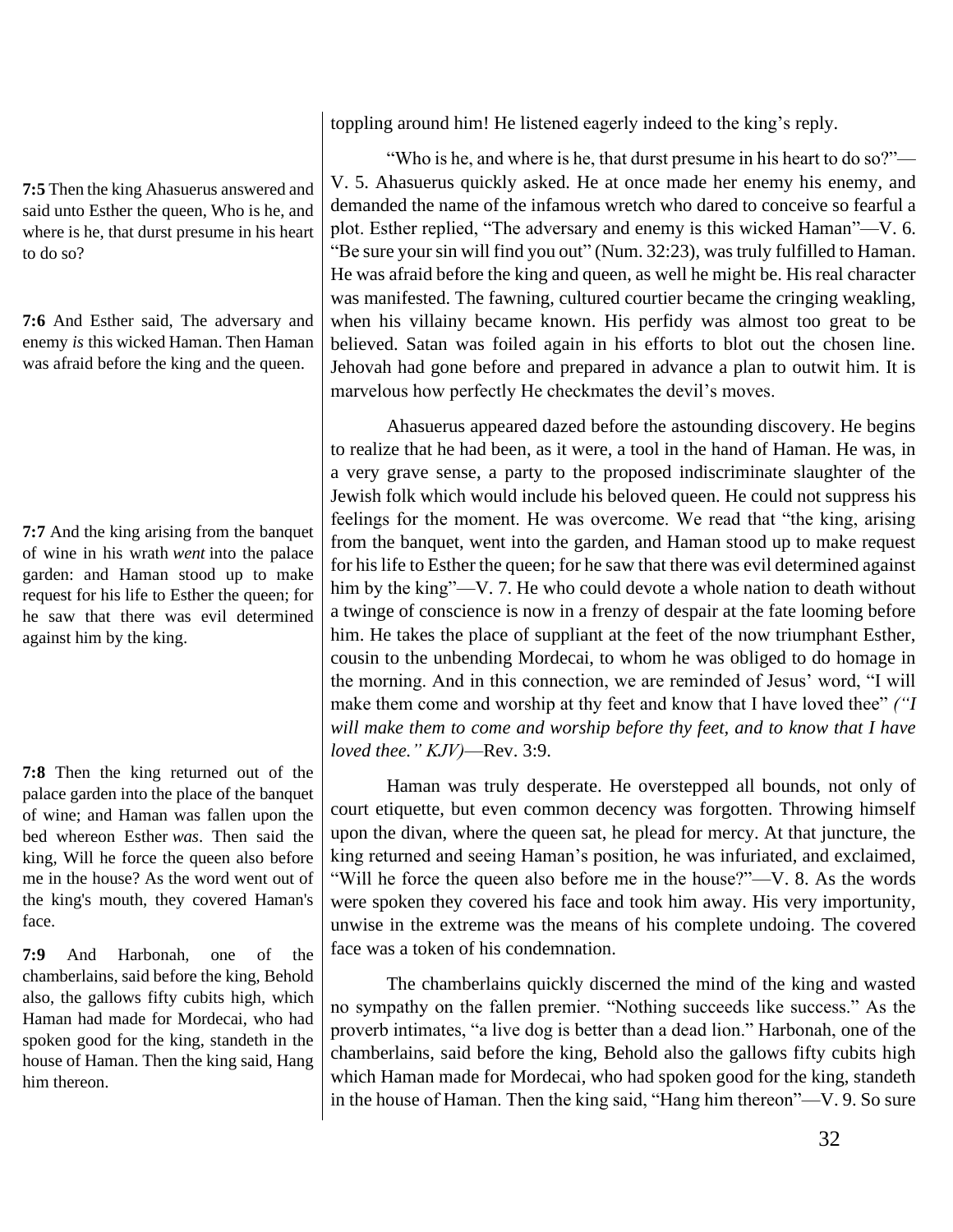toppling around him! He listened eagerly indeed to the king's reply.

**7:5** Then the king Ahasuerus answered and said unto Esther the queen, Who is he, and where is he, that durst presume in his heart to do so?

"Who is he, and where is he, that durst presume in his heart to do so?"—V. 5. Ahasuerus quickly asked. He at once made her enemy his enemy, and demanded the name of the infamous wretch who dared to conceive so fearful a plot. Esther replied, "The adversary and enemy is this wicked Haman"—V. 6. "Be sure your sin will find you out" (Num. 32:23), was truly fulfilled to Haman. He was afraid before the king and queen, as well he might be. His real character was manifested. The fawning, cultured courtier became the cringing weakling, when his villainy became known. His perfidy was almost too great to be believed. Satan was foiled again in his efforts to blot out the chosen line. Jehovah had gone before and prepared in advance a plan to outwit him. It is marvelous how perfectly He checkmates the devil's moves.

**7:6** And Esther said, The adversary and enemy *is* this wicked Haman. Then Haman was afraid before the king and the queen.

Ahasuerus appeared dazed before the astounding discovery. He begins to realize that he had been, as it were, a tool in the hand of Haman. He was, in a very grave sense, a party to the proposed indiscriminate slaughter of the Jewish folk which would include his beloved queen. He could not suppress his feelings for the moment. He was overcome. We read that "the king, arising from the banquet, went into the garden, and Haman stood up to make request for his life to Esther the queen; for he saw that there was evil determined against him by the king"—V. 7. He who could devote a whole nation to death without a twinge of conscience is now in a frenzy of despair at the fate looming before him. He takes the place of suppliant at the feet of the now triumphant Esther, cousin to the unbending Mordecai, to whom he was obliged to do homage in the morning. And in this connection, we are reminded of Jesus' word, "I will make them come and worship at thy feet and know that I have loved thee" *("I will make them to come and worship before thy feet, and to know that I have loved thee." KJV)*—Rev. 3:9.

**7:7** And the king arising from the banquet of wine in his wrath *went* into the palace garden: and Haman stood up to make request for his life to Esther the queen; for he saw that there was evil determined against him by the king.

Haman was truly desperate. He overstepped all bounds, not only of court etiquette, but even common decency was forgotten. Throwing himself upon the divan, where the queen sat, he plead for mercy. At that juncture, the king returned and seeing Haman's position, he was infuriated, and exclaimed, "Will he force the queen also before me in the house?"—V. 8. As the words were spoken they covered his face and took him away. His very importunity, unwise in the extreme was the means of his complete undoing. The covered face was a token of his condemnation.

**7:8** Then the king returned out of the palace garden into the place of the banquet of wine; and Haman was fallen upon the bed whereon Esther *was*. Then said the king, Will he force the queen also before me in the house? As the word went out of the king's mouth, they covered Haman's face.

**7:9** And Harbonah, one of the chamberlains, said before the king, Behold also, the gallows fifty cubits high, which Haman had made for Mordecai, who had spoken good for the king, standeth in the house of Haman. Then the king said, Hang him thereon.

The chamberlains quickly discerned the mind of the king and wasted no sympathy on the fallen premier. "Nothing succeeds like success." As the proverb intimates, "a live dog is better than a dead lion." Harbonah, one of the chamberlains, said before the king, Behold also the gallows fifty cubits high which Haman made for Mordecai, who had spoken good for the king, standeth in the house of Haman. Then the king said, "Hang him thereon"—V. 9. So sure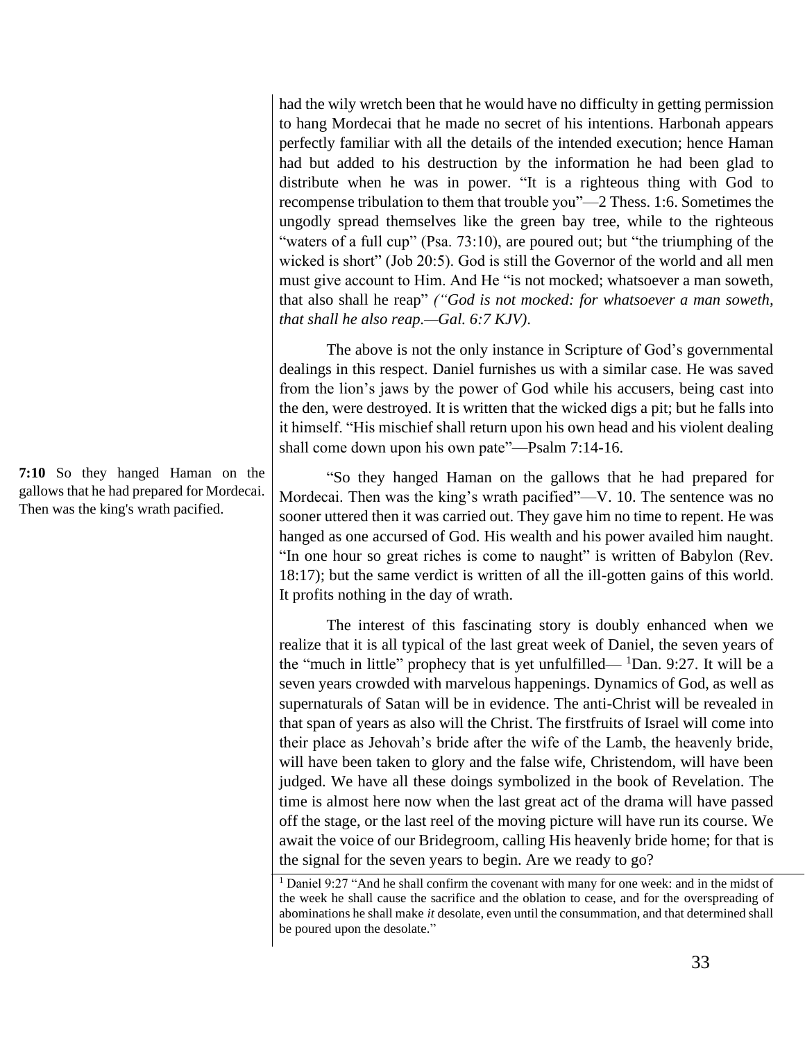had the wily wretch been that he would have no difficulty in getting permission to hang Mordecai that he made no secret of his intentions. Harbonah appears perfectly familiar with all the details of the intended execution; hence Haman had but added to his destruction by the information he had been glad to distribute when he was in power. "It is a righteous thing with God to recompense tribulation to them that trouble you"—2 Thess. 1:6. Sometimes the ungodly spread themselves like the green bay tree, while to the righteous "waters of a full cup" (Psa. 73:10), are poured out; but "the triumphing of the wicked is short" (Job 20:5). God is still the Governor of the world and all men must give account to Him. And He "is not mocked; whatsoever a man soweth, that also shall he reap" *("God is not mocked: for whatsoever a man soweth, that shall he also reap.—Gal. 6:7 KJV)*.

The above is not the only instance in Scripture of God's governmental dealings in this respect. Daniel furnishes us with a similar case. He was saved from the lion's jaws by the power of God while his accusers, being cast into the den, were destroyed. It is written that the wicked digs a pit; but he falls into it himself. "His mischief shall return upon his own head and his violent dealing shall come down upon his own pate"—Psalm 7:14-16.

**7:10** So they hanged Haman on the gallows that he had prepared for Mordecai. Then was the king's wrath pacified.

"So they hanged Haman on the gallows that he had prepared for Mordecai. Then was the king's wrath pacified"—V. 10. The sentence was no sooner uttered then it was carried out. They gave him no time to repent. He was hanged as one accursed of God. His wealth and his power availed him naught. "In one hour so great riches is come to naught" is written of Babylon (Rev. 18:17); but the same verdict is written of all the ill-gotten gains of this world. It profits nothing in the day of wrath.

The interest of this fascinating story is doubly enhanced when we realize that it is all typical of the last great week of Daniel, the seven years of the "much in little" prophecy that is yet unfulfilled— [1]Dan. 9:27. It will be a seven years crowded with marvelous happenings. Dynamics of God, as well as supernaturals of Satan will be in evidence. The anti-Christ will be revealed in that span of years as also will the Christ. The firstfruits of Israel will come into their place as Jehovah's bride after the wife of the Lamb, the heavenly bride, will have been taken to glory and the false wife, Christendom, will have been judged. We have all these doings symbolized in the book of Revelation. The time is almost here now when the last great act of the drama will have passed off the stage, or the last reel of the moving picture will have run its course. We await the voice of our Bridegroom, calling His heavenly bride home; for that is the signal for the seven years to begin. Are we ready to go?

---

[1] Daniel 9:27 "And he shall confirm the covenant with many for one week: and in the midst of the week he shall cause the sacrifice and the oblation to cease, and for the overspreading of abominations he shall make *it* desolate, even until the consummation, and that determined shall be poured upon the desolate."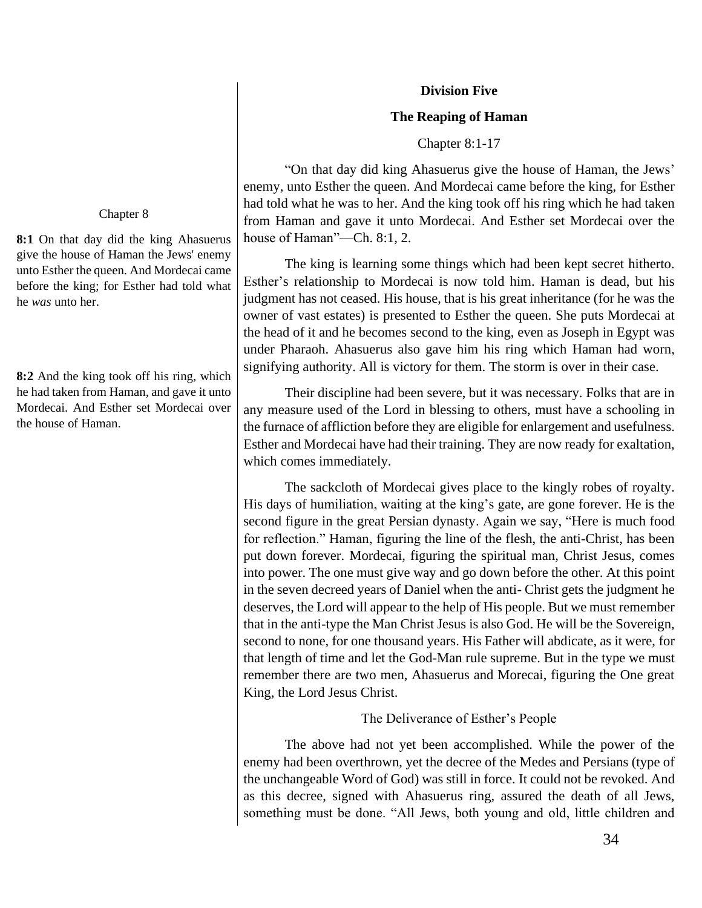## Division Five

## The Reaping of Haman

Chapter 8:1-17

Chapter 8

**8:1** On that day did the king Ahasuerus give the house of Haman the Jews' enemy unto Esther the queen. And Mordecai came before the king; for Esther had told what he *was* unto her.

**8:2** And the king took off his ring, which he had taken from Haman, and gave it unto Mordecai. And Esther set Mordecai over the house of Haman.

"On that day did king Ahasuerus give the house of Haman, the Jews' enemy, unto Esther the queen. And Mordecai came before the king, for Esther had told what he was to her. And the king took off his ring which he had taken from Haman and gave it unto Mordecai. And Esther set Mordecai over the house of Haman"—Ch. 8:1, 2.

The king is learning some things which had been kept secret hitherto. Esther's relationship to Mordecai is now told him. Haman is dead, but his judgment has not ceased. His house, that is his great inheritance (for he was the owner of vast estates) is presented to Esther the queen. She puts Mordecai at the head of it and he becomes second to the king, even as Joseph in Egypt was under Pharaoh. Ahasuerus also gave him his ring which Haman had worn, signifying authority. All is victory for them. The storm is over in their case.

Their discipline had been severe, but it was necessary. Folks that are in any measure used of the Lord in blessing to others, must have a schooling in the furnace of affliction before they are eligible for enlargement and usefulness. Esther and Mordecai have had their training. They are now ready for exaltation, which comes immediately.

The sackcloth of Mordecai gives place to the kingly robes of royalty. His days of humiliation, waiting at the king's gate, are gone forever. He is the second figure in the great Persian dynasty. Again we say, "Here is much food for reflection." Haman, figuring the line of the flesh, the anti-Christ, has been put down forever. Mordecai, figuring the spiritual man, Christ Jesus, comes into power. The one must give way and go down before the other. At this point in the seven decreed years of Daniel when the anti- Christ gets the judgment he deserves, the Lord will appear to the help of His people. But we must remember that in the anti-type the Man Christ Jesus is also God. He will be the Sovereign, second to none, for one thousand years. His Father will abdicate, as it were, for that length of time and let the God-Man rule supreme. But in the type we must remember there are two men, Ahasuerus and Morecai, figuring the One great King, the Lord Jesus Christ.

### The Deliverance of Esther's People

The above had not yet been accomplished. While the power of the enemy had been overthrown, yet the decree of the Medes and Persians (type of the unchangeable Word of God) was still in force. It could not be revoked. And as this decree, signed with Ahasuerus ring, assured the death of all Jews, something must be done. "All Jews, both young and old, little children and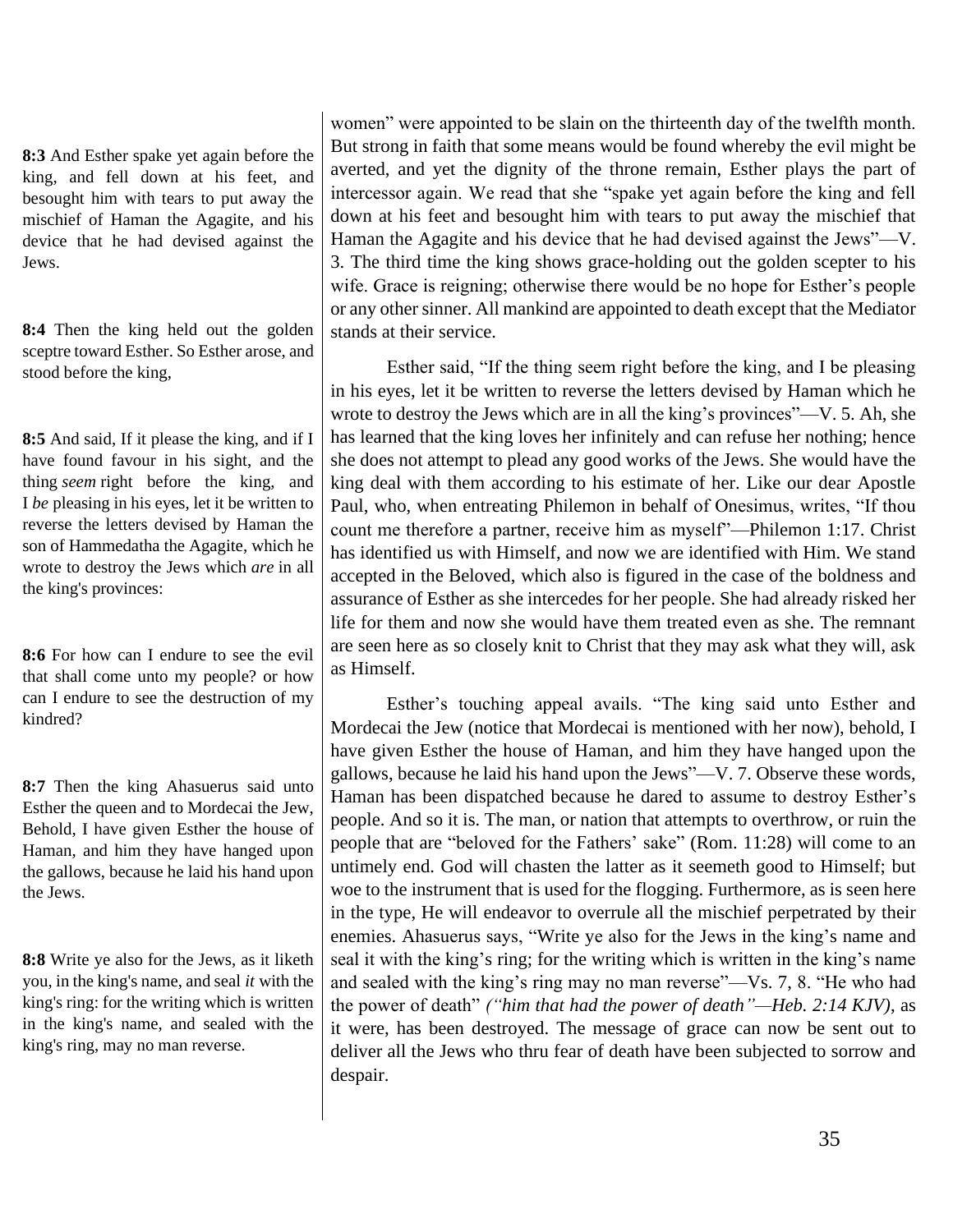**8:3** And Esther spake yet again before the king, and fell down at his feet, and besought him with tears to put away the mischief of Haman the Agagite, and his device that he had devised against the Jews.

**8:4** Then the king held out the golden sceptre toward Esther. So Esther arose, and stood before the king,

**8:5** And said, If it please the king, and if I have found favour in his sight, and the thing *seem* right before the king, and I *be* pleasing in his eyes, let it be written to reverse the letters devised by Haman the son of Hammedatha the Agagite, which he wrote to destroy the Jews which *are* in all the king's provinces:

**8:6** For how can I endure to see the evil that shall come unto my people? or how can I endure to see the destruction of my kindred?

**8:7** Then the king Ahasuerus said unto Esther the queen and to Mordecai the Jew, Behold, I have given Esther the house of Haman, and him they have hanged upon the gallows, because he laid his hand upon the Jews.

**8:8** Write ye also for the Jews, as it liketh you, in the king's name, and seal *it* with the king's ring: for the writing which is written in the king's name, and sealed with the king's ring, may no man reverse.

women" were appointed to be slain on the thirteenth day of the twelfth month. But strong in faith that some means would be found whereby the evil might be averted, and yet the dignity of the throne remain, Esther plays the part of intercessor again. We read that she "spake yet again before the king and fell down at his feet and besought him with tears to put away the mischief that Haman the Agagite and his device that he had devised against the Jews"—V. 3. The third time the king shows grace-holding out the golden scepter to his wife. Grace is reigning; otherwise there would be no hope for Esther's people or any other sinner. All mankind are appointed to death except that the Mediator stands at their service.

Esther said, "If the thing seem right before the king, and I be pleasing in his eyes, let it be written to reverse the letters devised by Haman which he wrote to destroy the Jews which are in all the king's provinces"—V. 5. Ah, she has learned that the king loves her infinitely and can refuse her nothing; hence she does not attempt to plead any good works of the Jews. She would have the king deal with them according to his estimate of her. Like our dear Apostle Paul, who, when entreating Philemon in behalf of Onesimus, writes, "If thou count me therefore a partner, receive him as myself"—Philemon 1:17. Christ has identified us with Himself, and now we are identified with Him. We stand accepted in the Beloved, which also is figured in the case of the boldness and assurance of Esther as she intercedes for her people. She had already risked her life for them and now she would have them treated even as she. The remnant are seen here as so closely knit to Christ that they may ask what they will, ask as Himself.

Esther's touching appeal avails. "The king said unto Esther and Mordecai the Jew (notice that Mordecai is mentioned with her now), behold, I have given Esther the house of Haman, and him they have hanged upon the gallows, because he laid his hand upon the Jews"—V. 7. Observe these words, Haman has been dispatched because he dared to assume to destroy Esther's people. And so it is. The man, or nation that attempts to overthrow, or ruin the people that are "beloved for the Fathers' sake" (Rom. 11:28) will come to an untimely end. God will chasten the latter as it seemeth good to Himself; but woe to the instrument that is used for the flogging. Furthermore, as is seen here in the type, He will endeavor to overrule all the mischief perpetrated by their enemies. Ahasuerus says, "Write ye also for the Jews in the king's name and seal it with the king's ring; for the writing which is written in the king's name and sealed with the king's ring may no man reverse"—Vs. 7, 8. "He who had the power of death" *("him that had the power of death"—Heb. 2:14 KJV)*, as it were, has been destroyed. The message of grace can now be sent out to deliver all the Jews who thru fear of death have been subjected to sorrow and despair.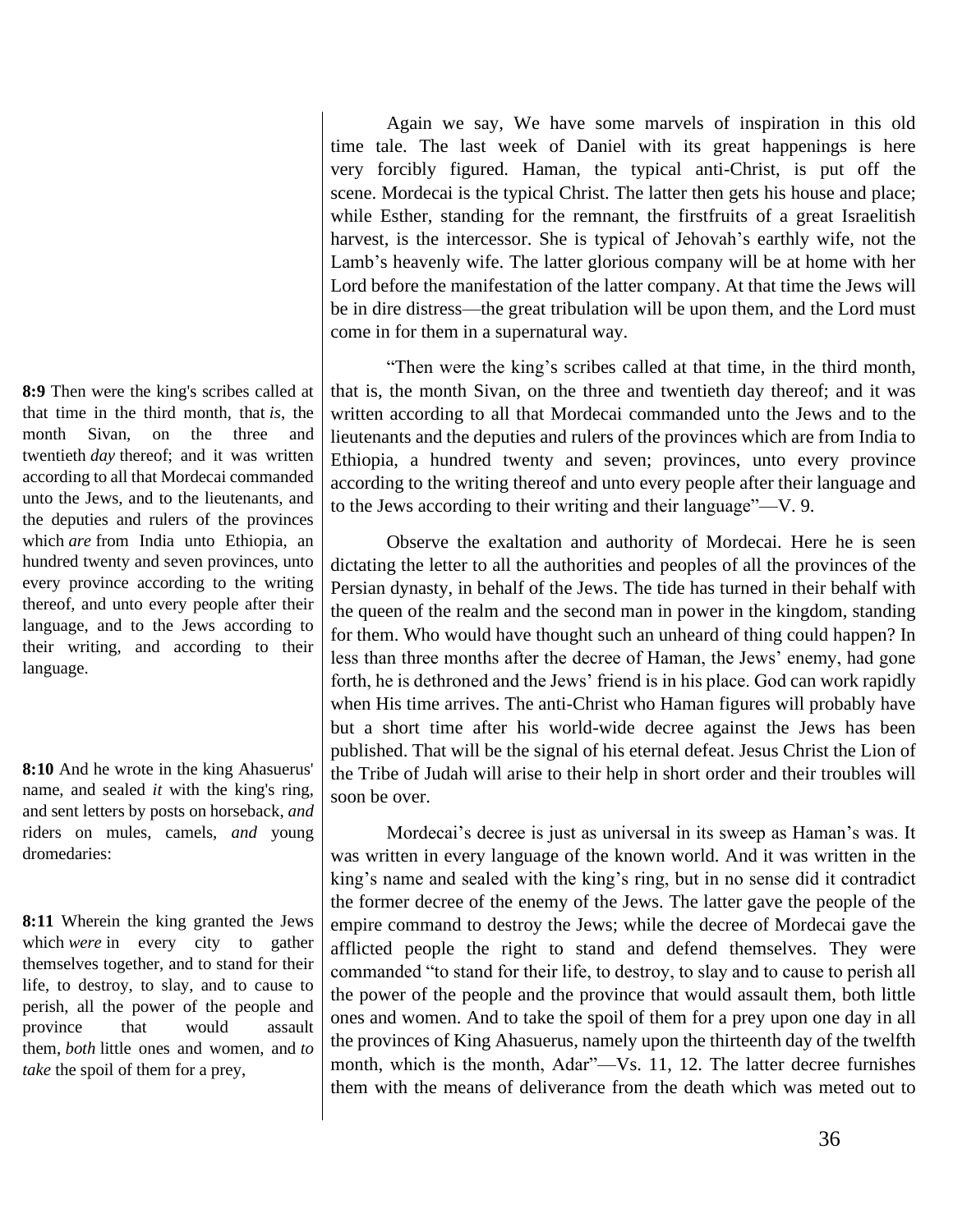Again we say, We have some marvels of inspiration in this old time tale. The last week of Daniel with its great happenings is here very forcibly figured. Haman, the typical anti-Christ, is put off the scene. Mordecai is the typical Christ. The latter then gets his house and place; while Esther, standing for the remnant, the firstfruits of a great Israelitish harvest, is the intercessor. She is typical of Jehovah's earthly wife, not the Lamb's heavenly wife. The latter glorious company will be at home with her Lord before the manifestation of the latter company. At that time the Jews will be in dire distress—the great tribulation will be upon them, and the Lord must come in for them in a supernatural way.

**8:9** Then were the king's scribes called at that time in the third month, that *is*, the month Sivan, on the three and twentieth *day* thereof; and it was written according to all that Mordecai commanded unto the Jews, and to the lieutenants, and the deputies and rulers of the provinces which *are* from India unto Ethiopia, an hundred twenty and seven provinces, unto every province according to the writing thereof, and unto every people after their language, and to the Jews according to their writing, and according to their language.

"Then were the king's scribes called at that time, in the third month, that is, the month Sivan, on the three and twentieth day thereof; and it was written according to all that Mordecai commanded unto the Jews and to the lieutenants and the deputies and rulers of the provinces which are from India to Ethiopia, a hundred twenty and seven; provinces, unto every province according to the writing thereof and unto every people after their language and to the Jews according to their writing and their language"—V. 9.

Observe the exaltation and authority of Mordecai. Here he is seen dictating the letter to all the authorities and peoples of all the provinces of the Persian dynasty, in behalf of the Jews. The tide has turned in their behalf with the queen of the realm and the second man in power in the kingdom, standing for them. Who would have thought such an unheard of thing could happen? In less than three months after the decree of Haman, the Jews' enemy, had gone forth, he is dethroned and the Jews' friend is in his place. God can work rapidly when His time arrives. The anti-Christ who Haman figures will probably have but a short time after his world-wide decree against the Jews has been published. That will be the signal of his eternal defeat. Jesus Christ the Lion of the Tribe of Judah will arise to their help in short order and their troubles will soon be over.

**8:10** And he wrote in the king Ahasuerus' name, and sealed *it* with the king's ring, and sent letters by posts on horseback, *and* riders on mules, camels, *and* young dromedaries:

**8:11** Wherein the king granted the Jews which *were* in every city to gather themselves together, and to stand for their life, to destroy, to slay, and to cause to perish, all the power of the people and province that would assault them, *both* little ones and women, and *to take* the spoil of them for a prey,

Mordecai's decree is just as universal in its sweep as Haman's was. It was written in every language of the known world. And it was written in the king's name and sealed with the king's ring, but in no sense did it contradict the former decree of the enemy of the Jews. The latter gave the people of the empire command to destroy the Jews; while the decree of Mordecai gave the afflicted people the right to stand and defend themselves. They were commanded "to stand for their life, to destroy, to slay and to cause to perish all the power of the people and the province that would assault them, both little ones and women. And to take the spoil of them for a prey upon one day in all the provinces of King Ahasuerus, namely upon the thirteenth day of the twelfth month, which is the month, Adar"—Vs. 11, 12. The latter decree furnishes them with the means of deliverance from the death which was meted out to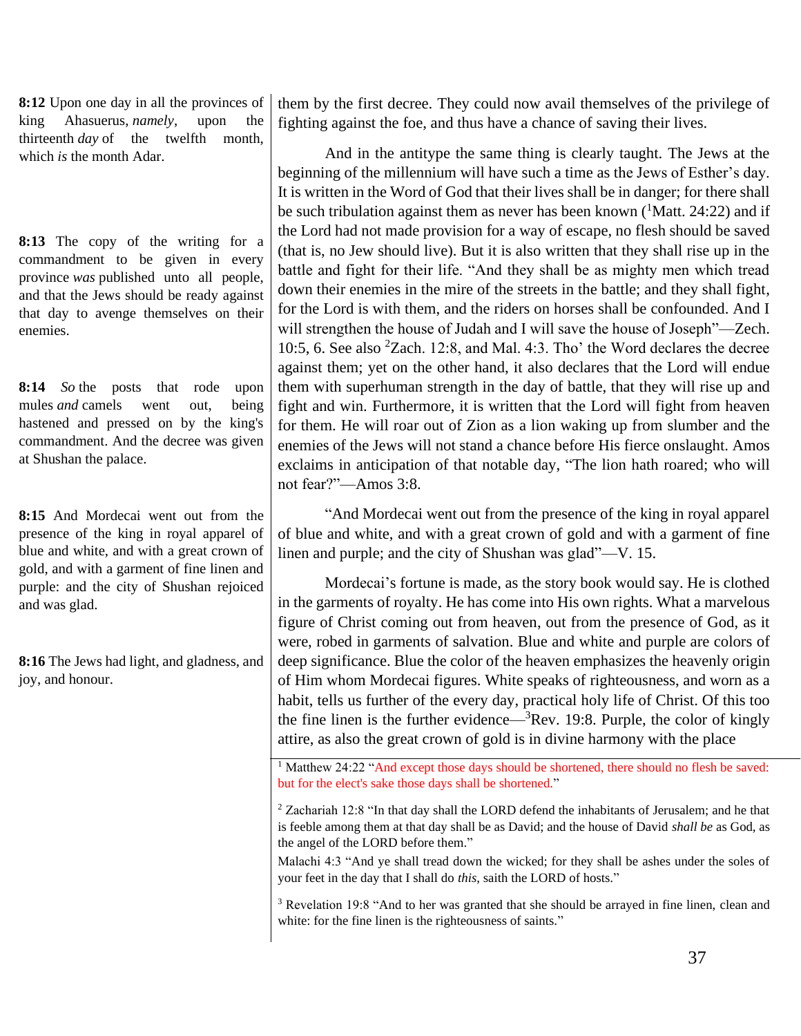**8:12** Upon one day in all the provinces of king Ahasuerus, *namely*, upon the thirteenth *day* of the twelfth month, which *is* the month Adar.

**8:13** The copy of the writing for a commandment to be given in every province *was* published unto all people, and that the Jews should be ready against that day to avenge themselves on their enemies.

**8:14** *So* the posts that rode upon mules *and* camels went out, being hastened and pressed on by the king's commandment. And the decree was given at Shushan the palace.

**8:15** And Mordecai went out from the presence of the king in royal apparel of blue and white, and with a great crown of gold, and with a garment of fine linen and purple: and the city of Shushan rejoiced and was glad.

**8:16** The Jews had light, and gladness, and joy, and honour.

them by the first decree. They could now avail themselves of the privilege of fighting against the foe, and thus have a chance of saving their lives.

And in the antitype the same thing is clearly taught. The Jews at the beginning of the millennium will have such a time as the Jews of Esther's day. It is written in the Word of God that their lives shall be in danger; for there shall be such tribulation against them as never has been known ([1]Matt. 24:22) and if the Lord had not made provision for a way of escape, no flesh should be saved (that is, no Jew should live). But it is also written that they shall rise up in the battle and fight for their life. "And they shall be as mighty men which tread down their enemies in the mire of the streets in the battle; and they shall fight, for the Lord is with them, and the riders on horses shall be confounded. And I will strengthen the house of Judah and I will save the house of Joseph"—Zech. 10:5, 6. See also [2]Zach. 12:8, and Mal. 4:3. Tho' the Word declares the decree against them; yet on the other hand, it also declares that the Lord will endue them with superhuman strength in the day of battle, that they will rise up and fight and win. Furthermore, it is written that the Lord will fight from heaven for them. He will roar out of Zion as a lion waking up from slumber and the enemies of the Jews will not stand a chance before His fierce onslaught. Amos exclaims in anticipation of that notable day, "The lion hath roared; who will not fear?"—Amos 3:8.

"And Mordecai went out from the presence of the king in royal apparel of blue and white, and with a great crown of gold and with a garment of fine linen and purple; and the city of Shushan was glad"—V. 15.

Mordecai's fortune is made, as the story book would say. He is clothed in the garments of royalty. He has come into His own rights. What a marvelous figure of Christ coming out from heaven, out from the presence of God, as it were, robed in garments of salvation. Blue and white and purple are colors of deep significance. Blue the color of the heaven emphasizes the heavenly origin of Him whom Mordecai figures. White speaks of righteousness, and worn as a habit, tells us further of the every day, practical holy life of Christ. Of this too the fine linen is the further evidence—[3]Rev. 19:8. Purple, the color of kingly attire, as also the great crown of gold is in divine harmony with the place

---

[1] Matthew 24:22 "And except those days should be shortened, there should no flesh be saved: but for the elect's sake those days shall be shortened."

[2] Zachariah 12:8 "In that day shall the LORD defend the inhabitants of Jerusalem; and he that is feeble among them at that day shall be as David; and the house of David *shall be* as God, as the angel of the LORD before them."

Malachi 4:3 "And ye shall tread down the wicked; for they shall be ashes under the soles of your feet in the day that I shall do *this*, saith the LORD of hosts."

[3] Revelation 19:8 "And to her was granted that she should be arrayed in fine linen, clean and white: for the fine linen is the righteousness of saints."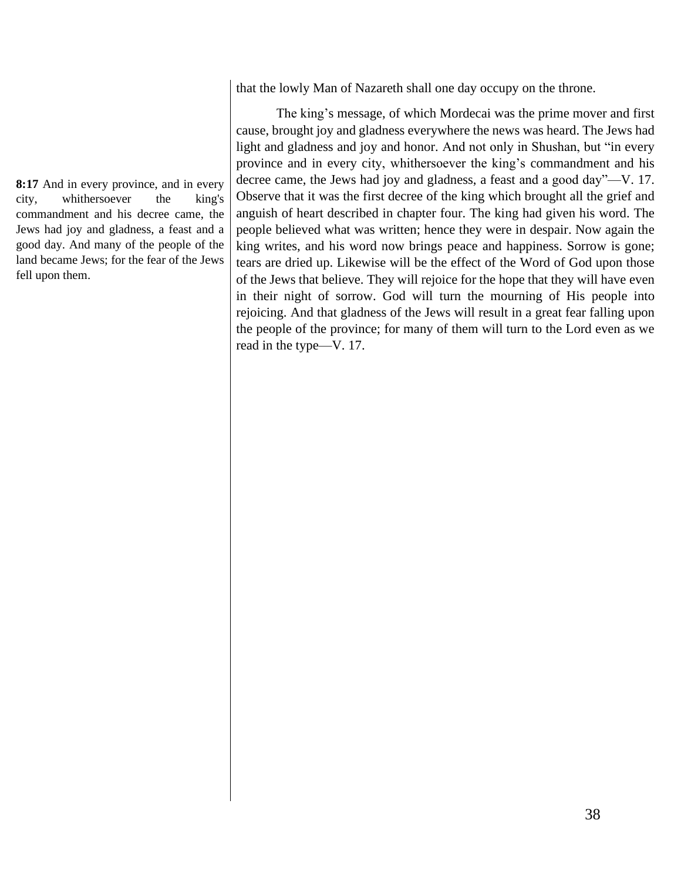that the lowly Man of Nazareth shall one day occupy on the throne.

**8:17** And in every province, and in every city, whithersoever the king's commandment and his decree came, the Jews had joy and gladness, a feast and a good day. And many of the people of the land became Jews; for the fear of the Jews fell upon them.

The king's message, of which Mordecai was the prime mover and first cause, brought joy and gladness everywhere the news was heard. The Jews had light and gladness and joy and honor. And not only in Shushan, but "in every province and in every city, whithersoever the king's commandment and his decree came, the Jews had joy and gladness, a feast and a good day"—V. 17. Observe that it was the first decree of the king which brought all the grief and anguish of heart described in chapter four. The king had given his word. The people believed what was written; hence they were in despair. Now again the king writes, and his word now brings peace and happiness. Sorrow is gone; tears are dried up. Likewise will be the effect of the Word of God upon those of the Jews that believe. They will rejoice for the hope that they will have even in their night of sorrow. God will turn the mourning of His people into rejoicing. And that gladness of the Jews will result in a great fear falling upon the people of the province; for many of them will turn to the Lord even as we read in the type—V. 17.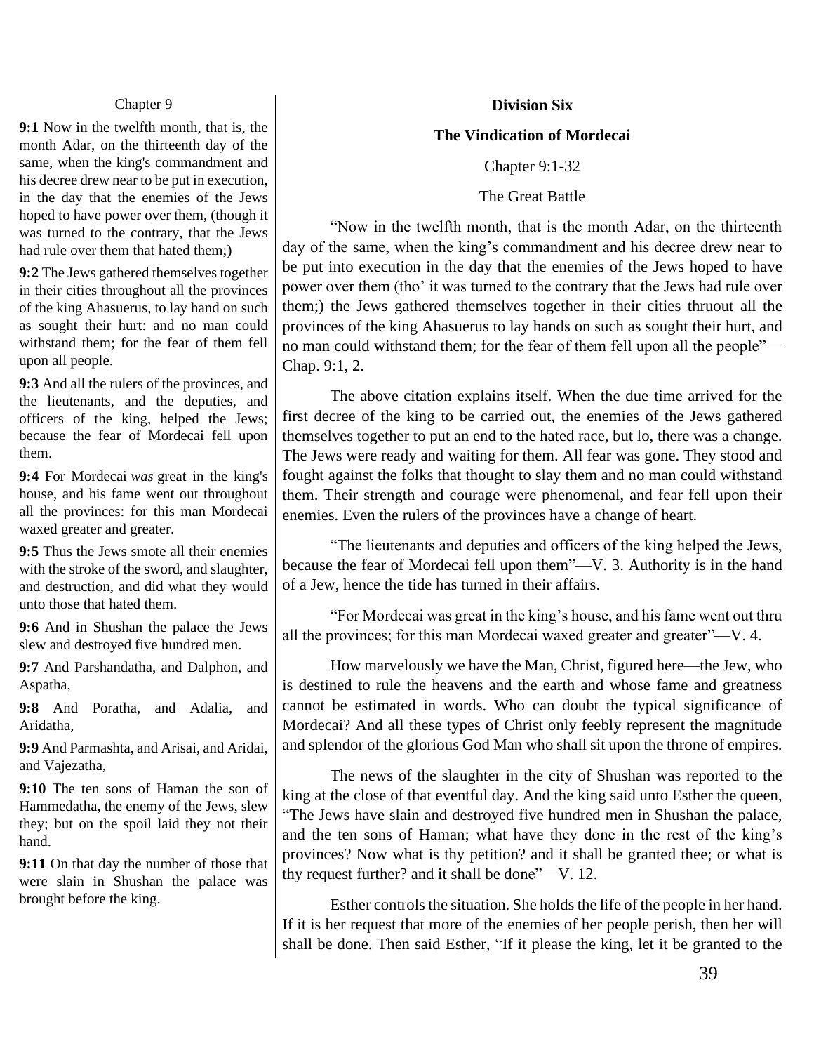Chapter 9

**9:1** Now in the twelfth month, that is, the month Adar, on the thirteenth day of the same, when the king's commandment and his decree drew near to be put in execution, in the day that the enemies of the Jews hoped to have power over them, (though it was turned to the contrary, that the Jews had rule over them that hated them;)

**9:2** The Jews gathered themselves together in their cities throughout all the provinces of the king Ahasuerus, to lay hand on such as sought their hurt: and no man could withstand them; for the fear of them fell upon all people.

**9:3** And all the rulers of the provinces, and the lieutenants, and the deputies, and officers of the king, helped the Jews; because the fear of Mordecai fell upon them.

**9:4** For Mordecai *was* great in the king's house, and his fame went out throughout all the provinces: for this man Mordecai waxed greater and greater.

**9:5** Thus the Jews smote all their enemies with the stroke of the sword, and slaughter, and destruction, and did what they would unto those that hated them.

**9:6** And in Shushan the palace the Jews slew and destroyed five hundred men.

**9:7** And Parshandatha, and Dalphon, and Aspatha,

**9:8** And Poratha, and Adalia, and Aridatha,

**9:9** And Parmashta, and Arisai, and Aridai, and Vajezatha,

**9:10** The ten sons of Haman the son of Hammedatha, the enemy of the Jews, slew they; but on the spoil laid they not their hand.

**9:11** On that day the number of those that were slain in Shushan the palace was brought before the king.

## Division Six

## The Vindication of Mordecai

Chapter 9:1-32

The Great Battle

"Now in the twelfth month, that is the month Adar, on the thirteenth day of the same, when the king's commandment and his decree drew near to be put into execution in the day that the enemies of the Jews hoped to have power over them (tho' it was turned to the contrary that the Jews had rule over them;) the Jews gathered themselves together in their cities thruout all the provinces of the king Ahasuerus to lay hands on such as sought their hurt, and no man could withstand them; for the fear of them fell upon all the people"—Chap. 9:1, 2.

The above citation explains itself. When the due time arrived for the first decree of the king to be carried out, the enemies of the Jews gathered themselves together to put an end to the hated race, but lo, there was a change. The Jews were ready and waiting for them. All fear was gone. They stood and fought against the folks that thought to slay them and no man could withstand them. Their strength and courage were phenomenal, and fear fell upon their enemies. Even the rulers of the provinces have a change of heart.

"The lieutenants and deputies and officers of the king helped the Jews, because the fear of Mordecai fell upon them"—V. 3. Authority is in the hand of a Jew, hence the tide has turned in their affairs.

"For Mordecai was great in the king's house, and his fame went out thru all the provinces; for this man Mordecai waxed greater and greater"—V. 4.

How marvelously we have the Man, Christ, figured here—the Jew, who is destined to rule the heavens and the earth and whose fame and greatness cannot be estimated in words. Who can doubt the typical significance of Mordecai? And all these types of Christ only feebly represent the magnitude and splendor of the glorious God Man who shall sit upon the throne of empires.

The news of the slaughter in the city of Shushan was reported to the king at the close of that eventful day. And the king said unto Esther the queen, "The Jews have slain and destroyed five hundred men in Shushan the palace, and the ten sons of Haman; what have they done in the rest of the king's provinces? Now what is thy petition? and it shall be granted thee; or what is thy request further? and it shall be done"—V. 12.

Esther controls the situation. She holds the life of the people in her hand. If it is her request that more of the enemies of her people perish, then her will shall be done. Then said Esther, "If it please the king, let it be granted to the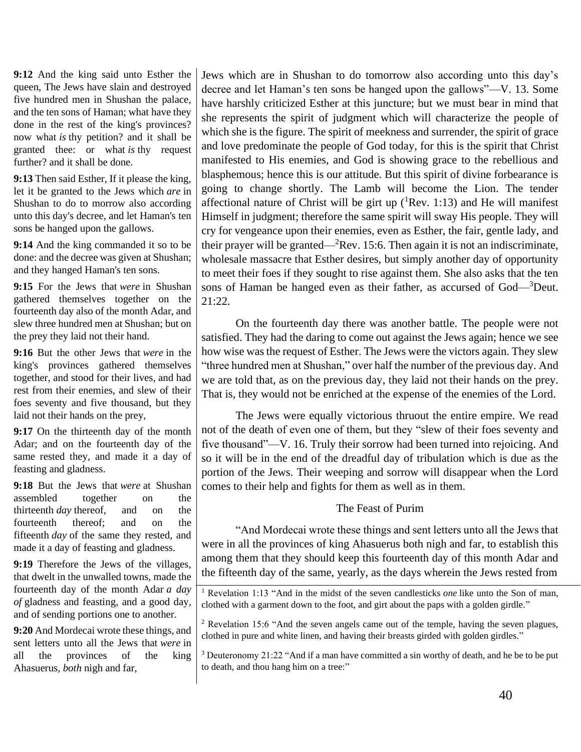**9:12** And the king said unto Esther the queen, The Jews have slain and destroyed five hundred men in Shushan the palace, and the ten sons of Haman; what have they done in the rest of the king's provinces? now what *is* thy petition? and it shall be granted thee: or what *is* thy request further? and it shall be done.

**9:13** Then said Esther, If it please the king, let it be granted to the Jews which *are* in Shushan to do to morrow also according unto this day's decree, and let Haman's ten sons be hanged upon the gallows.

**9:14** And the king commanded it so to be done: and the decree was given at Shushan; and they hanged Haman's ten sons.

**9:15** For the Jews that *were* in Shushan gathered themselves together on the fourteenth day also of the month Adar, and slew three hundred men at Shushan; but on the prey they laid not their hand.

**9:16** But the other Jews that *were* in the king's provinces gathered themselves together, and stood for their lives, and had rest from their enemies, and slew of their foes seventy and five thousand, but they laid not their hands on the prey,

**9:17** On the thirteenth day of the month Adar; and on the fourteenth day of the same rested they, and made it a day of feasting and gladness.

**9:18** But the Jews that *were* at Shushan assembled together on the thirteenth *day* thereof, and on the fourteenth thereof; and on the fifteenth *day* of the same they rested, and made it a day of feasting and gladness.

**9:19** Therefore the Jews of the villages, that dwelt in the unwalled towns, made the fourteenth day of the month Adar *a day of* gladness and feasting, and a good day, and of sending portions one to another.

**9:20** And Mordecai wrote these things, and sent letters unto all the Jews that *were* in all the provinces of the king Ahasuerus, *both* nigh and far,

Jews which are in Shushan to do tomorrow also according unto this day's decree and let Haman's ten sons be hanged upon the gallows"—V. 13. Some have harshly criticized Esther at this juncture; but we must bear in mind that she represents the spirit of judgment which will characterize the people of which she is the figure. The spirit of meekness and surrender, the spirit of grace and love predominate the people of God today, for this is the spirit that Christ manifested to His enemies, and God is showing grace to the rebellious and blasphemous; hence this is our attitude. But this spirit of divine forbearance is going to change shortly. The Lamb will become the Lion. The tender affectional nature of Christ will be girt up ([1]Rev. 1:13) and He will manifest Himself in judgment; therefore the same spirit will sway His people. They will cry for vengeance upon their enemies, even as Esther, the fair, gentle lady, and their prayer will be granted—[2]Rev. 15:6. Then again it is not an indiscriminate, wholesale massacre that Esther desires, but simply another day of opportunity to meet their foes if they sought to rise against them. She also asks that the ten sons of Haman be hanged even as their father, as accursed of God—[3]Deut. 21:22.

On the fourteenth day there was another battle. The people were not satisfied. They had the daring to come out against the Jews again; hence we see how wise was the request of Esther. The Jews were the victors again. They slew "three hundred men at Shushan," over half the number of the previous day. And we are told that, as on the previous day, they laid not their hands on the prey. That is, they would not be enriched at the expense of the enemies of the Lord.

The Jews were equally victorious thruout the entire empire. We read not of the death of even one of them, but they "slew of their foes seventy and five thousand"—V. 16. Truly their sorrow had been turned into rejoicing. And so it will be in the end of the dreadful day of tribulation which is due as the portion of the Jews. Their weeping and sorrow will disappear when the Lord comes to their help and fights for them as well as in them.

### The Feast of Purim

"And Mordecai wrote these things and sent letters unto all the Jews that were in all the provinces of king Ahasuerus both nigh and far, to establish this among them that they should keep this fourteenth day of this month Adar and the fifteenth day of the same, yearly, as the days wherein the Jews rested from

---

[1] Revelation 1:13 "And in the midst of the seven candlesticks *one* like unto the Son of man, clothed with a garment down to the foot, and girt about the paps with a golden girdle."

[2] Revelation 15:6 "And the seven angels came out of the temple, having the seven plagues, clothed in pure and white linen, and having their breasts girded with golden girdles."

[3] Deuteronomy 21:22 "And if a man have committed a sin worthy of death, and he be to be put to death, and thou hang him on a tree:"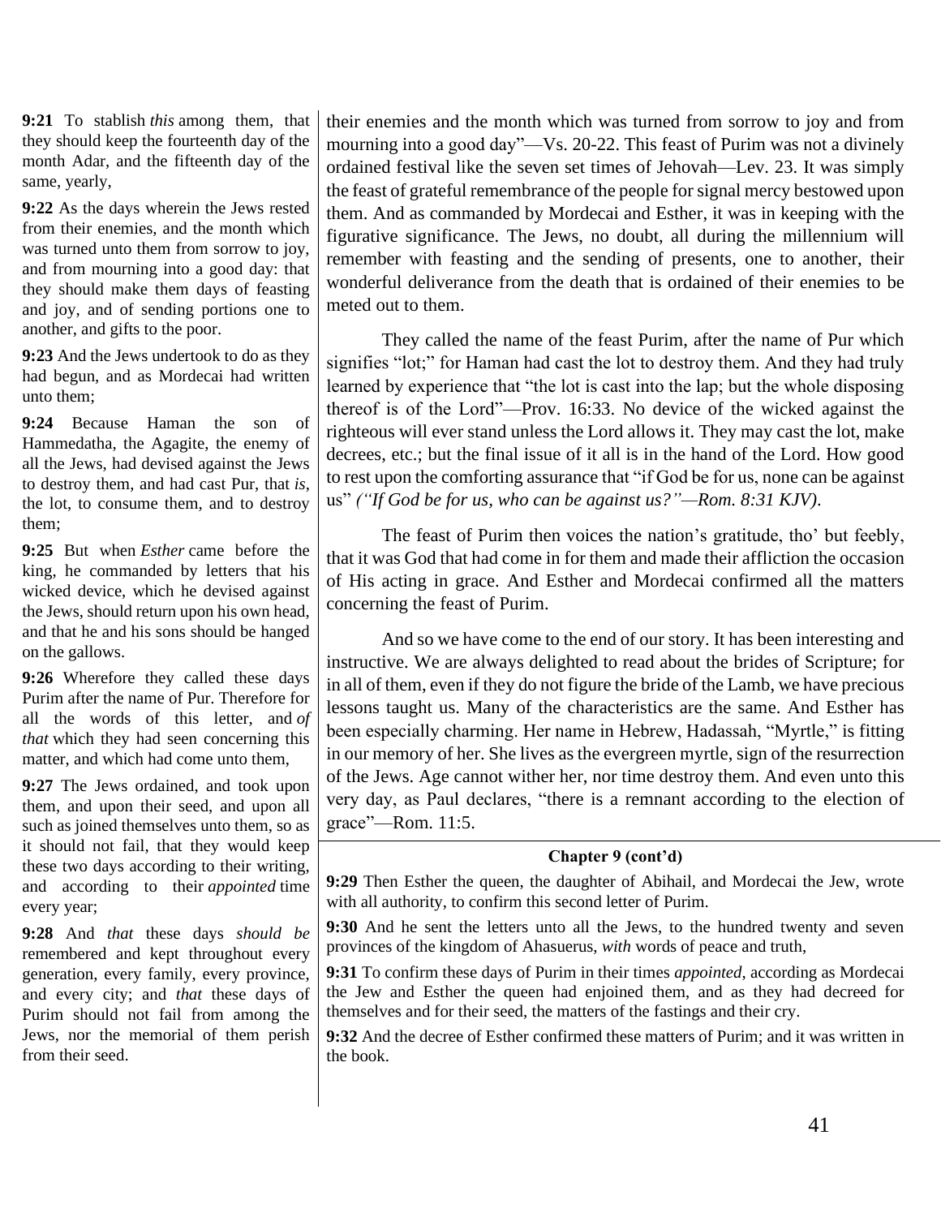**9:21** To stablish *this* among them, that they should keep the fourteenth day of the month Adar, and the fifteenth day of the same, yearly,

**9:22** As the days wherein the Jews rested from their enemies, and the month which was turned unto them from sorrow to joy, and from mourning into a good day: that they should make them days of feasting and joy, and of sending portions one to another, and gifts to the poor.

**9:23** And the Jews undertook to do as they had begun, and as Mordecai had written unto them;

**9:24** Because Haman the son of Hammedatha, the Agagite, the enemy of all the Jews, had devised against the Jews to destroy them, and had cast Pur, that *is*, the lot, to consume them, and to destroy them;

**9:25** But when *Esther* came before the king, he commanded by letters that his wicked device, which he devised against the Jews, should return upon his own head, and that he and his sons should be hanged on the gallows.

**9:26** Wherefore they called these days Purim after the name of Pur. Therefore for all the words of this letter, and *of that* which they had seen concerning this matter, and which had come unto them,

**9:27** The Jews ordained, and took upon them, and upon their seed, and upon all such as joined themselves unto them, so as it should not fail, that they would keep these two days according to their writing, and according to their *appointed* time every year;

**9:28** And *that* these days *should be* remembered and kept throughout every generation, every family, every province, and every city; and *that* these days of Purim should not fail from among the Jews, nor the memorial of them perish from their seed.

their enemies and the month which was turned from sorrow to joy and from mourning into a good day"—Vs. 20-22. This feast of Purim was not a divinely ordained festival like the seven set times of Jehovah—Lev. 23. It was simply the feast of grateful remembrance of the people for signal mercy bestowed upon them. And as commanded by Mordecai and Esther, it was in keeping with the figurative significance. The Jews, no doubt, all during the millennium will remember with feasting and the sending of presents, one to another, their wonderful deliverance from the death that is ordained of their enemies to be meted out to them.

They called the name of the feast Purim, after the name of Pur which signifies "lot;" for Haman had cast the lot to destroy them. And they had truly learned by experience that "the lot is cast into the lap; but the whole disposing thereof is of the Lord"—Prov. 16:33. No device of the wicked against the righteous will ever stand unless the Lord allows it. They may cast the lot, make decrees, etc.; but the final issue of it all is in the hand of the Lord. How good to rest upon the comforting assurance that "if God be for us, none can be against us" *("If God be for us, who can be against us?"—Rom. 8:31 KJV)*.

The feast of Purim then voices the nation's gratitude, tho' but feebly, that it was God that had come in for them and made their affliction the occasion of His acting in grace. And Esther and Mordecai confirmed all the matters concerning the feast of Purim.

And so we have come to the end of our story. It has been interesting and instructive. We are always delighted to read about the brides of Scripture; for in all of them, even if they do not figure the bride of the Lamb, we have precious lessons taught us. Many of the characteristics are the same. And Esther has been especially charming. Her name in Hebrew, Hadassah, "Myrtle," is fitting in our memory of her. She lives as the evergreen myrtle, sign of the resurrection of the Jews. Age cannot wither her, nor time destroy them. And even unto this very day, as Paul declares, "there is a remnant according to the election of grace"—Rom. 11:5.

**Chapter 9 (cont'd)**

**9:29** Then Esther the queen, the daughter of Abihail, and Mordecai the Jew, wrote with all authority, to confirm this second letter of Purim.

**9:30** And he sent the letters unto all the Jews, to the hundred twenty and seven provinces of the kingdom of Ahasuerus, *with* words of peace and truth,

**9:31** To confirm these days of Purim in their times *appointed*, according as Mordecai the Jew and Esther the queen had enjoined them, and as they had decreed for themselves and for their seed, the matters of the fastings and their cry.

**9:32** And the decree of Esther confirmed these matters of Purim; and it was written in the book.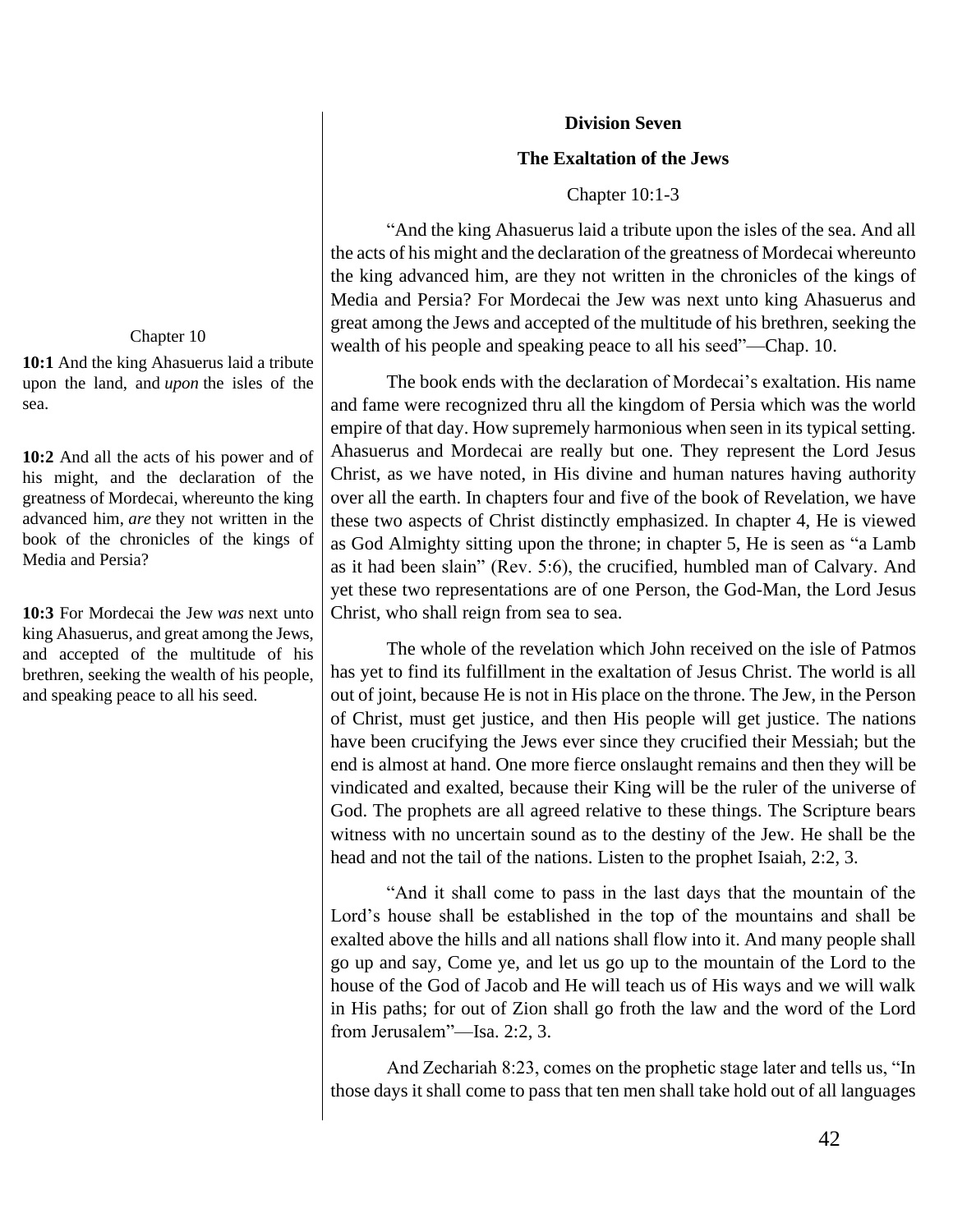Chapter 10

**10:1** And the king Ahasuerus laid a tribute upon the land, and *upon* the isles of the sea.

**10:2** And all the acts of his power and of his might, and the declaration of the greatness of Mordecai, whereunto the king advanced him, *are* they not written in the book of the chronicles of the kings of Media and Persia?

**10:3** For Mordecai the Jew *was* next unto king Ahasuerus, and great among the Jews, and accepted of the multitude of his brethren, seeking the wealth of his people, and speaking peace to all his seed.

## Division Seven

### The Exaltation of the Jews

Chapter 10:1-3

"And the king Ahasuerus laid a tribute upon the isles of the sea. And all the acts of his might and the declaration of the greatness of Mordecai whereunto the king advanced him, are they not written in the chronicles of the kings of Media and Persia? For Mordecai the Jew was next unto king Ahasuerus and great among the Jews and accepted of the multitude of his brethren, seeking the wealth of his people and speaking peace to all his seed"—Chap. 10.

The book ends with the declaration of Mordecai's exaltation. His name and fame were recognized thru all the kingdom of Persia which was the world empire of that day. How supremely harmonious when seen in its typical setting. Ahasuerus and Mordecai are really but one. They represent the Lord Jesus Christ, as we have noted, in His divine and human natures having authority over all the earth. In chapters four and five of the book of Revelation, we have these two aspects of Christ distinctly emphasized. In chapter 4, He is viewed as God Almighty sitting upon the throne; in chapter 5, He is seen as "a Lamb as it had been slain" (Rev. 5:6), the crucified, humbled man of Calvary. And yet these two representations are of one Person, the God-Man, the Lord Jesus Christ, who shall reign from sea to sea.

The whole of the revelation which John received on the isle of Patmos has yet to find its fulfillment in the exaltation of Jesus Christ. The world is all out of joint, because He is not in His place on the throne. The Jew, in the Person of Christ, must get justice, and then His people will get justice. The nations have been crucifying the Jews ever since they crucified their Messiah; but the end is almost at hand. One more fierce onslaught remains and then they will be vindicated and exalted, because their King will be the ruler of the universe of God. The prophets are all agreed relative to these things. The Scripture bears witness with no uncertain sound as to the destiny of the Jew. He shall be the head and not the tail of the nations. Listen to the prophet Isaiah, 2:2, 3.

"And it shall come to pass in the last days that the mountain of the Lord's house shall be established in the top of the mountains and shall be exalted above the hills and all nations shall flow into it. And many people shall go up and say, Come ye, and let us go up to the mountain of the Lord to the house of the God of Jacob and He will teach us of His ways and we will walk in His paths; for out of Zion shall go froth the law and the word of the Lord from Jerusalem"—Isa. 2:2, 3.

And Zechariah 8:23, comes on the prophetic stage later and tells us, "In those days it shall come to pass that ten men shall take hold out of all languages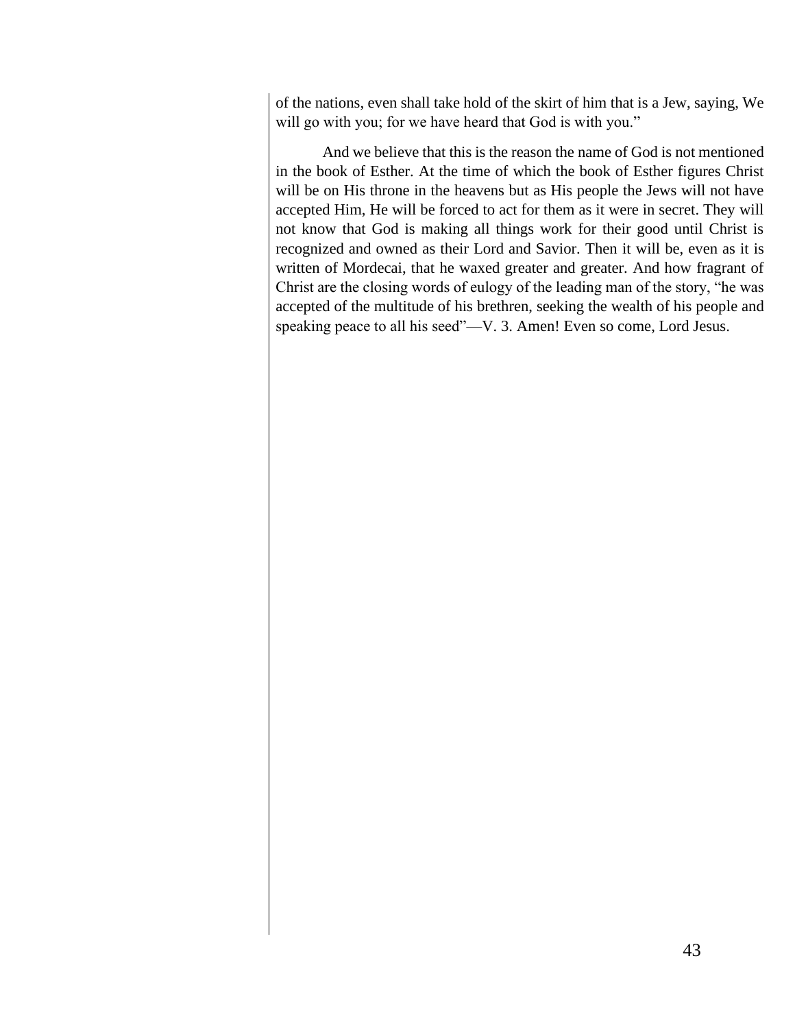of the nations, even shall take hold of the skirt of him that is a Jew, saying, We will go with you; for we have heard that God is with you."

And we believe that this is the reason the name of God is not mentioned in the book of Esther. At the time of which the book of Esther figures Christ will be on His throne in the heavens but as His people the Jews will not have accepted Him, He will be forced to act for them as it were in secret. They will not know that God is making all things work for their good until Christ is recognized and owned as their Lord and Savior. Then it will be, even as it is written of Mordecai, that he waxed greater and greater. And how fragrant of Christ are the closing words of eulogy of the leading man of the story, "he was accepted of the multitude of his brethren, seeking the wealth of his people and speaking peace to all his seed"—V. 3. Amen! Even so come, Lord Jesus.